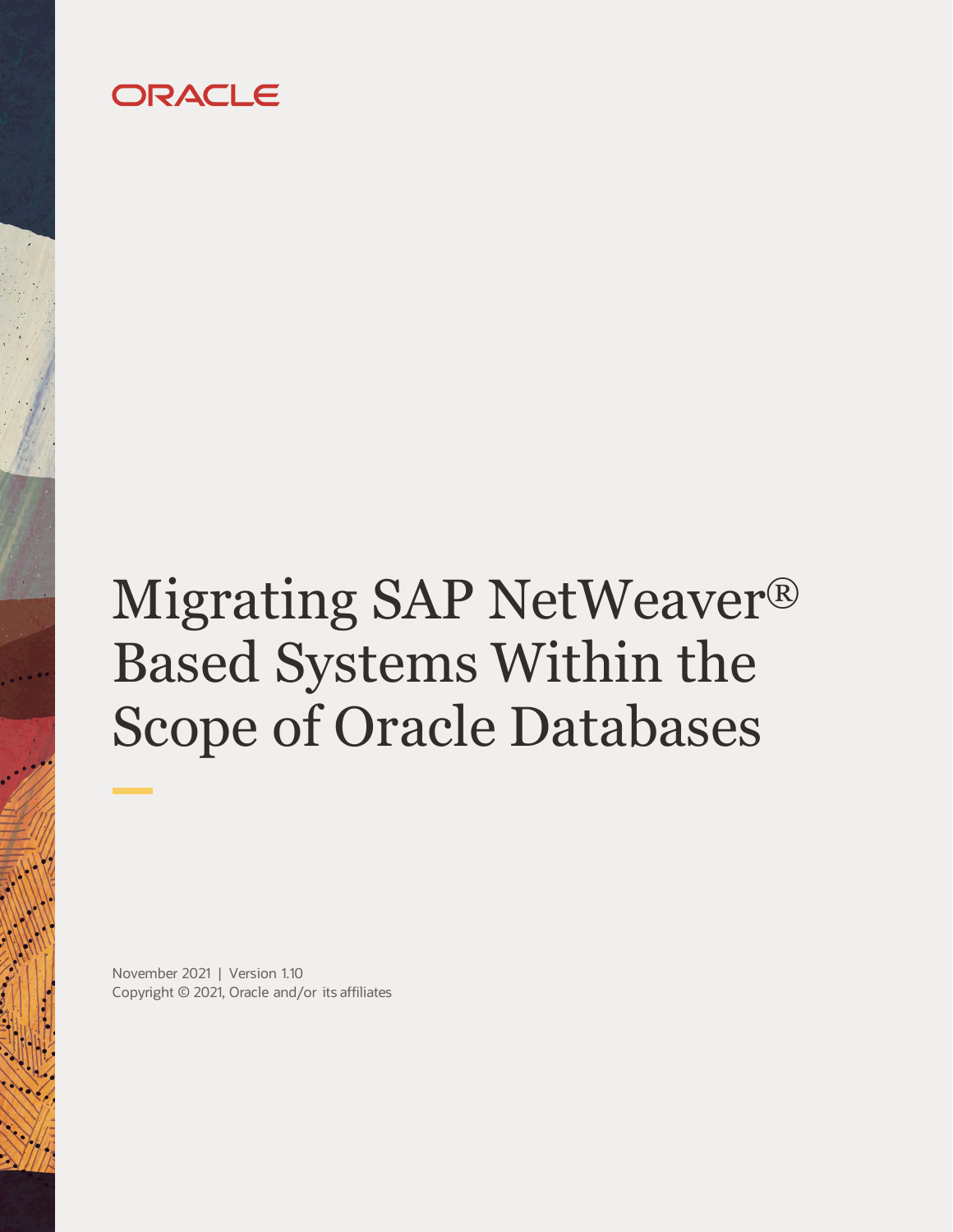ORACLE

# Migrating SAP NetWeaver® Based Systems Within the Scope of Oracle Databases

November 2021 | Version 1.10
Copyright © 2021, Oracle and/or its affiliates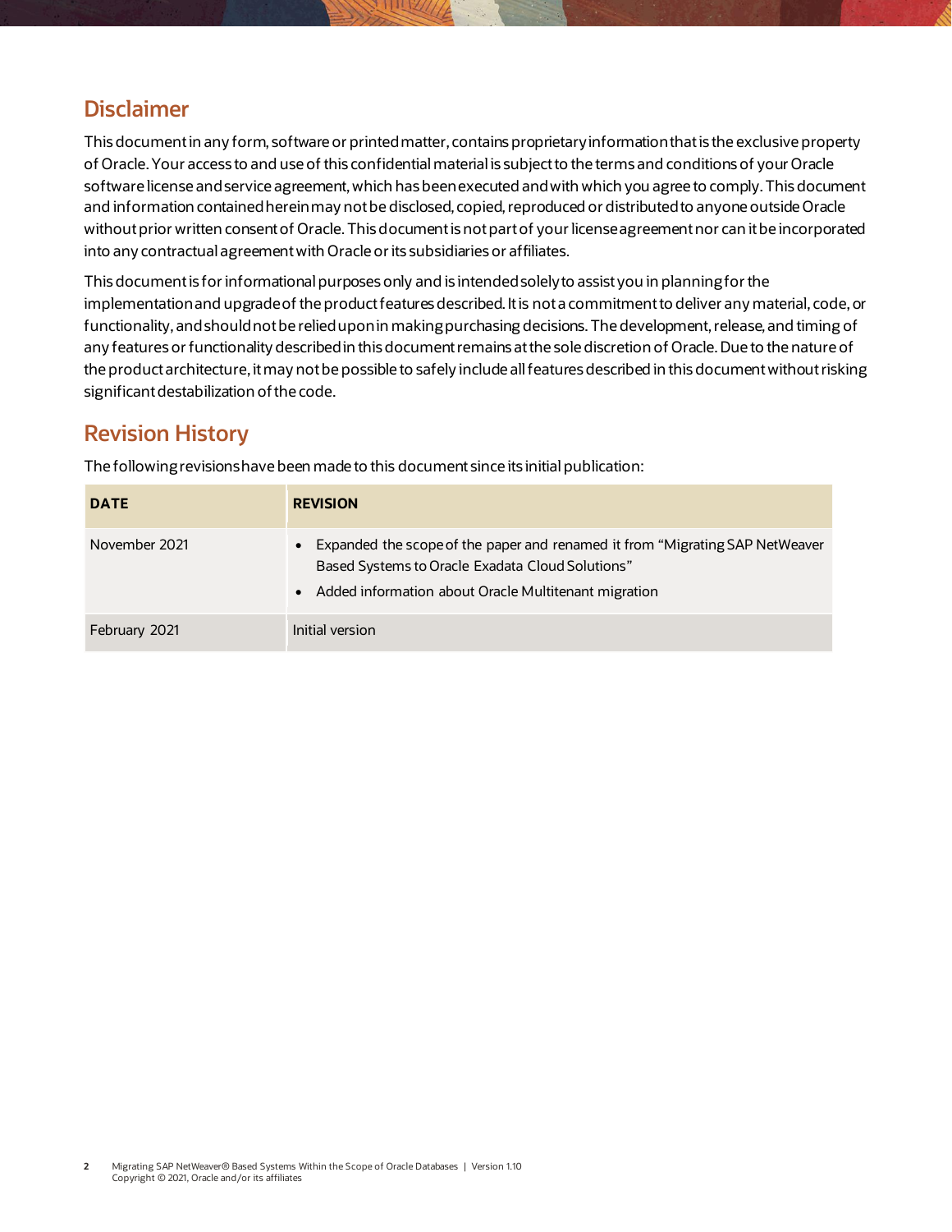## Disclaimer

This document in any form, software or printed matter, contains proprietary information that is the exclusive property of Oracle. Your access to and use of this confidential material is subject to the terms and conditions of your Oracle software license and service agreement, which has been executed and with which you agree to comply. This document and information contained herein may not be disclosed, copied, reproduced or distributed to anyone outside Oracle without prior written consent of Oracle. This document is not part of your license agreement nor can it be incorporated into any contractual agreement with Oracle or its subsidiaries or affiliates.

This document is for informational purposes only and is intended solely to assist you in planning for the implementation and upgrade of the product features described. It is not a commitment to deliver any material, code, or functionality, and should not be relied upon in making purchasing decisions. The development, release, and timing of any features or functionality described in this document remains at the sole discretion of Oracle. Due to the nature of the product architecture, it may not be possible to safely include all features described in this document without risking significant destabilization of the code.

## Revision History

The following revisions have been made to this document since its initial publication:

| DATE | REVISION |
| --- | --- |
| November 2021 | • Expanded the scope of the paper and renamed it from "Migrating SAP NetWeaver Based Systems to Oracle Exadata Cloud Solutions"<br>• Added information about Oracle Multitenant migration |
| February 2021 | Initial version |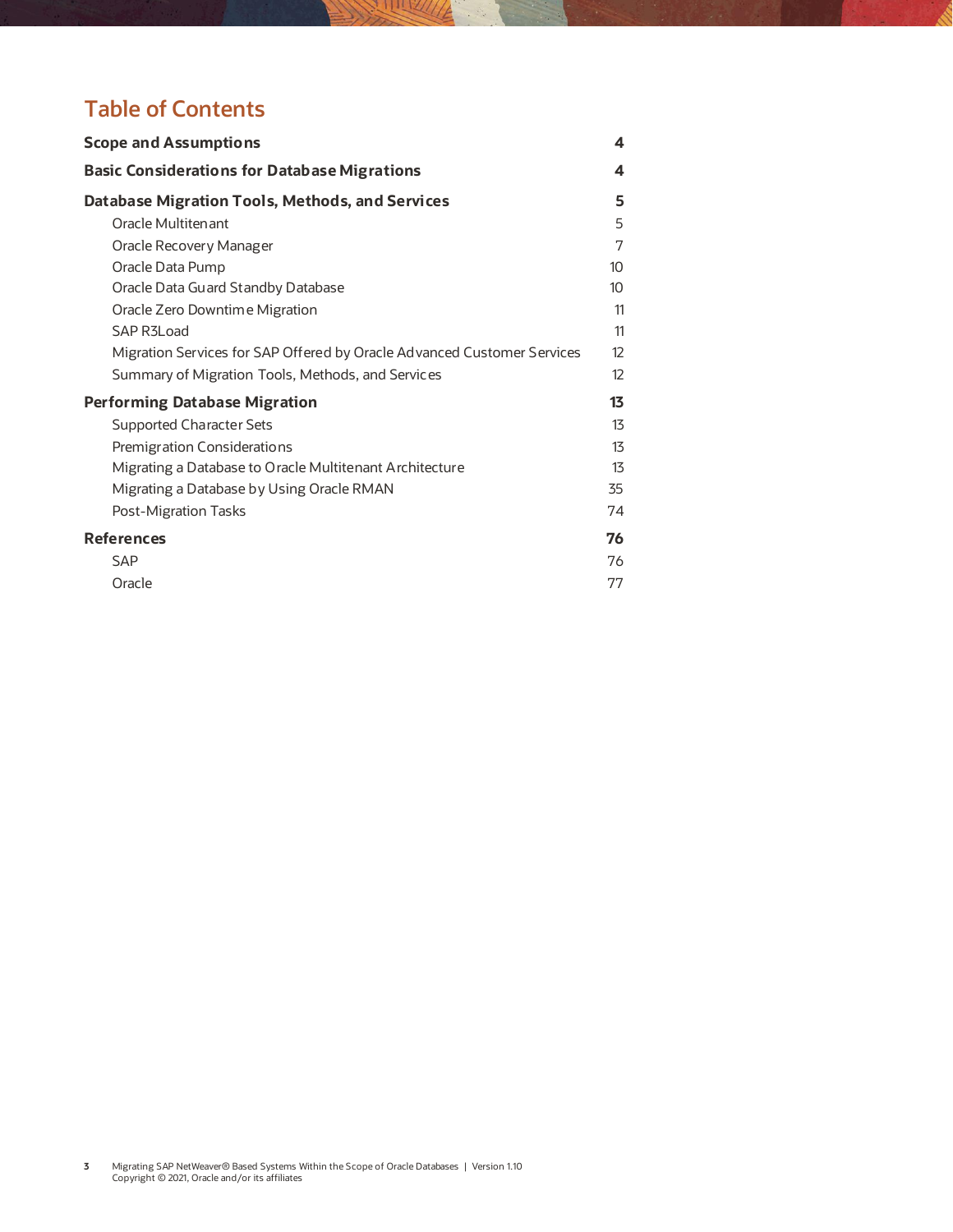# Table of Contents

| | |
|---|---|
| **Scope and Assumptions** | **4** |
| **Basic Considerations for Database Migrations** | **4** |
| **Database Migration Tools, Methods, and Services** | **5** |
| Oracle Multitenant | 5 |
| Oracle Recovery Manager | 7 |
| Oracle Data Pump | 10 |
| Oracle Data Guard Standby Database | 10 |
| Oracle Zero Downtime Migration | 11 |
| SAP R3Load | 11 |
| Migration Services for SAP Offered by Oracle Advanced Customer Services | 12 |
| Summary of Migration Tools, Methods, and Services | 12 |
| **Performing Database Migration** | **13** |
| Supported Character Sets | 13 |
| Premigration Considerations | 13 |
| Migrating a Database to Oracle Multitenant Architecture | 13 |
| Migrating a Database by Using Oracle RMAN | 35 |
| Post-Migration Tasks | 74 |
| **References** | **76** |
| SAP | 76 |
| Oracle | 77 |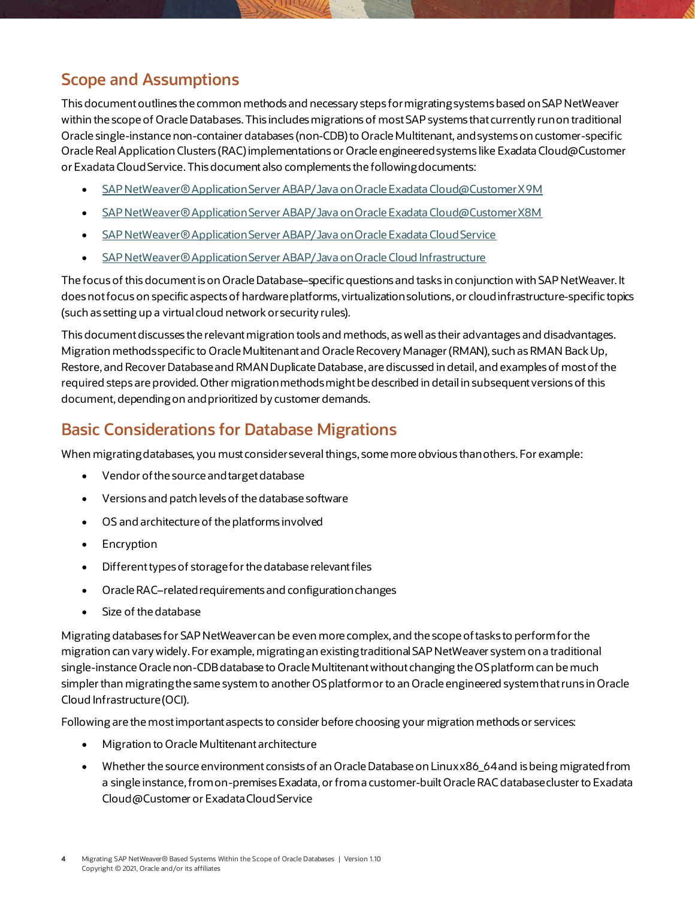## Scope and Assumptions

This document outlines the common methods and necessary steps for migrating systems based on SAP NetWeaver within the scope of Oracle Databases. This includes migrations of most SAP systems that currently run on traditional Oracle single-instance non-container databases (non-CDB) to Oracle Multitenant, and systems on customer-specific Oracle Real Application Clusters (RAC) implementations or Oracle engineered systems like Exadata Cloud@Customer or Exadata Cloud Service. This document also complements the following documents:

- SAP NetWeaver® Application Server ABAP/Java on Oracle Exadata Cloud@Customer X9M
- SAP NetWeaver® Application Server ABAP/Java on Oracle Exadata Cloud@Customer X8M
- SAP NetWeaver® Application Server ABAP/Java on Oracle Exadata Cloud Service
- SAP NetWeaver® Application Server ABAP/Java on Oracle Cloud Infrastructure

The focus of this document is on Oracle Database–specific questions and tasks in conjunction with SAP NetWeaver. It does not focus on specific aspects of hardware platforms, virtualization solutions, or cloud infrastructure-specific topics (such as setting up a virtual cloud network or security rules).

This document discusses the relevant migration tools and methods, as well as their advantages and disadvantages. Migration methods specific to Oracle Multitenant and Oracle Recovery Manager (RMAN), such as RMAN Back Up, Restore, and Recover Database and RMAN Duplicate Database, are discussed in detail, and examples of most of the required steps are provided. Other migration methods might be described in detail in subsequent versions of this document, depending on and prioritized by customer demands.

## Basic Considerations for Database Migrations

When migrating databases, you must consider several things, some more obvious than others. For example:

- Vendor of the source and target database
- Versions and patch levels of the database software
- OS and architecture of the platforms involved
- Encryption
- Different types of storage for the database relevant files
- Oracle RAC–related requirements and configuration changes
- Size of the database

Migrating databases for SAP NetWeaver can be even more complex, and the scope of tasks to perform for the migration can vary widely. For example, migrating an existing traditional SAP NetWeaver system on a traditional single-instance Oracle non-CDB database to Oracle Multitenant without changing the OS platform can be much simpler than migrating the same system to another OS platform or to an Oracle engineered system that runs in Oracle Cloud Infrastructure (OCI).

Following are the most important aspects to consider before choosing your migration methods or services:

- Migration to Oracle Multitenant architecture
- Whether the source environment consists of an Oracle Database on Linux x86_64 and is being migrated from a single instance, from on-premises Exadata, or from a customer-built Oracle RAC database cluster to Exadata Cloud@Customer or Exadata Cloud Service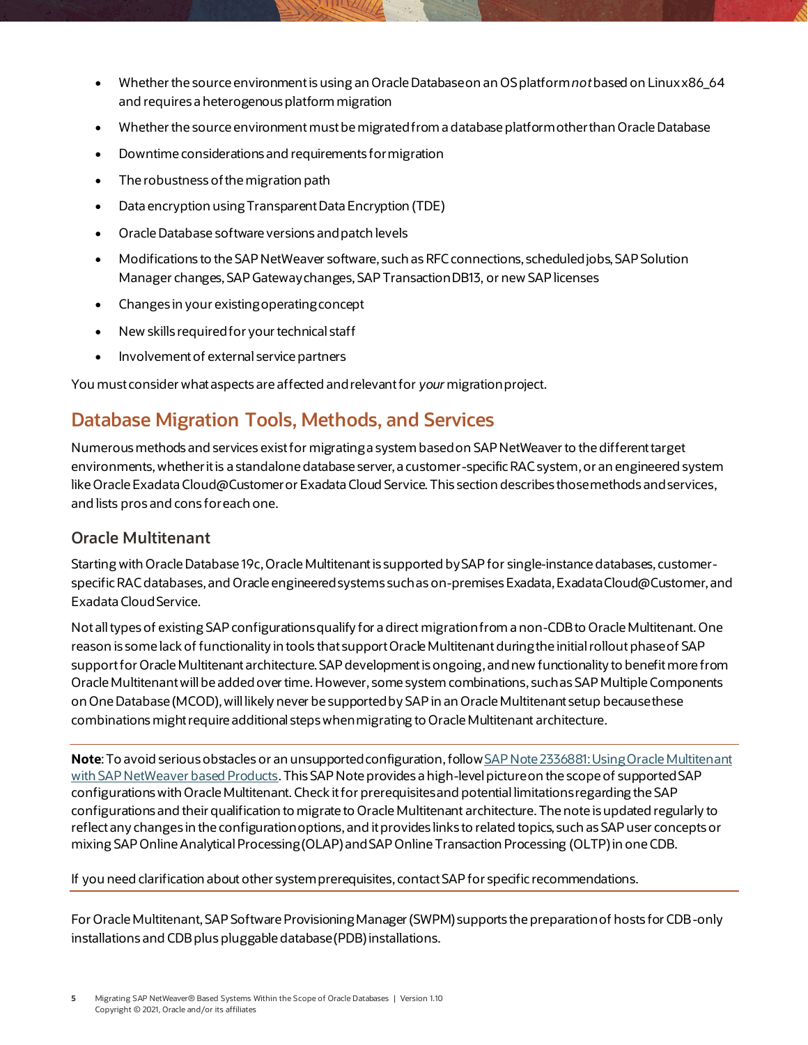- Whether the source environment is using an Oracle Database on an OS platform *not* based on Linux x86_64 and requires a heterogenous platform migration
- Whether the source environment must be migrated from a database platform other than Oracle Database
- Downtime considerations and requirements for migration
- The robustness of the migration path
- Data encryption using Transparent Data Encryption (TDE)
- Oracle Database software versions and patch levels
- Modifications to the SAP NetWeaver software, such as RFC connections, scheduled jobs, SAP Solution Manager changes, SAP Gateway changes, SAP Transaction DB13, or new SAP licenses
- Changes in your existing operating concept
- New skills required for your technical staff
- Involvement of external service partners

You must consider what aspects are affected and relevant for *your* migration project.

## Database Migration Tools, Methods, and Services

Numerous methods and services exist for migrating a system based on SAP NetWeaver to the different target environments, whether it is a standalone database server, a customer-specific RAC system, or an engineered system like Oracle Exadata Cloud@Customer or Exadata Cloud Service. This section describes those methods and services, and lists pros and cons for each one.

### Oracle Multitenant

Starting with Oracle Database 19c, Oracle Multitenant is supported by SAP for single-instance databases, customer-specific RAC databases, and Oracle engineered systems such as on-premises Exadata, Exadata Cloud@Customer, and Exadata Cloud Service.

Not all types of existing SAP configurations qualify for a direct migration from a non-CDB to Oracle Multitenant. One reason is some lack of functionality in tools that support Oracle Multitenant during the initial rollout phase of SAP support for Oracle Multitenant architecture. SAP development is ongoing, and new functionality to benefit more from Oracle Multitenant will be added over time. However, some system combinations, such as SAP Multiple Components on One Database (MCOD), will likely never be supported by SAP in an Oracle Multitenant setup because these combinations might require additional steps when migrating to Oracle Multitenant architecture.

---

**Note**: To avoid serious obstacles or an unsupported configuration, follow SAP Note 2336881: Using Oracle Multitenant with SAP NetWeaver based Products. This SAP Note provides a high-level picture on the scope of supported SAP configurations with Oracle Multitenant. Check it for prerequisites and potential limitations regarding the SAP configurations and their qualification to migrate to Oracle Multitenant architecture. The note is updated regularly to reflect any changes in the configuration options, and it provides links to related topics, such as SAP user concepts or mixing SAP Online Analytical Processing (OLAP) and SAP Online Transaction Processing (OLTP) in one CDB.

If you need clarification about other system prerequisites, contact SAP for specific recommendations.

---

For Oracle Multitenant, SAP Software Provisioning Manager (SWPM) supports the preparation of hosts for CDB-only installations and CDB plus pluggable database (PDB) installations.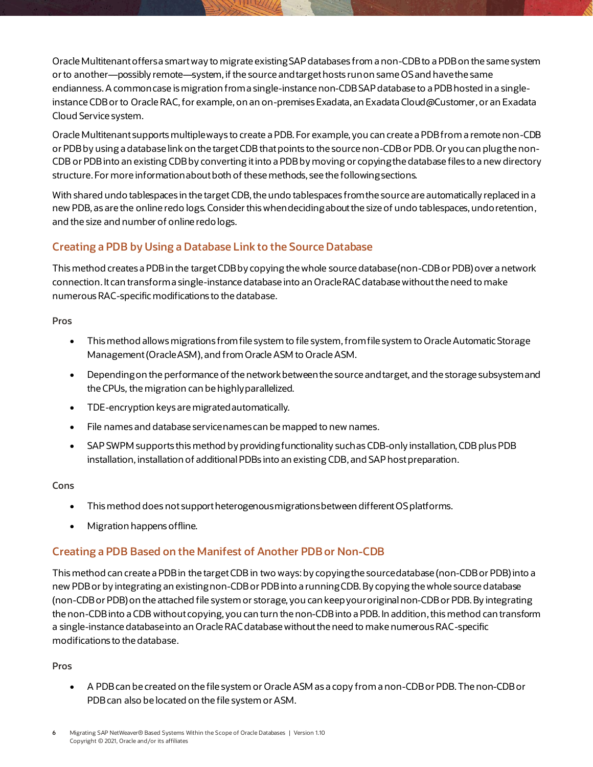Oracle Multitenant offers a smart way to migrate existing SAP databases from a non-CDB to a PDB on the same system or to another—possibly remote—system, if the source and target hosts run on same OS and have the same endianness. A common case is migration from a single-instance non-CDB SAP database to a PDB hosted in a single-instance CDB or to Oracle RAC, for example, on an on-premises Exadata, an Exadata Cloud@Customer, or an Exadata Cloud Service system.

Oracle Multitenant supports multiple ways to create a PDB. For example, you can create a PDB from a remote non-CDB or PDB by using a database link on the target CDB that points to the source non-CDB or PDB. Or you can plug the non-CDB or PDB into an existing CDB by converting it into a PDB by moving or copying the database files to a new directory structure. For more information about both of these methods, see the following sections.

With shared undo tablespaces in the target CDB, the undo tablespaces from the source are automatically replaced in a new PDB, as are the online redo logs. Consider this when deciding about the size of undo tablespaces, undo retention, and the size and number of online redo logs.

### Creating a PDB by Using a Database Link to the Source Database

This method creates a PDB in the target CDB by copying the whole source database (non-CDB or PDB) over a network connection. It can transform a single-instance database into an Oracle RAC database without the need to make numerous RAC-specific modifications to the database.

**Pros**

- This method allows migrations from file system to file system, from file system to Oracle Automatic Storage Management (Oracle ASM), and from Oracle ASM to Oracle ASM.
- Depending on the performance of the network between the source and target, and the storage subsystem and the CPUs, the migration can be highly parallelized.
- TDE-encryption keys are migrated automatically.
- File names and database service names can be mapped to new names.
- SAP SWPM supports this method by providing functionality such as CDB-only installation, CDB plus PDB installation, installation of additional PDBs into an existing CDB, and SAP host preparation.

**Cons**

- This method does not support heterogenous migrations between different OS platforms.
- Migration happens offline.

### Creating a PDB Based on the Manifest of Another PDB or Non-CDB

This method can create a PDB in the target CDB in two ways: by copying the source database (non-CDB or PDB) into a new PDB or by integrating an existing non-CDB or PDB into a running CDB. By copying the whole source database (non-CDB or PDB) on the attached file system or storage, you can keep your original non-CDB or PDB. By integrating the non-CDB into a CDB without copying, you can turn the non-CDB into a PDB. In addition, this method can transform a single-instance database into an Oracle RAC database without the need to make numerous RAC-specific modifications to the database.

**Pros**

- A PDB can be created on the file system or Oracle ASM as a copy from a non-CDB or PDB. The non-CDB or PDB can also be located on the file system or ASM.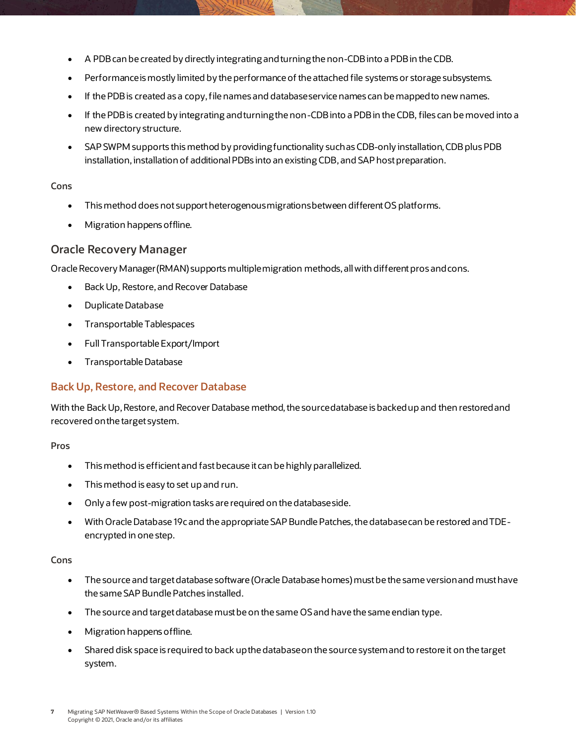- A PDB can be created by directly integrating and turning the non-CDB into a PDB in the CDB.
- Performance is mostly limited by the performance of the attached file systems or storage subsystems.
- If the PDB is created as a copy, file names and database service names can be mapped to new names.
- If the PDB is created by integrating and turning the non-CDB into a PDB in the CDB, files can be moved into a new directory structure.
- SAP SWPM supports this method by providing functionality such as CDB-only installation, CDB plus PDB installation, installation of additional PDBs into an existing CDB, and SAP host preparation.

#### Cons

- This method does not support heterogenous migrations between different OS platforms.
- Migration happens offline.

## Oracle Recovery Manager

Oracle Recovery Manager (RMAN) supports multiple migration methods, all with different pros and cons.

- Back Up, Restore, and Recover Database
- Duplicate Database
- Transportable Tablespaces
- Full Transportable Export/Import
- Transportable Database

### Back Up, Restore, and Recover Database

With the Back Up, Restore, and Recover Database method, the source database is backed up and then restored and recovered on the target system.

#### Pros

- This method is efficient and fast because it can be highly parallelized.
- This method is easy to set up and run.
- Only a few post-migration tasks are required on the database side.
- With Oracle Database 19c and the appropriate SAP Bundle Patches, the database can be restored and TDE-encrypted in one step.

#### Cons

- The source and target database software (Oracle Database homes) must be the same version and must have the same SAP Bundle Patches installed.
- The source and target database must be on the same OS and have the same endian type.
- Migration happens offline.
- Shared disk space is required to back up the database on the source system and to restore it on the target system.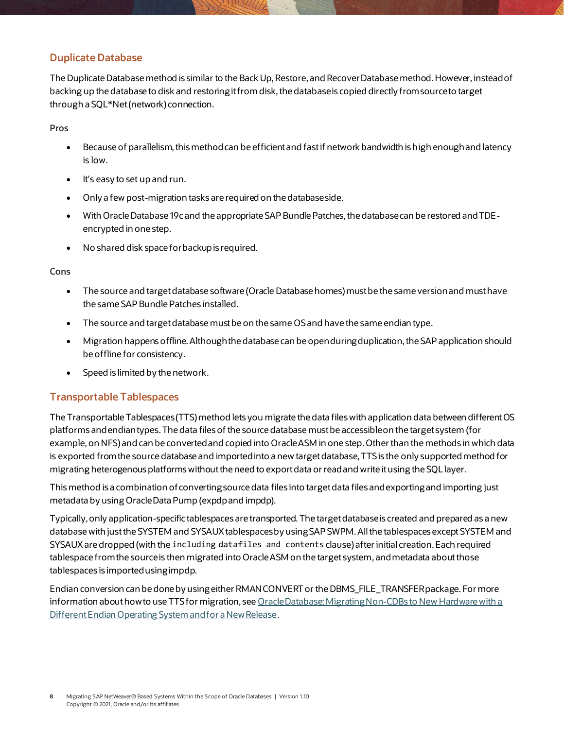## Duplicate Database

The Duplicate Database method is similar to the Back Up, Restore, and Recover Database method. However, instead of backing up the database to disk and restoring it from disk, the database is copied directly from source to target through a SQL*Net (network) connection.

**Pros**

- Because of parallelism, this method can be efficient and fast if network bandwidth is high enough and latency is low.
- It's easy to set up and run.
- Only a few post-migration tasks are required on the database side.
- With Oracle Database 19c and the appropriate SAP Bundle Patches, the database can be restored and TDE-encrypted in one step.
- No shared disk space for backup is required.

**Cons**

- The source and target database software (Oracle Database homes) must be the same version and must have the same SAP Bundle Patches installed.
- The source and target database must be on the same OS and have the same endian type.
- Migration happens offline. Although the database can be open during duplication, the SAP application should be offline for consistency.
- Speed is limited by the network.

## Transportable Tablespaces

The Transportable Tablespaces (TTS) method lets you migrate the data files with application data between different OS platforms and endian types. The data files of the source database must be accessible on the target system (for example, on NFS) and can be converted and copied into Oracle ASM in one step. Other than the methods in which data is exported from the source database and imported into a new target database, TTS is the only supported method for migrating heterogenous platforms without the need to export data or read and write it using the SQL layer.

This method is a combination of converting source data files into target data files and exporting and importing just metadata by using Oracle Data Pump (expdp and impdp).

Typically, only application-specific tablespaces are transported. The target database is created and prepared as a new database with just the SYSTEM and SYSAUX tablespaces by using SAP SWPM. All the tablespaces except SYSTEM and SYSAUX are dropped (with the `including datafiles and contents` clause) after initial creation. Each required tablespace from the source is then migrated into Oracle ASM on the target system, and metadata about those tablespaces is imported using impdp.

Endian conversion can be done by using either RMAN CONVERT or the DBMS_FILE_TRANSFER package. For more information about how to use TTS for migration, see [Oracle Database: Migrating Non-CDBs to New Hardware with a Different Endian Operating System and for a New Release](#).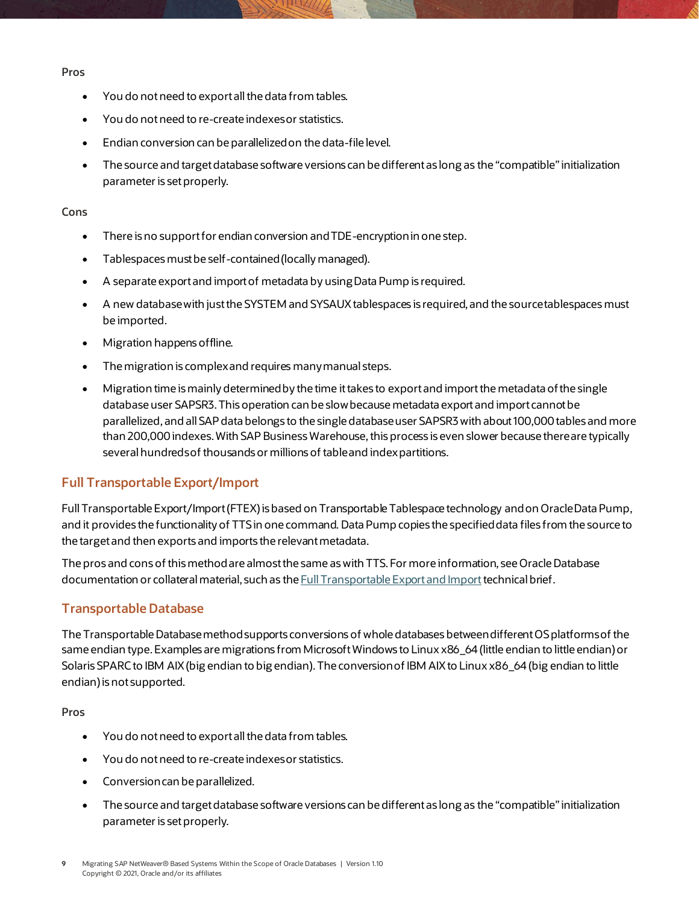**Pros**

- You do not need to export all the data from tables.
- You do not need to re-create indexes or statistics.
- Endian conversion can be parallelized on the data-file level.
- The source and target database software versions can be different as long as the "compatible" initialization parameter is set properly.

**Cons**

- There is no support for endian conversion and TDE-encryption in one step.
- Tablespaces must be self-contained (locally managed).
- A separate export and import of metadata by using Data Pump is required.
- A new database with just the SYSTEM and SYSAUX tablespaces is required, and the source tablespaces must be imported.
- Migration happens offline.
- The migration is complex and requires many manual steps.
- Migration time is mainly determined by the time it takes to export and import the metadata of the single database user SAPSR3. This operation can be slow because metadata export and import cannot be parallelized, and all SAP data belongs to the single database user SAPSR3 with about 100,000 tables and more than 200,000 indexes. With SAP Business Warehouse, this process is even slower because there are typically several hundreds of thousands or millions of table and index partitions.

## Full Transportable Export/Import

Full Transportable Export/Import (FTEX) is based on Transportable Tablespace technology and on Oracle Data Pump, and it provides the functionality of TTS in one command. Data Pump copies the specified data files from the source to the target and then exports and imports the relevant metadata.

The pros and cons of this method are almost the same as with TTS. For more information, see Oracle Database documentation or collateral material, such as the Full Transportable Export and Import technical brief.

## Transportable Database

The Transportable Database method supports conversions of whole databases between different OS platforms of the same endian type. Examples are migrations from Microsoft Windows to Linux x86_64 (little endian to little endian) or Solaris SPARC to IBM AIX (big endian to big endian). The conversion of IBM AIX to Linux x86_64 (big endian to little endian) is not supported.

**Pros**

- You do not need to export all the data from tables.
- You do not need to re-create indexes or statistics.
- Conversion can be parallelized.
- The source and target database software versions can be different as long as the "compatible" initialization parameter is set properly.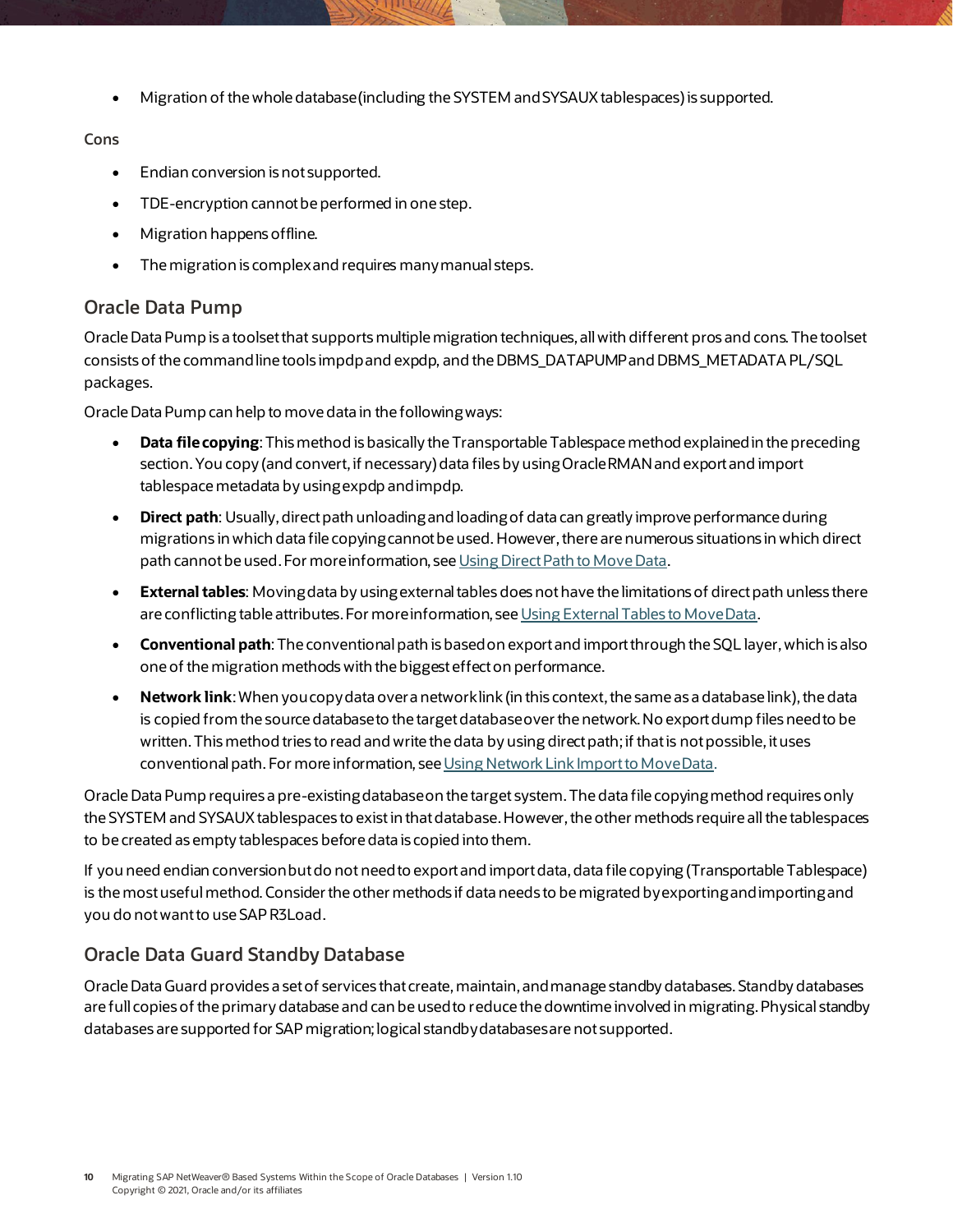- Migration of the whole database (including the SYSTEM and SYSAUX tablespaces) is supported.

Cons

- Endian conversion is not supported.
- TDE-encryption cannot be performed in one step.
- Migration happens offline.
- The migration is complex and requires many manual steps.

## Oracle Data Pump

Oracle Data Pump is a toolset that supports multiple migration techniques, all with different pros and cons. The toolset consists of the command line tools impdp and expdp, and the DBMS_DATAPUMP and DBMS_METADATA PL/SQL packages.

Oracle Data Pump can help to move data in the following ways:

- **Data file copying**: This method is basically the Transportable Tablespace method explained in the preceding section. You copy (and convert, if necessary) data files by using Oracle RMAN and export and import tablespace metadata by using expdp and impdp.
- **Direct path**: Usually, direct path unloading and loading of data can greatly improve performance during migrations in which data file copying cannot be used. However, there are numerous situations in which direct path cannot be used. For more information, see [Using Direct Path to Move Data](#).
- **External tables**: Moving data by using external tables does not have the limitations of direct path unless there are conflicting table attributes. For more information, see [Using External Tables to Move Data](#).
- **Conventional path**: The conventional path is based on export and import through the SQL layer, which is also one of the migration methods with the biggest effect on performance.
- **Network link**: When you copy data over a network link (in this context, the same as a database link), the data is copied from the source database to the target database over the network. No export dump files need to be written. This method tries to read and write the data by using direct path; if that is not possible, it uses conventional path. For more information, see [Using Network Link Import to Move Data](#).

Oracle Data Pump requires a pre-existing database on the target system. The data file copying method requires only the SYSTEM and SYSAUX tablespaces to exist in that database. However, the other methods require all the tablespaces to be created as empty tablespaces before data is copied into them.

If you need endian conversion but do not need to export and import data, data file copying (Transportable Tablespace) is the most useful method. Consider the other methods if data needs to be migrated by exporting and importing and you do not want to use SAP R3Load.

## Oracle Data Guard Standby Database

Oracle Data Guard provides a set of services that create, maintain, and manage standby databases. Standby databases are full copies of the primary database and can be used to reduce the downtime involved in migrating. Physical standby databases are supported for SAP migration; logical standby databases are not supported.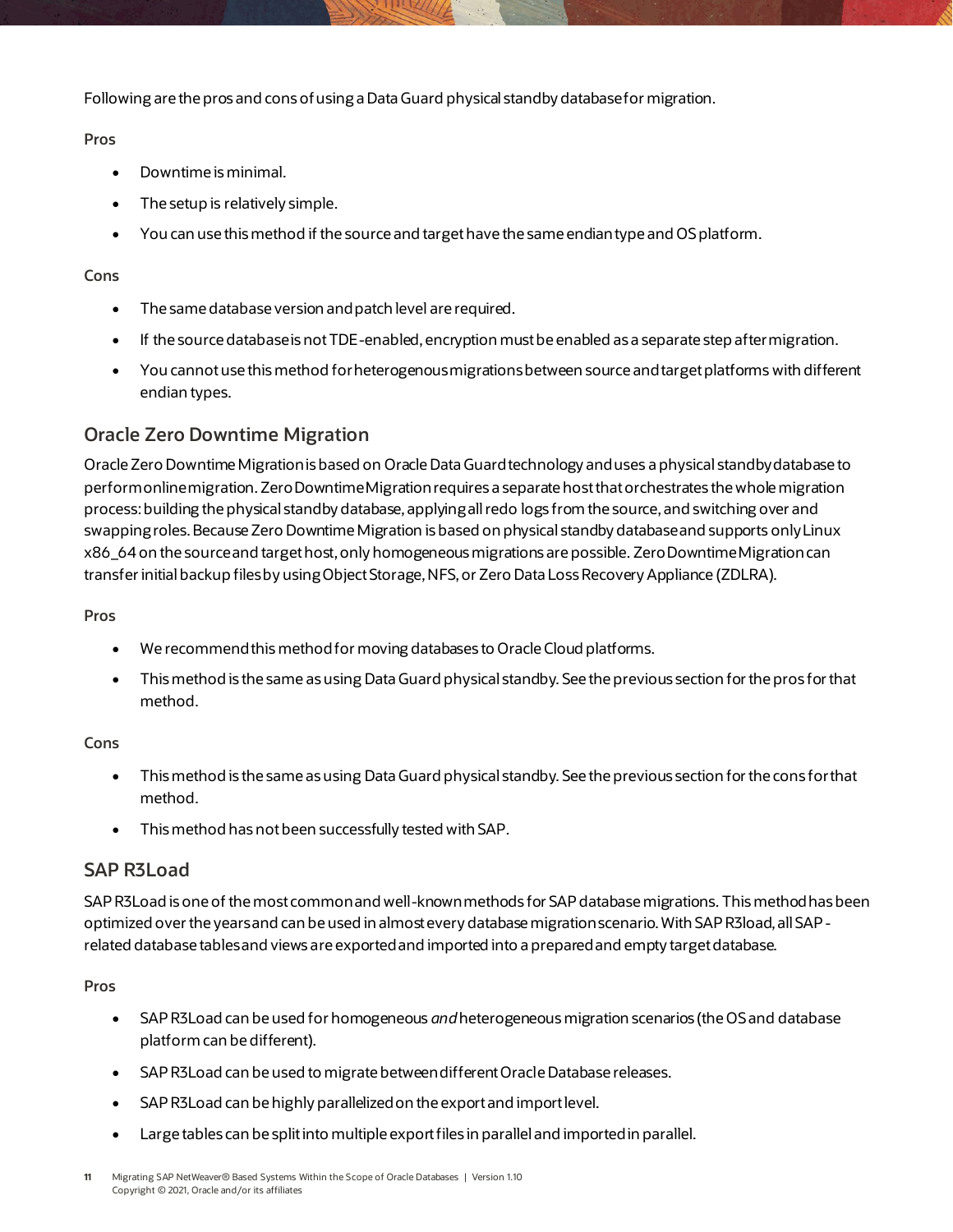Following are the pros and cons of using a Data Guard physical standby database for migration.

**Pros**

- Downtime is minimal.
- The setup is relatively simple.
- You can use this method if the source and target have the same endian type and OS platform.

**Cons**

- The same database version and patch level are required.
- If the source database is not TDE-enabled, encryption must be enabled as a separate step after migration.
- You cannot use this method for heterogenous migrations between source and target platforms with different endian types.

## Oracle Zero Downtime Migration

Oracle Zero Downtime Migration is based on Oracle Data Guard technology and uses a physical standby database to perform online migration. Zero Downtime Migration requires a separate host that orchestrates the whole migration process: building the physical standby database, applying all redo logs from the source, and switching over and swapping roles. Because Zero Downtime Migration is based on physical standby database and supports only Linux x86_64 on the source and target host, only homogeneous migrations are possible. Zero Downtime Migration can transfer initial backup files by using Object Storage, NFS, or Zero Data Loss Recovery Appliance (ZDLRA).

**Pros**

- We recommend this method for moving databases to Oracle Cloud platforms.
- This method is the same as using Data Guard physical standby. See the previous section for the pros for that method.

**Cons**

- This method is the same as using Data Guard physical standby. See the previous section for the cons for that method.
- This method has not been successfully tested with SAP.

## SAP R3Load

SAP R3Load is one of the most common and well-known methods for SAP database migrations. This method has been optimized over the years and can be used in almost every database migration scenario. With SAP R3load, all SAP-related database tables and views are exported and imported into a prepared and empty target database.

**Pros**

- SAP R3Load can be used for homogeneous *and* heterogeneous migration scenarios (the OS and database platform can be different).
- SAP R3Load can be used to migrate between different Oracle Database releases.
- SAP R3Load can be highly parallelized on the export and import level.
- Large tables can be split into multiple export files in parallel and imported in parallel.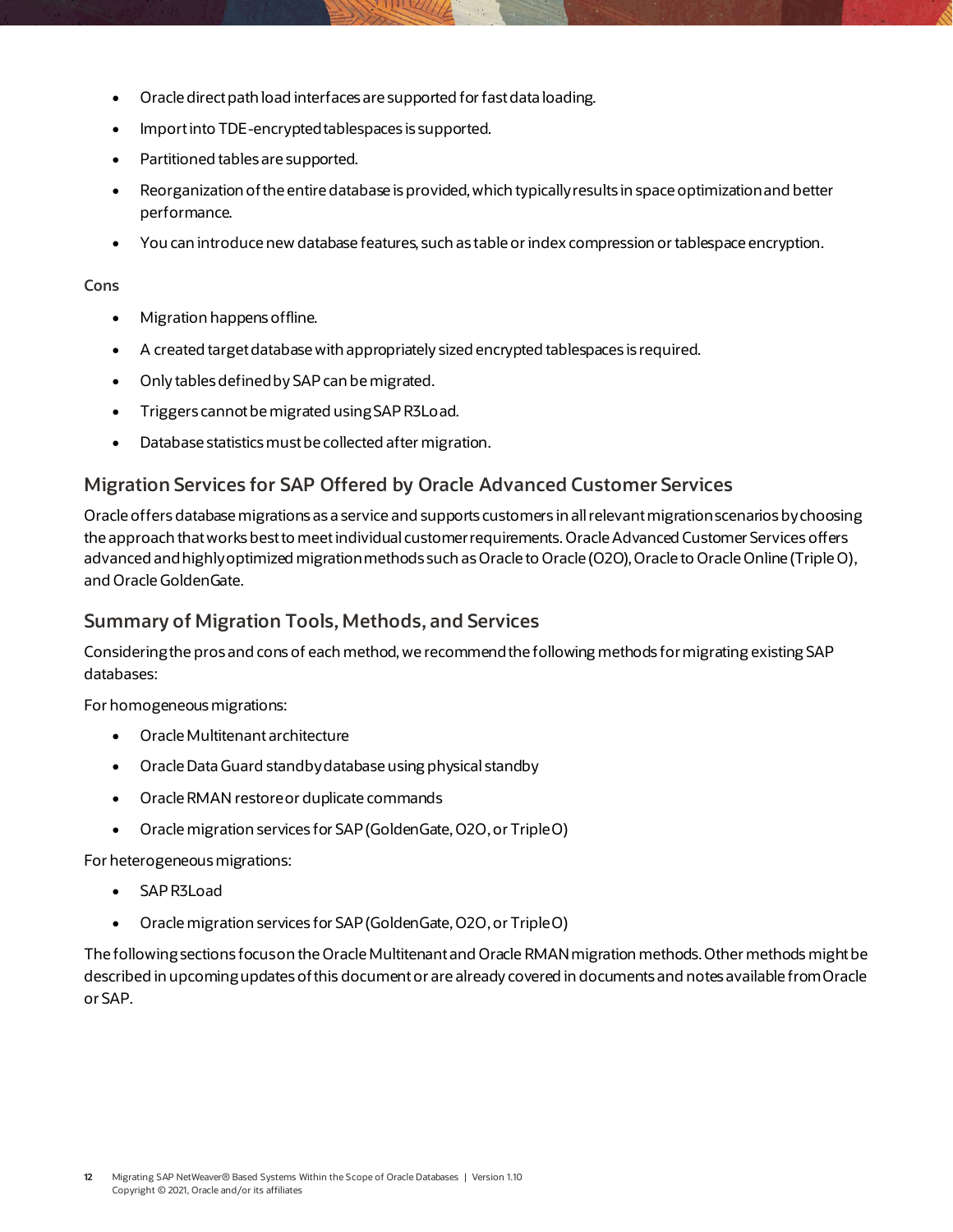- Oracle direct path load interfaces are supported for fast data loading.
- Import into TDE-encrypted tablespaces is supported.
- Partitioned tables are supported.
- Reorganization of the entire database is provided, which typically results in space optimization and better performance.
- You can introduce new database features, such as table or index compression or tablespace encryption.

Cons

- Migration happens offline.
- A created target database with appropriately sized encrypted tablespaces is required.
- Only tables defined by SAP can be migrated.
- Triggers cannot be migrated using SAP R3Load.
- Database statistics must be collected after migration.

## Migration Services for SAP Offered by Oracle Advanced Customer Services

Oracle offers database migrations as a service and supports customers in all relevant migration scenarios by choosing the approach that works best to meet individual customer requirements. Oracle Advanced Customer Services offers advanced and highly optimized migration methods such as Oracle to Oracle (O2O), Oracle to Oracle Online (Triple O), and Oracle GoldenGate.

## Summary of Migration Tools, Methods, and Services

Considering the pros and cons of each method, we recommend the following methods for migrating existing SAP databases:

For homogeneous migrations:

- Oracle Multitenant architecture
- Oracle Data Guard standby database using physical standby
- Oracle RMAN restore or duplicate commands
- Oracle migration services for SAP (GoldenGate, O2O, or Triple O)

For heterogeneous migrations:

- SAP R3Load
- Oracle migration services for SAP (GoldenGate, O2O, or Triple O)

The following sections focus on the Oracle Multitenant and Oracle RMAN migration methods. Other methods might be described in upcoming updates of this document or are already covered in documents and notes available from Oracle or SAP.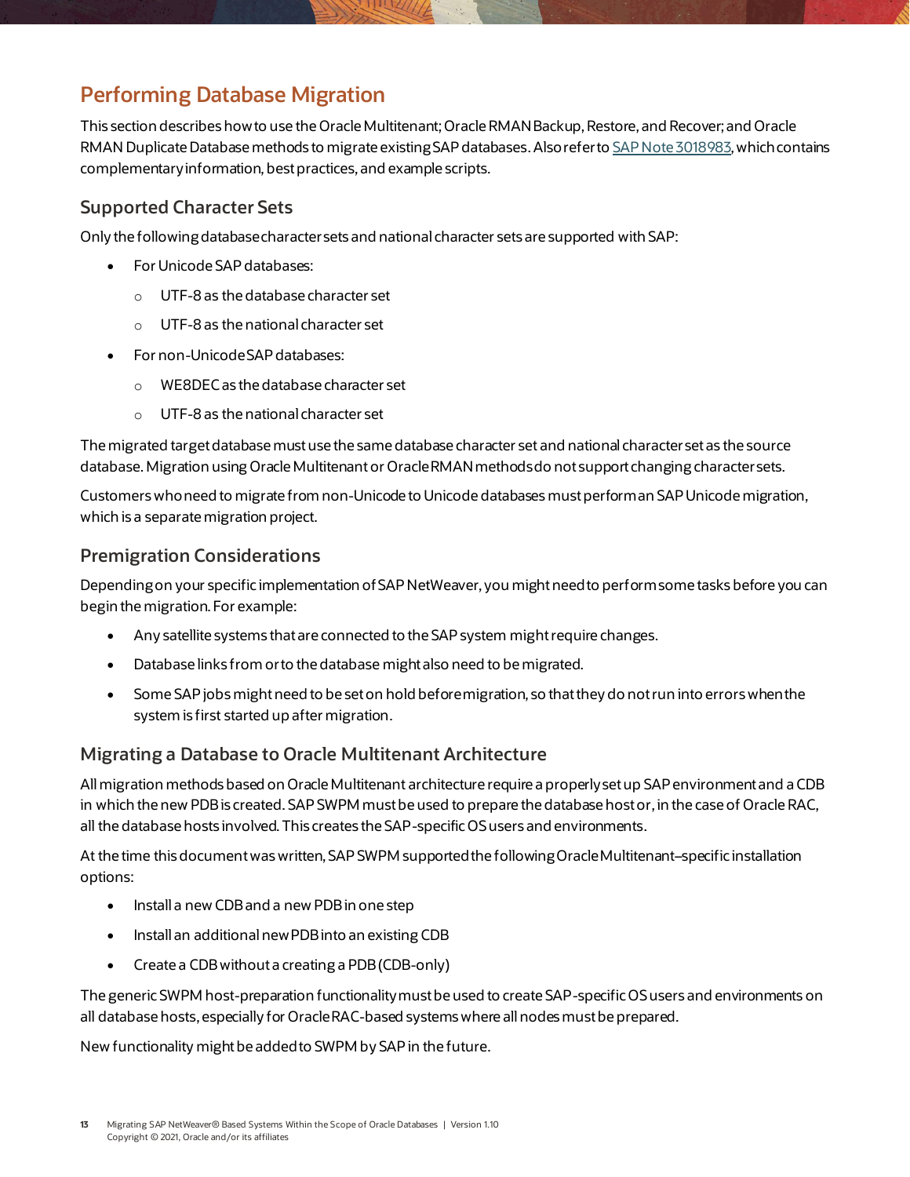## Performing Database Migration

This section describes how to use the Oracle Multitenant; Oracle RMAN Backup, Restore, and Recover; and Oracle RMAN Duplicate Database methods to migrate existing SAP databases. Also refer to [SAP Note 3018983](), which contains complementary information, best practices, and example scripts.

### Supported Character Sets

Only the following database character sets and national character sets are supported with SAP:

- For Unicode SAP databases:
  - UTF-8 as the database character set
  - UTF-8 as the national character set
- For non-Unicode SAP databases:
  - WE8DEC as the database character set
  - UTF-8 as the national character set

The migrated target database must use the same database character set and national character set as the source database. Migration using Oracle Multitenant or Oracle RMAN methods do not support changing character sets.

Customers who need to migrate from non-Unicode to Unicode databases must perform an SAP Unicode migration, which is a separate migration project.

### Premigration Considerations

Depending on your specific implementation of SAP NetWeaver, you might need to perform some tasks before you can begin the migration. For example:

- Any satellite systems that are connected to the SAP system might require changes.
- Database links from or to the database might also need to be migrated.
- Some SAP jobs might need to be set on hold before migration, so that they do not run into errors when the system is first started up after migration.

### Migrating a Database to Oracle Multitenant Architecture

All migration methods based on Oracle Multitenant architecture require a properly set up SAP environment and a CDB in which the new PDB is created. SAP SWPM must be used to prepare the database host or, in the case of Oracle RAC, all the database hosts involved. This creates the SAP-specific OS users and environments.

At the time this document was written, SAP SWPM supported the following Oracle Multitenant–specific installation options:

- Install a new CDB and a new PDB in one step
- Install an additional new PDB into an existing CDB
- Create a CDB without a creating a PDB (CDB-only)

The generic SWPM host-preparation functionality must be used to create SAP-specific OS users and environments on all database hosts, especially for Oracle RAC-based systems where all nodes must be prepared.

New functionality might be added to SWPM by SAP in the future.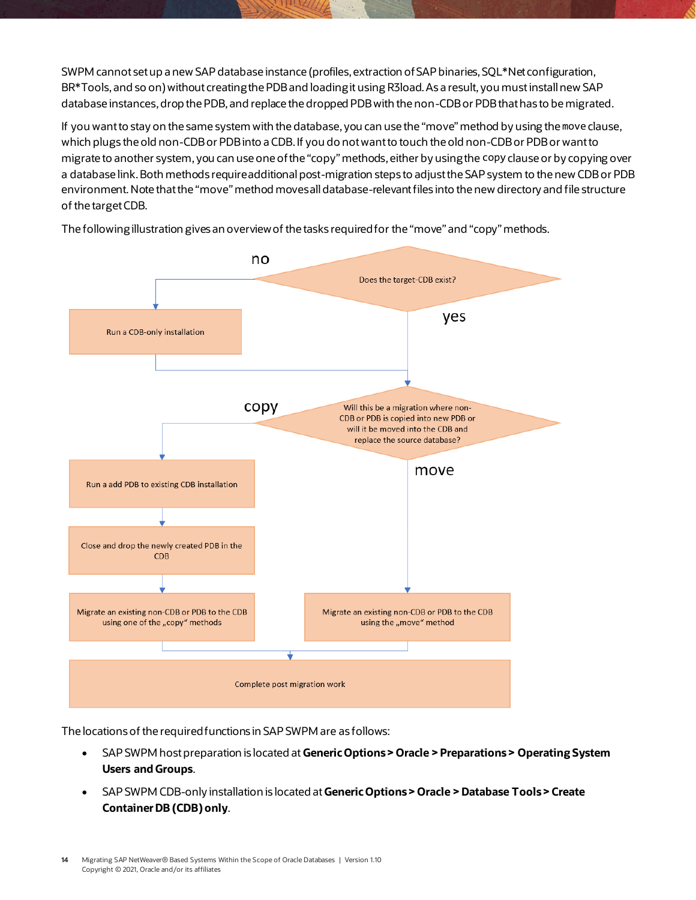SWPM cannot set up a new SAP database instance (profiles, extraction of SAP binaries, SQL*Net configuration, BR*Tools, and so on) without creating the PDB and loading it using R3load. As a result, you must install new SAP database instances, drop the PDB, and replace the dropped PDB with the non-CDB or PDB that has to be migrated.

If you want to stay on the same system with the database, you can use the “move” method by using the `move` clause, which plugs the old non-CDB or PDB into a CDB. If you do not want to touch the old non-CDB or PDB or want to migrate to another system, you can use one of the “copy” methods, either by using the `copy` clause or by copying over a database link. Both methods require additional post-migration steps to adjust the SAP system to the new CDB or PDB environment. Note that the “move” method moves all database-relevant files into the new directory and file structure of the target CDB.

The following illustration gives an overview of the tasks required for the “move” and “copy” methods.

- Does the target-CDB exist?
  - no → Run a CDB-only installation → (continue)
  - yes → (continue)
- Will this be a migration where non-CDB or PDB is copied into new PDB or will it be moved into the CDB and replace the source database?
  - copy → Run a add PDB to existing CDB installation → Close and drop the newly created PDB in the CDB → Migrate an existing non-CDB or PDB to the CDB using one of the „copy“ methods
  - move → Migrate an existing non-CDB or PDB to the CDB using the „move“ method
- Complete post migration work

The locations of the required functions in SAP SWPM are as follows:

- SAP SWPM host preparation is located at **Generic Options > Oracle > Preparations > Operating System Users and Groups**.
- SAP SWPM CDB-only installation is located at **Generic Options > Oracle > Database Tools > Create Container DB (CDB) only**.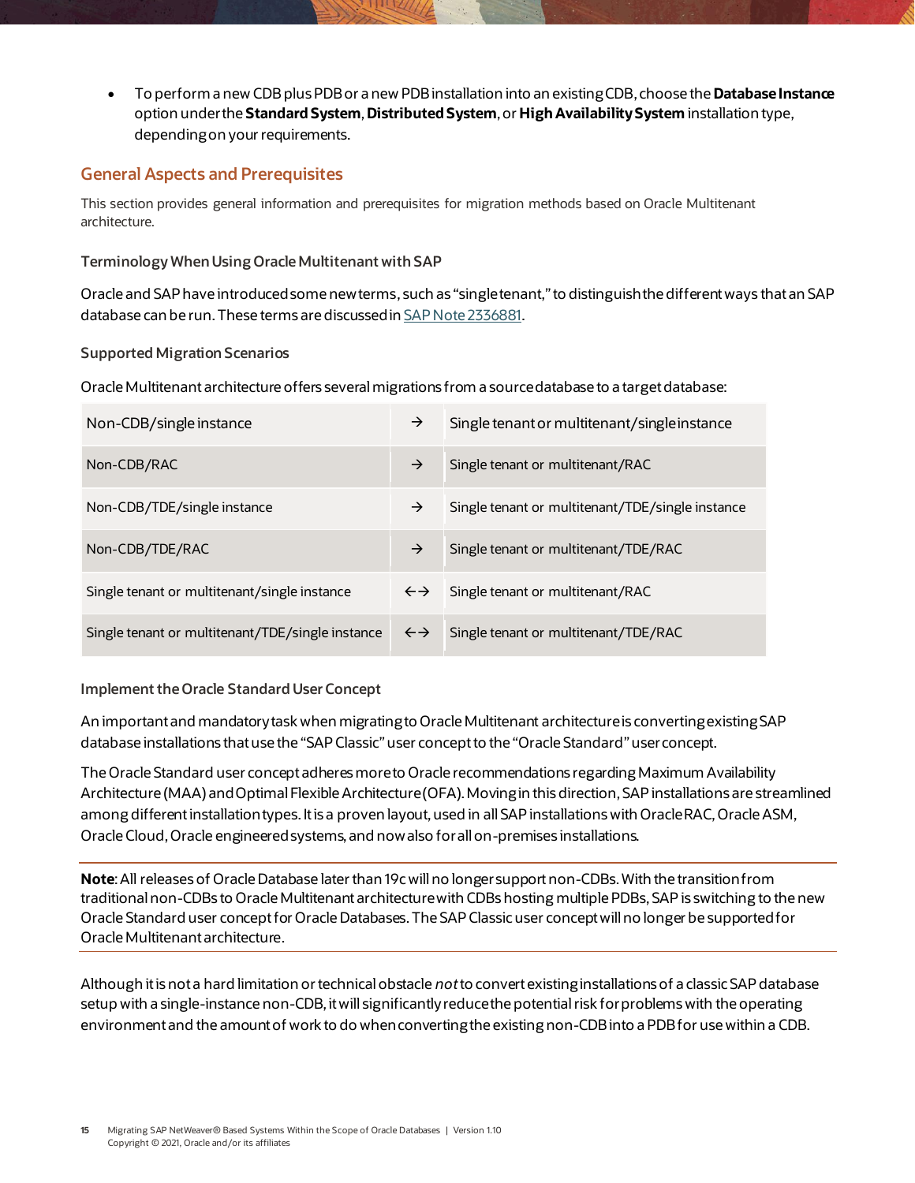- To perform a new CDB plus PDB or a new PDB installation into an existing CDB, choose the **Database Instance** option under the **Standard System**, **Distributed System**, or **High Availability System** installation type, depending on your requirements.

## General Aspects and Prerequisites

This section provides general information and prerequisites for migration methods based on Oracle Multitenant architecture.

### Terminology When Using Oracle Multitenant with SAP

Oracle and SAP have introduced some new terms, such as "single tenant," to distinguish the different ways that an SAP database can be run. These terms are discussed in SAP Note 2336881.

### Supported Migration Scenarios

Oracle Multitenant architecture offers several migrations from a source database to a target database:

| | | |
|---|---|---|
| Non-CDB/single instance | → | Single tenant or multitenant/single instance |
| Non-CDB/RAC | → | Single tenant or multitenant/RAC |
| Non-CDB/TDE/single instance | → | Single tenant or multitenant/TDE/single instance |
| Non-CDB/TDE/RAC | → | Single tenant or multitenant/TDE/RAC |
| Single tenant or multitenant/single instance | ←→ | Single tenant or multitenant/RAC |
| Single tenant or multitenant/TDE/single instance | ←→ | Single tenant or multitenant/TDE/RAC |

### Implement the Oracle Standard User Concept

An important and mandatory task when migrating to Oracle Multitenant architecture is converting existing SAP database installations that use the "SAP Classic" user concept to the "Oracle Standard" user concept.

The Oracle Standard user concept adheres more to Oracle recommendations regarding Maximum Availability Architecture (MAA) and Optimal Flexible Architecture (OFA). Moving in this direction, SAP installations are streamlined among different installation types. It is a proven layout, used in all SAP installations with Oracle RAC, Oracle ASM, Oracle Cloud, Oracle engineered systems, and now also for all on-premises installations.

---

**Note**: All releases of Oracle Database later than 19c will no longer support non-CDBs. With the transition from traditional non-CDBs to Oracle Multitenant architecture with CDBs hosting multiple PDBs, SAP is switching to the new Oracle Standard user concept for Oracle Databases. The SAP Classic user concept will no longer be supported for Oracle Multitenant architecture.

---

Although it is not a hard limitation or technical obstacle *not* to convert existing installations of a classic SAP database setup with a single-instance non-CDB, it will significantly reduce the potential risk for problems with the operating environment and the amount of work to do when converting the existing non-CDB into a PDB for use within a CDB.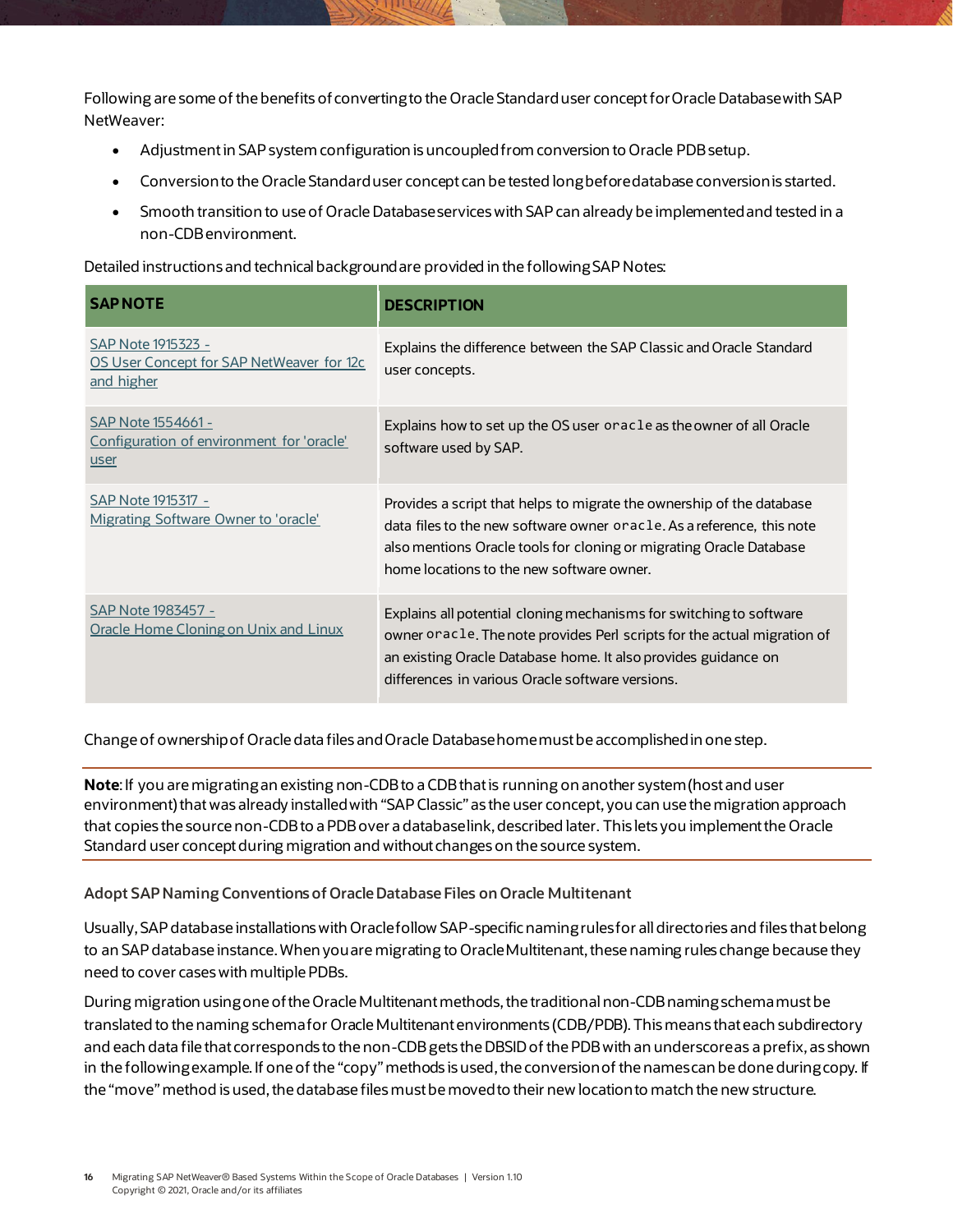Following are some of the benefits of converting to the Oracle Standard user concept for Oracle Database with SAP NetWeaver:

- Adjustment in SAP system configuration is uncoupled from conversion to Oracle PDB setup.
- Conversion to the Oracle Standard user concept can be tested long before database conversion is started.
- Smooth transition to use of Oracle Database services with SAP can already be implemented and tested in a non-CDB environment.

Detailed instructions and technical background are provided in the following SAP Notes:

| SAP NOTE | DESCRIPTION |
| --- | --- |
| SAP Note 1915323 - OS User Concept for SAP NetWeaver for 12c and higher | Explains the difference between the SAP Classic and Oracle Standard user concepts. |
| SAP Note 1554661 - Configuration of environment for 'oracle' user | Explains how to set up the OS user `oracle` as the owner of all Oracle software used by SAP. |
| SAP Note 1915317 - Migrating Software Owner to 'oracle' | Provides a script that helps to migrate the ownership of the database data files to the new software owner `oracle`. As a reference, this note also mentions Oracle tools for cloning or migrating Oracle Database home locations to the new software owner. |
| SAP Note 1983457 - Oracle Home Cloning on Unix and Linux | Explains all potential cloning mechanisms for switching to software owner `oracle`. The note provides Perl scripts for the actual migration of an existing Oracle Database home. It also provides guidance on differences in various Oracle software versions. |

Change of ownership of Oracle data files and Oracle Database home must be accomplished in one step.

**Note**: If you are migrating an existing non-CDB to a CDB that is running on another system (host and user environment) that was already installed with "SAP Classic" as the user concept, you can use the migration approach that copies the source non-CDB to a PDB over a database link, described later. This lets you implement the Oracle Standard user concept during migration and without changes on the source system.

### Adopt SAP Naming Conventions of Oracle Database Files on Oracle Multitenant

Usually, SAP database installations with Oracle follow SAP-specific naming rules for all directories and files that belong to an SAP database instance. When you are migrating to Oracle Multitenant, these naming rules change because they need to cover cases with multiple PDBs.

During migration using one of the Oracle Multitenant methods, the traditional non-CDB naming schema must be translated to the naming schema for Oracle Multitenant environments (CDB/PDB). This means that each subdirectory and each data file that corresponds to the non-CDB gets the DBSID of the PDB with an underscore as a prefix, as shown in the following example. If one of the "copy" methods is used, the conversion of the names can be done during copy. If the "move" method is used, the database files must be moved to their new location to match the new structure.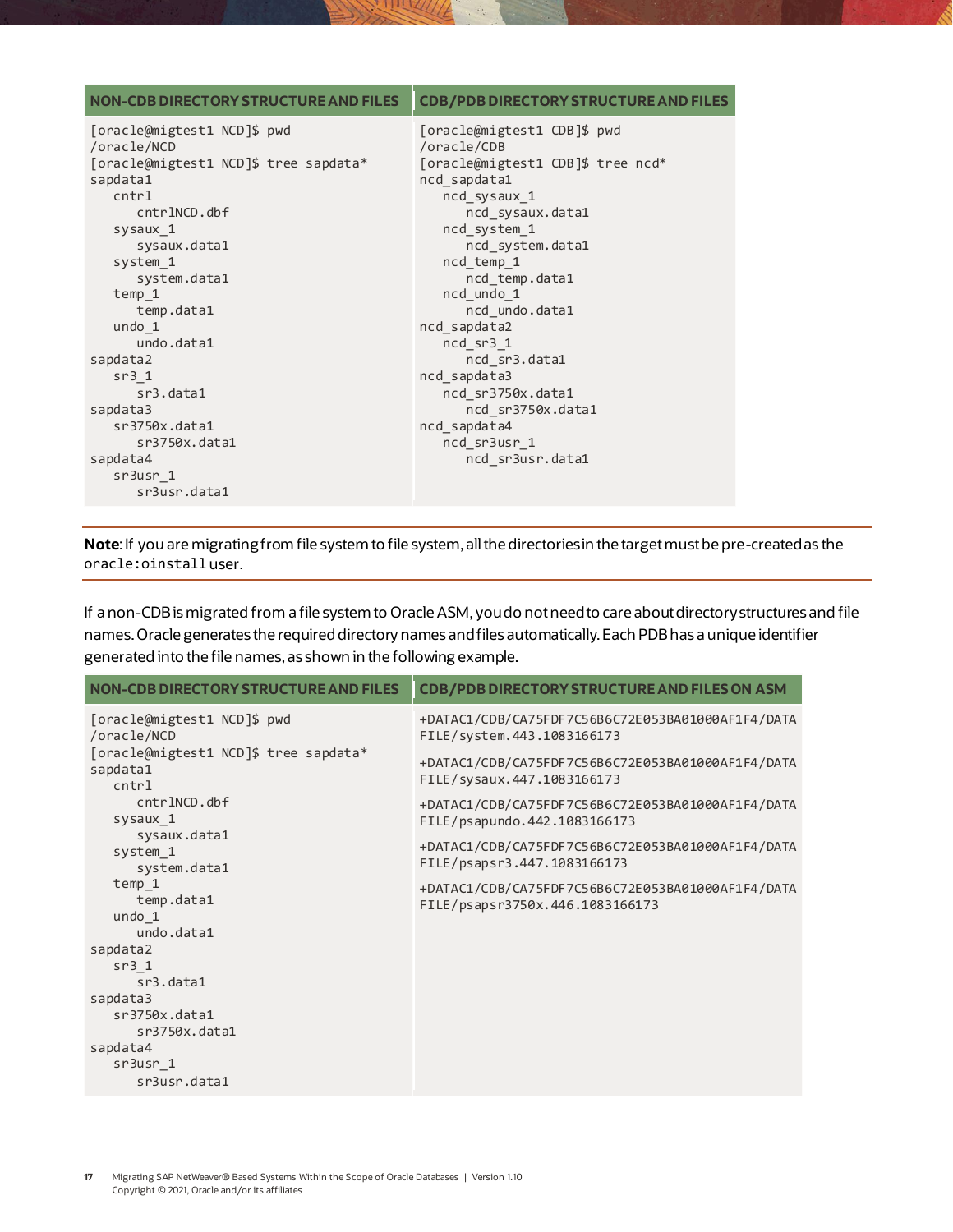| NON-CDB DIRECTORY STRUCTURE AND FILES | CDB/PDB DIRECTORY STRUCTURE AND FILES |
|---|---|
| <pre>[oracle@migtest1 NCD]$ pwd<br>/oracle/NCD<br>[oracle@migtest1 NCD]$ tree sapdata*<br>sapdata1<br>   cntrl<br>      cntrlNCD.dbf<br>   sysaux_1<br>      sysaux.data1<br>   system_1<br>      system.data1<br>   temp_1<br>      temp.data1<br>   undo_1<br>      undo.data1<br>sapdata2<br>   sr3_1<br>      sr3.data1<br>sapdata3<br>   sr3750x.data1<br>      sr3750x.data1<br>sapdata4<br>   sr3usr_1<br>      sr3usr.data1</pre> | <pre>[oracle@migtest1 CDB]$ pwd<br>/oracle/CDB<br>[oracle@migtest1 CDB]$ tree ncd*<br>ncd_sapdata1<br>   ncd_sysaux_1<br>      ncd_sysaux.data1<br>   ncd_system_1<br>      ncd_system.data1<br>   ncd_temp_1<br>      ncd_temp.data1<br>   ncd_undo_1<br>      ncd_undo.data1<br>ncd_sapdata2<br>   ncd_sr3_1<br>      ncd_sr3.data1<br>ncd_sapdata3<br>   ncd_sr3750x.data1<br>      ncd_sr3750x.data1<br>ncd_sapdata4<br>   ncd_sr3usr_1<br>      ncd_sr3usr.data1</pre> |

**Note**: If you are migrating from file system to file system, all the directories in the target must be pre-created as the `oracle:oinstall` user.

If a non-CDB is migrated from a file system to Oracle ASM, you do not need to care about directory structures and file names. Oracle generates the required directory names and files automatically. Each PDB has a unique identifier generated into the file names, as shown in the following example.

| NON-CDB DIRECTORY STRUCTURE AND FILES | CDB/PDB DIRECTORY STRUCTURE AND FILES ON ASM |
|---|---|
| <pre>[oracle@migtest1 NCD]$ pwd<br>/oracle/NCD<br>[oracle@migtest1 NCD]$ tree sapdata*<br>sapdata1<br>   cntrl<br>      cntrlNCD.dbf<br>   sysaux_1<br>      sysaux.data1<br>   system_1<br>      system.data1<br>   temp_1<br>      temp.data1<br>   undo_1<br>      undo.data1<br>sapdata2<br>   sr3_1<br>      sr3.data1<br>sapdata3<br>   sr3750x.data1<br>      sr3750x.data1<br>sapdata4<br>   sr3usr_1<br>      sr3usr.data1</pre> | <pre>+DATAC1/CDB/CA75FDF7C56B6C72E053BA01000AF1F4/DATAFILE/system.443.1083166173<br><br>+DATAC1/CDB/CA75FDF7C56B6C72E053BA01000AF1F4/DATAFILE/sysaux.447.1083166173<br><br>+DATAC1/CDB/CA75FDF7C56B6C72E053BA01000AF1F4/DATAFILE/psapundo.442.1083166173<br><br>+DATAC1/CDB/CA75FDF7C56B6C72E053BA01000AF1F4/DATAFILE/psapsr3.447.1083166173<br><br>+DATAC1/CDB/CA75FDF7C56B6C72E053BA01000AF1F4/DATAFILE/psapsr3750x.446.1083166173</pre> |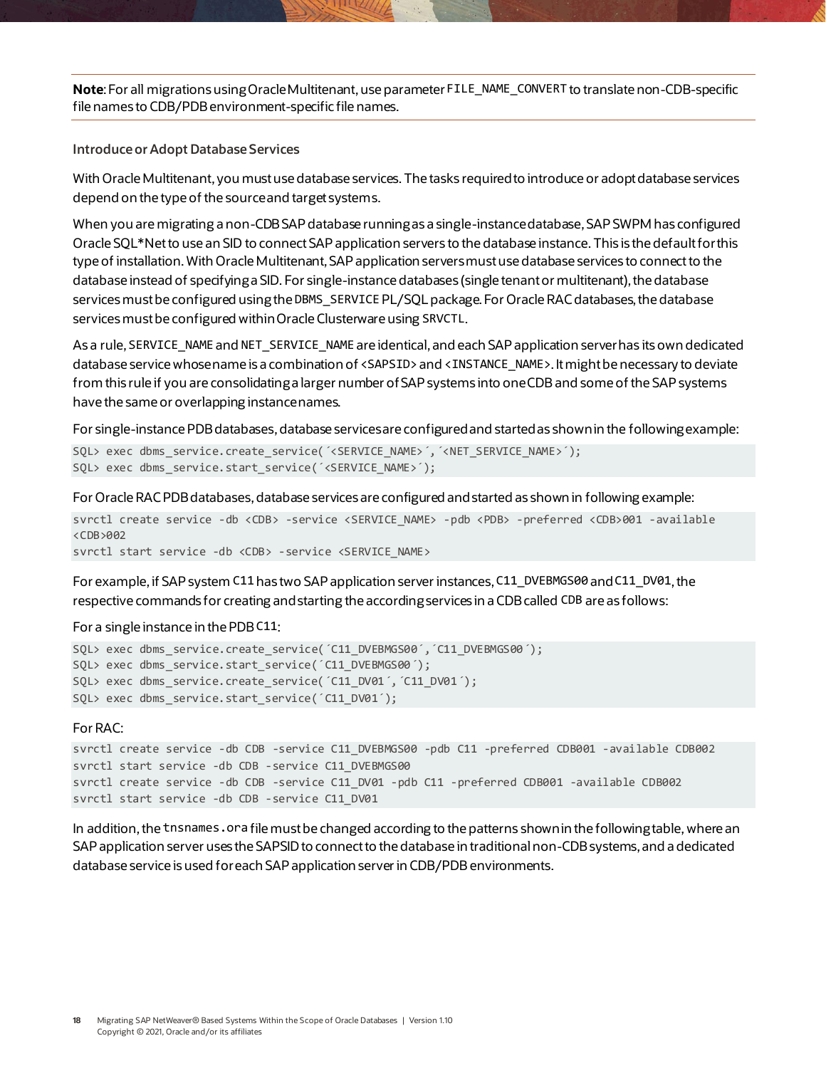**Note**: For all migrations using Oracle Multitenant, use parameter `FILE_NAME_CONVERT` to translate non-CDB-specific file names to CDB/PDB environment-specific file names.

### Introduce or Adopt Database Services

With Oracle Multitenant, you must use database services. The tasks required to introduce or adopt database services depend on the type of the source and target systems.

When you are migrating a non-CDB SAP database running as a single-instance database, SAP SWPM has configured Oracle SQL*Net to use an SID to connect SAP application servers to the database instance. This is the default for this type of installation. With Oracle Multitenant, SAP application servers must use database services to connect to the database instead of specifying a SID. For single-instance databases (single tenant or multitenant), the database services must be configured using the `DBMS_SERVICE` PL/SQL package. For Oracle RAC databases, the database services must be configured within Oracle Clusterware using `SRVCTL`.

As a rule, `SERVICE_NAME` and `NET_SERVICE_NAME` are identical, and each SAP application server has its own dedicated database service whose name is a combination of `<SAPSID>` and `<INSTANCE_NAME>`. It might be necessary to deviate from this rule if you are consolidating a larger number of SAP systems into one CDB and some of the SAP systems have the same or overlapping instance names.

For single-instance PDB databases, database services are configured and started as shown in the following example:

```
SQL> exec dbms_service.create_service(´<SERVICE_NAME>´,´<NET_SERVICE_NAME>´);
SQL> exec dbms_service.start_service(´<SERVICE_NAME>´);
```

For Oracle RAC PDB databases, database services are configured and started as shown in following example:

```
svrctl create service -db <CDB> -service <SERVICE_NAME> -pdb <PDB> -preferred <CDB>001 -available
<CDB>002
svrctl start service -db <CDB> -service <SERVICE_NAME>
```

For example, if SAP system `C11` has two SAP application server instances, `C11_DVEBMGS00` and `C11_DV01`, the respective commands for creating and starting the according services in a CDB called `CDB` are as follows:

For a single instance in the PDB `C11`:

```
SQL> exec dbms_service.create_service(´C11_DVEBMGS00´,´C11_DVEBMGS00´);
SQL> exec dbms_service.start_service(´C11_DVEBMGS00´);
SQL> exec dbms_service.create_service(´C11_DV01´,´C11_DV01´);
SQL> exec dbms_service.start_service(´C11_DV01´);
```

For RAC:

```
svrctl create service -db CDB -service C11_DVEBMGS00 -pdb C11 -preferred CDB001 -available CDB002
svrctl start service -db CDB -service C11_DVEBMGS00
svrctl create service -db CDB -service C11_DV01 -pdb C11 -preferred CDB001 -available CDB002
svrctl start service -db CDB -service C11_DV01
```

In addition, the `tnsnames.ora` file must be changed according to the patterns shown in the following table, where an SAP application server uses the SAPSID to connect to the database in traditional non-CDB systems, and a dedicated database service is used for each SAP application server in CDB/PDB environments.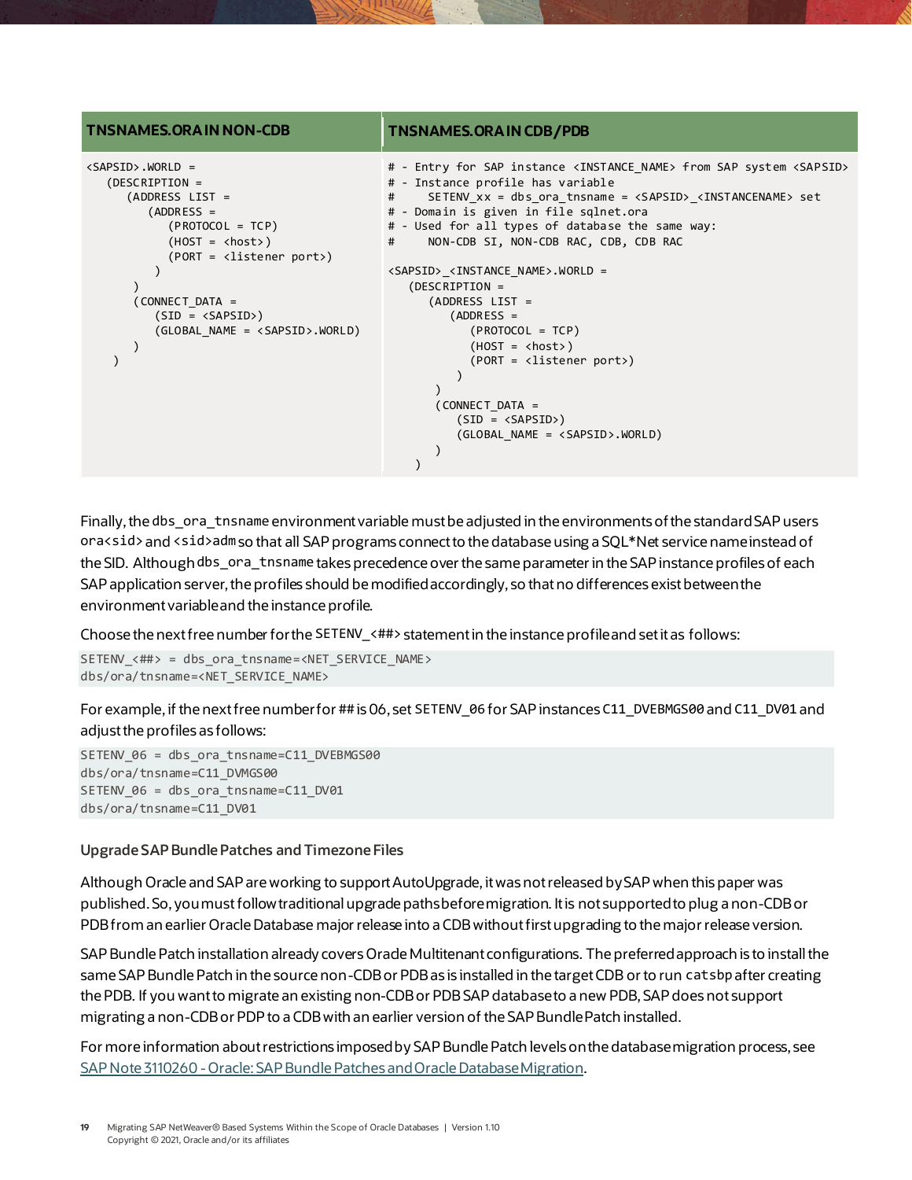| TNSNAMES.ORA IN NON-CDB | TNSNAMES.ORA IN CDB/PDB |
|---|---|
| `<SAPSID>.WORLD = (DESCRIPTION = (ADDRESS LIST = (ADDRESS = (PROTOCOL = TCP) (HOST = <host>) (PORT = <listener port>) ) ) (CONNECT_DATA = (SID = <SAPSID>) (GLOBAL_NAME = <SAPSID>.WORLD) ) )` | `# - Entry for SAP instance <INSTANCE_NAME> from SAP system <SAPSID> # - Instance profile has variable # SETENV_xx = dbs_ora_tnsname = <SAPSID>_<INSTANCENAME> set # - Domain is given in file sqlnet.ora # - Used for all types of database the same way: # NON-CDB SI, NON-CDB RAC, CDB, CDB RAC <SAPSID>_<INSTANCE_NAME>.WORLD = (DESCRIPTION = (ADDRESS LIST = (ADDRESS = (PROTOCOL = TCP) (HOST = <host>) (PORT = <listener port>) ) ) (CONNECT_DATA = (SID = <SAPSID>) (GLOBAL_NAME = <SAPSID>.WORLD) ) )` |

Finally, the dbs_ora_tnsname environment variable must be adjusted in the environments of the standard SAP users ora<sid> and <sid>adm so that all SAP programs connect to the database using a SQL*Net service name instead of the SID. Although dbs_ora_tnsname takes precedence over the same parameter in the SAP instance profiles of each SAP application server, the profiles should be modified accordingly, so that no differences exist between the environment variable and the instance profile.

Choose the next free number for the SETENV_<##> statement in the instance profile and set it as follows:

```
SETENV_<##> = dbs_ora_tnsname=<NET_SERVICE_NAME>
dbs/ora/tnsname=<NET_SERVICE_NAME>
```

For example, if the next free number for ## is 06, set SETENV_06 for SAP instances C11_DVEBMGS00 and C11_DV01 and adjust the profiles as follows:

```
SETENV_06 = dbs_ora_tnsname=C11_DVEBMGS00
dbs/ora/tnsname=C11_DVMGS00
SETENV_06 = dbs_ora_tnsname=C11_DV01
dbs/ora/tnsname=C11_DV01
```

### Upgrade SAP Bundle Patches and Timezone Files

Although Oracle and SAP are working to support AutoUpgrade, it was not released by SAP when this paper was published. So, you must follow traditional upgrade paths before migration. It is not supported to plug a non-CDB or PDB from an earlier Oracle Database major release into a CDB without first upgrading to the major release version.

SAP Bundle Patch installation already covers Orade Multitenant configurations. The preferred approach is to install the same SAP Bundle Patch in the source non-CDB or PDB as is installed in the target CDB or to run catsbp after creating the PDB. If you want to migrate an existing non-CDB or PDB SAP database to a new PDB, SAP does not support migrating a non-CDB or PDP to a CDB with an earlier version of the SAP Bundle Patch installed.

For more information about restrictions imposed by SAP Bundle Patch levels on the database migration process, see [SAP Note 3110260 - Oracle: SAP Bundle Patches and Oracle Database Migration](SAP Note 3110260 - Oracle: SAP Bundle Patches and Oracle Database Migration).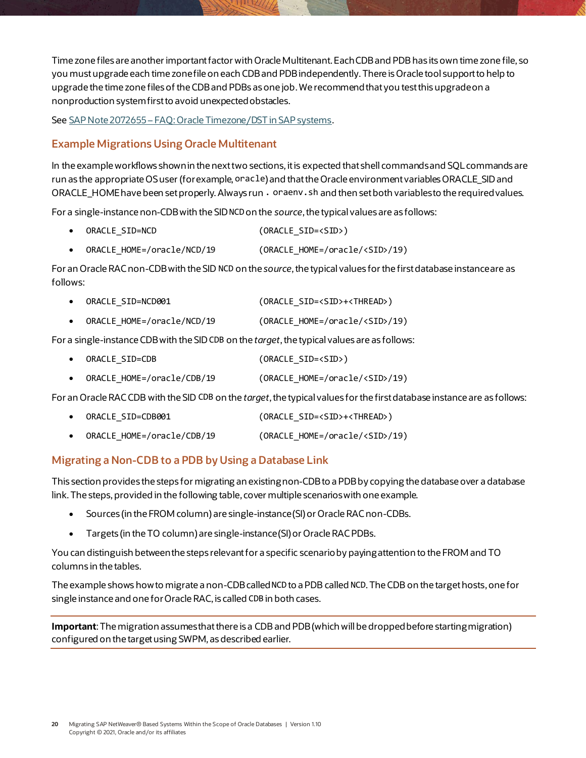Time zone files are another important factor with Oracle Multitenant. Each CDB and PDB has its own time zone file, so you must upgrade each time zone file on each CDB and PDB independently. There is Oracle tool support to help to upgrade the time zone files of the CDB and PDBs as one job. We recommend that you test this upgrade on a nonproduction system first to avoid unexpected obstacles.

See [SAP Note 2072655 – FAQ: Oracle Timezone/DST in SAP systems](#).

## Example Migrations Using Oracle Multitenant

In the example workflows shown in the next two sections, it is expected that shell commands and SQL commands are run as the appropriate OS user (for example, `oracle`) and that the Oracle environment variables ORACLE_SID and ORACLE_HOME have been set properly. Always run `. oraenv.sh` and then set both variables to the required values.

For a single-instance non-CDB with the SID `NCD` on the *source*, the typical values are as follows:

- `ORACLE_SID=NCD` `(ORACLE_SID=<SID>)`
- `ORACLE_HOME=/oracle/NCD/19` `(ORACLE_HOME=/oracle/<SID>/19)`

For an Oracle RAC non-CDB with the SID `NCD` on the *source*, the typical values for the first database instance are as follows:

- `ORACLE_SID=NCD001` `(ORACLE_SID=<SID>+<THREAD>)`
- `ORACLE_HOME=/oracle/NCD/19` `(ORACLE_HOME=/oracle/<SID>/19)`

For a single-instance CDB with the SID `CDB` on the *target*, the typical values are as follows:

- `ORACLE_SID=CDB` `(ORACLE_SID=<SID>)`
- `ORACLE_HOME=/oracle/CDB/19` `(ORACLE_HOME=/oracle/<SID>/19)`

For an Oracle RAC CDB with the SID `CDB` on the *target*, the typical values for the first database instance are as follows:

- `ORACLE_SID=CDB001` `(ORACLE_SID=<SID>+<THREAD>)`
- `ORACLE_HOME=/oracle/CDB/19` `(ORACLE_HOME=/oracle/<SID>/19)`

## Migrating a Non-CDB to a PDB by Using a Database Link

This section provides the steps for migrating an existing non-CDB to a PDB by copying the database over a database link. The steps, provided in the following table, cover multiple scenarios with one example.

- Sources (in the FROM column) are single-instance (SI) or Oracle RAC non-CDBs.
- Targets (in the TO column) are single-instance (SI) or Oracle RAC PDBs.

You can distinguish between the steps relevant for a specific scenario by paying attention to the FROM and TO columns in the tables.

The example shows how to migrate a non-CDB called `NCD` to a PDB called `NCD`. The CDB on the target hosts, one for single instance and one for Oracle RAC, is called `CDB` in both cases.

---

**Important**: The migration assumes that there is a CDB and PDB (which will be dropped before starting migration) configured on the target using SWPM, as described earlier.

---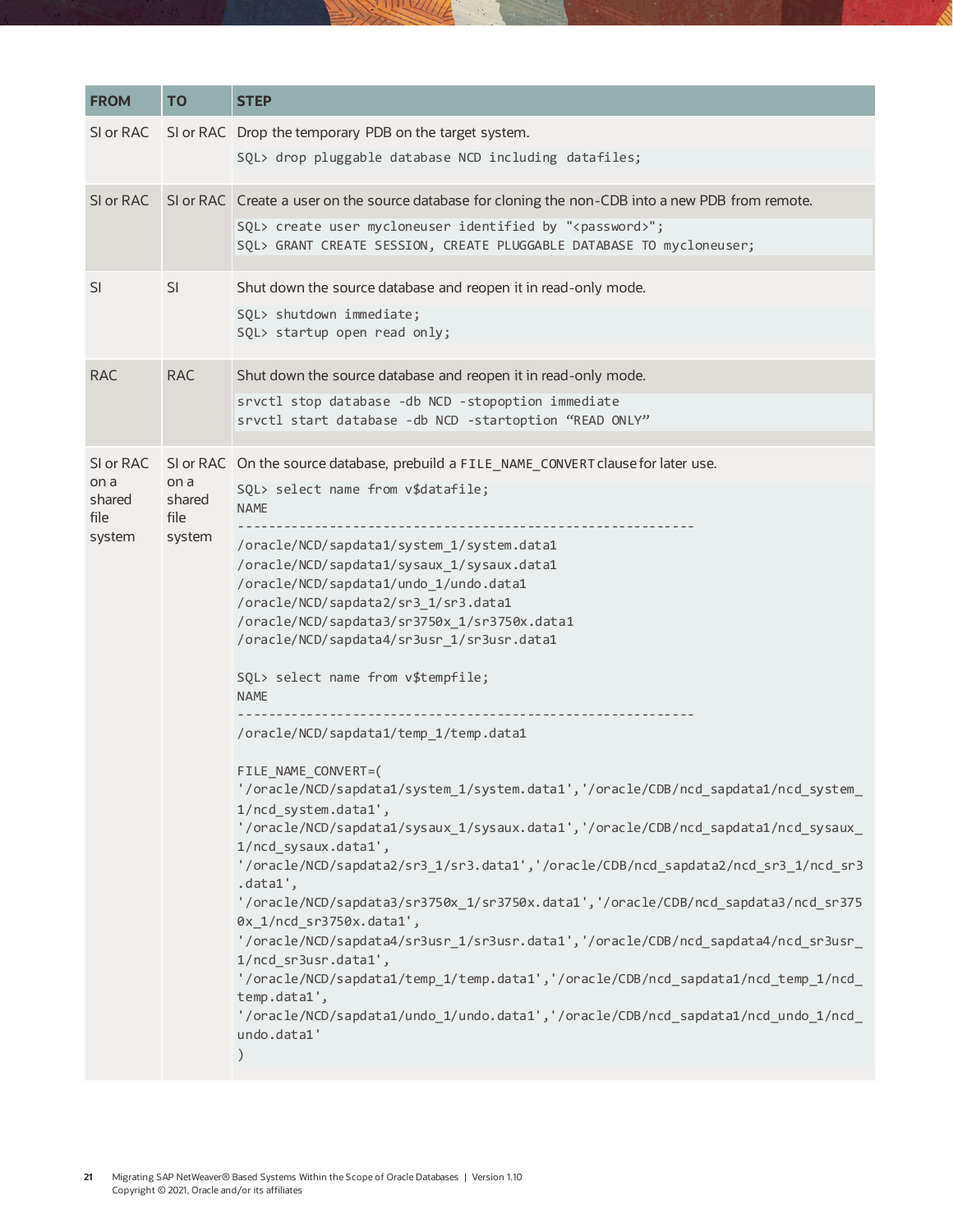| FROM | TO | STEP |
|---|---|---|
| SI or RAC | SI or RAC | Drop the temporary PDB on the target system.<br>`SQL> drop pluggable database NCD including datafiles;` |
| SI or RAC | SI or RAC | Create a user on the source database for cloning the non-CDB into a new PDB from remote.<br>`SQL> create user mycloneuser identified by "<password>";`<br>`SQL> GRANT CREATE SESSION, CREATE PLUGGABLE DATABASE TO mycloneuser;` |
| SI | SI | Shut down the source database and reopen it in read-only mode.<br>`SQL> shutdown immediate;`<br>`SQL> startup open read only;` |
| RAC | RAC | Shut down the source database and reopen it in read-only mode.<br>`srvctl stop database -db NCD -stopoption immediate`<br>`srvctl start database -db NCD -startoption “READ ONLY”` |
| SI or RAC on a shared file system | SI or RAC on a shared file system | On the source database, prebuild a `FILE_NAME_CONVERT` clause for later use.<br>`SQL> select name from v$datafile;`<br>`NAME`<br>`------------------------------------------------------------`<br>`/oracle/NCD/sapdata1/system_1/system.data1`<br>`/oracle/NCD/sapdata1/sysaux_1/sysaux.data1`<br>`/oracle/NCD/sapdata1/undo_1/undo.data1`<br>`/oracle/NCD/sapdata2/sr3_1/sr3.data1`<br>`/oracle/NCD/sapdata3/sr3750x_1/sr3750x.data1`<br>`/oracle/NCD/sapdata4/sr3usr_1/sr3usr.data1`<br><br>`SQL> select name from v$tempfile;`<br>`NAME`<br>`------------------------------------------------------------`<br>`/oracle/NCD/sapdata1/temp_1/temp.data1`<br><br>`FILE_NAME_CONVERT=(`<br>`'/oracle/NCD/sapdata1/system_1/system.data1','/oracle/CDB/ncd_sapdata1/ncd_system_1/ncd_system.data1',`<br>`'/oracle/NCD/sapdata1/sysaux_1/sysaux.data1','/oracle/CDB/ncd_sapdata1/ncd_sysaux_1/ncd_sysaux.data1',`<br>`'/oracle/NCD/sapdata2/sr3_1/sr3.data1','/oracle/CDB/ncd_sapdata2/ncd_sr3_1/ncd_sr3.data1',`<br>`'/oracle/NCD/sapdata3/sr3750x_1/sr3750x.data1','/oracle/CDB/ncd_sapdata3/ncd_sr3750x_1/ncd_sr3750x.data1',`<br>`'/oracle/NCD/sapdata4/sr3usr_1/sr3usr.data1','/oracle/CDB/ncd_sapdata4/ncd_sr3usr_1/ncd_sr3usr.data1',`<br>`'/oracle/NCD/sapdata1/temp_1/temp.data1','/oracle/CDB/ncd_sapdata1/ncd_temp_1/ncd_temp.data1',`<br>`'/oracle/NCD/sapdata1/undo_1/undo.data1','/oracle/CDB/ncd_sapdata1/ncd_undo_1/ncd_undo.data1'`<br>`)` |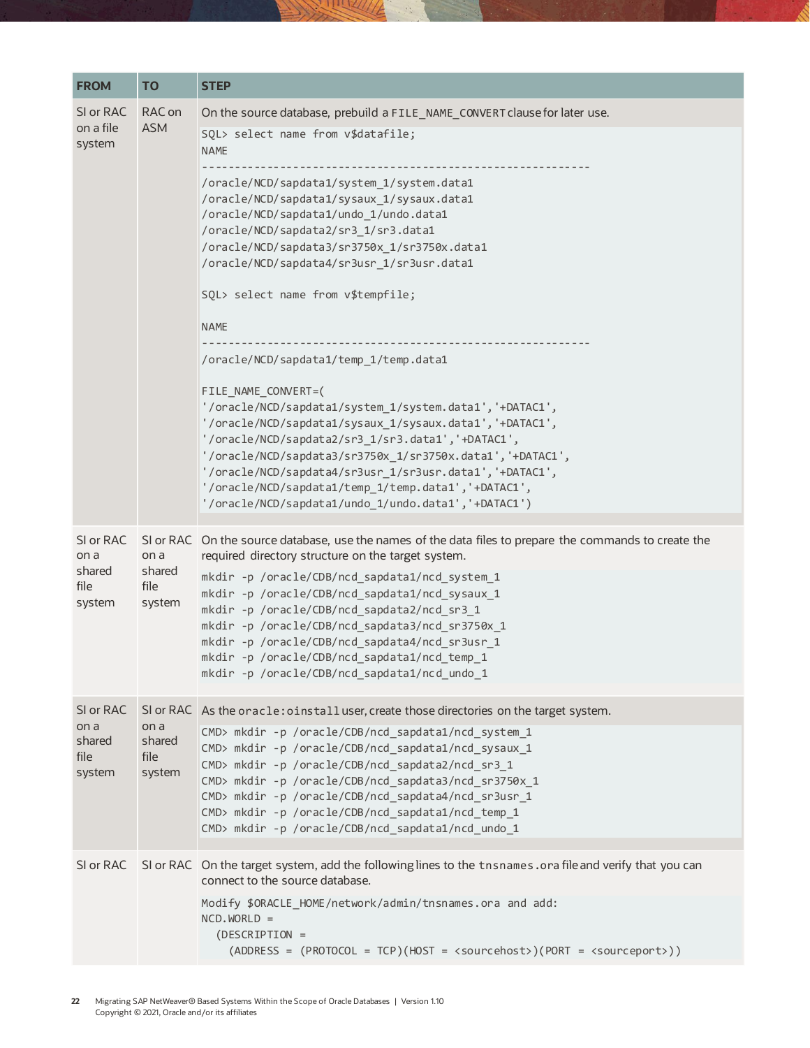| FROM | TO | STEP |
|---|---|---|
| SI or RAC on a file system | RAC on ASM | On the source database, prebuild a `FILE_NAME_CONVERT` clause for later use.<br>`SQL> select name from v$datafile;`<br>`NAME`<br>`------------------------------------------------------------`<br>`/oracle/NCD/sapdata1/system_1/system.data1`<br>`/oracle/NCD/sapdata1/sysaux_1/sysaux.data1`<br>`/oracle/NCD/sapdata1/undo_1/undo.data1`<br>`/oracle/NCD/sapdata2/sr3_1/sr3.data1`<br>`/oracle/NCD/sapdata3/sr3750x_1/sr3750x.data1`<br>`/oracle/NCD/sapdata4/sr3usr_1/sr3usr.data1`<br><br>`SQL> select name from v$tempfile;`<br><br>`NAME`<br>`------------------------------------------------------------`<br>`/oracle/NCD/sapdata1/temp_1/temp.data1`<br><br>`FILE_NAME_CONVERT=(`<br>`'/oracle/NCD/sapdata1/system_1/system.data1','+DATAC1',`<br>`'/oracle/NCD/sapdata1/sysaux_1/sysaux.data1','+DATAC1',`<br>`'/oracle/NCD/sapdata2/sr3_1/sr3.data1','+DATAC1',`<br>`'/oracle/NCD/sapdata3/sr3750x_1/sr3750x.data1','+DATAC1',`<br>`'/oracle/NCD/sapdata4/sr3usr_1/sr3usr.data1','+DATAC1',`<br>`'/oracle/NCD/sapdata1/temp_1/temp.data1','+DATAC1',`<br>`'/oracle/NCD/sapdata1/undo_1/undo.data1','+DATAC1')` |
| SI or RAC on a shared file system | SI or RAC on a shared file system | On the source database, use the names of the data files to prepare the commands to create the required directory structure on the target system.<br>`mkdir -p /oracle/CDB/ncd_sapdata1/ncd_system_1`<br>`mkdir -p /oracle/CDB/ncd_sapdata1/ncd_sysaux_1`<br>`mkdir -p /oracle/CDB/ncd_sapdata2/ncd_sr3_1`<br>`mkdir -p /oracle/CDB/ncd_sapdata3/ncd_sr3750x_1`<br>`mkdir -p /oracle/CDB/ncd_sapdata4/ncd_sr3usr_1`<br>`mkdir -p /oracle/CDB/ncd_sapdata1/ncd_temp_1`<br>`mkdir -p /oracle/CDB/ncd_sapdata1/ncd_undo_1` |
| SI or RAC on a shared file system | SI or RAC on a shared file system | As the `oracle:oinstall` user, create those directories on the target system.<br>`CMD> mkdir -p /oracle/CDB/ncd_sapdata1/ncd_system_1`<br>`CMD> mkdir -p /oracle/CDB/ncd_sapdata1/ncd_sysaux_1`<br>`CMD> mkdir -p /oracle/CDB/ncd_sapdata2/ncd_sr3_1`<br>`CMD> mkdir -p /oracle/CDB/ncd_sapdata3/ncd_sr3750x_1`<br>`CMD> mkdir -p /oracle/CDB/ncd_sapdata4/ncd_sr3usr_1`<br>`CMD> mkdir -p /oracle/CDB/ncd_sapdata1/ncd_temp_1`<br>`CMD> mkdir -p /oracle/CDB/ncd_sapdata1/ncd_undo_1` |
| SI or RAC | SI or RAC | On the target system, add the following lines to the `tnsnames.ora` file and verify that you can connect to the source database.<br>`Modify $ORACLE_HOME/network/admin/tnsnames.ora and add:`<br>`NCD.WORLD =`<br>`  (DESCRIPTION =`<br>`    (ADDRESS = (PROTOCOL = TCP)(HOST = <sourcehost>)(PORT = <sourceport>))` |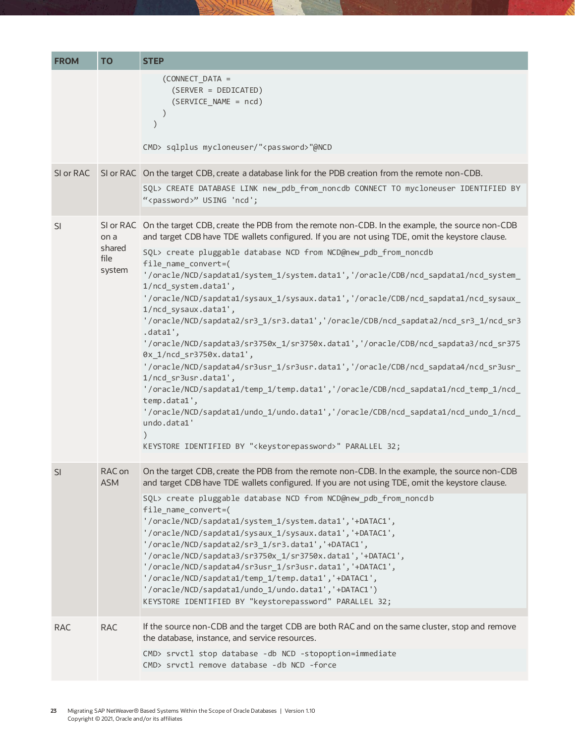| FROM | TO | STEP |
|---|---|---|
| | | `(CONNECT_DATA =`<br>`(SERVER = DEDICATED)`<br>`(SERVICE_NAME = ncd)`<br>`)`<br>`)`<br><br>`CMD> sqlplus mycloneuser/"<password>"@NCD` |
| SI or RAC | SI or RAC | On the target CDB, create a database link for the PDB creation from the remote non-CDB.<br>`SQL> CREATE DATABASE LINK new_pdb_from_noncdb CONNECT TO mycloneuser IDENTIFIED BY "<password>" USING 'ncd';` |
| SI | SI or RAC on a shared file system | On the target CDB, create the PDB from the remote non-CDB. In the example, the source non-CDB and target CDB have TDE wallets configured. If you are not using TDE, omit the keystore clause.<br>`SQL> create pluggable database NCD from NCD@new_pdb_from_noncdb`<br>`file_name_convert=(`<br>`'/oracle/NCD/sapdata1/system_1/system.data1','/oracle/CDB/ncd_sapdata1/ncd_system_1/ncd_system.data1',`<br>`'/oracle/NCD/sapdata1/sysaux_1/sysaux.data1','/oracle/CDB/ncd_sapdata1/ncd_sysaux_1/ncd_sysaux.data1',`<br>`'/oracle/NCD/sapdata2/sr3_1/sr3.data1','/oracle/CDB/ncd_sapdata2/ncd_sr3_1/ncd_sr3.data1',`<br>`'/oracle/NCD/sapdata3/sr3750x_1/sr3750x.data1','/oracle/CDB/ncd_sapdata3/ncd_sr3750x_1/ncd_sr3750x.data1',`<br>`'/oracle/NCD/sapdata4/sr3usr_1/sr3usr.data1','/oracle/CDB/ncd_sapdata4/ncd_sr3usr_1/ncd_sr3usr.data1',`<br>`'/oracle/NCD/sapdata1/temp_1/temp.data1','/oracle/CDB/ncd_sapdata1/ncd_temp_1/ncd_temp.data1',`<br>`'/oracle/NCD/sapdata1/undo_1/undo.data1','/oracle/CDB/ncd_sapdata1/ncd_undo_1/ncd_undo.data1'`<br>`)`<br>`KEYSTORE IDENTIFIED BY "<keystorepassword>" PARALLEL 32;` |
| SI | RAC on ASM | On the target CDB, create the PDB from the remote non-CDB. In the example, the source non-CDB and target CDB have TDE wallets configured. If you are not using TDE, omit the keystore clause.<br>`SQL> create pluggable database NCD from NCD@new_pdb_from_noncdb`<br>`file_name_convert=(`<br>`'/oracle/NCD/sapdata1/system_1/system.data1','+DATAC1',`<br>`'/oracle/NCD/sapdata1/sysaux_1/sysaux.data1','+DATAC1',`<br>`'/oracle/NCD/sapdata2/sr3_1/sr3.data1','+DATAC1',`<br>`'/oracle/NCD/sapdata3/sr3750x_1/sr3750x.data1','+DATAC1',`<br>`'/oracle/NCD/sapdata4/sr3usr_1/sr3usr.data1','+DATAC1',`<br>`'/oracle/NCD/sapdata1/temp_1/temp.data1','+DATAC1',`<br>`'/oracle/NCD/sapdata1/undo_1/undo.data1','+DATAC1')`<br>`KEYSTORE IDENTIFIED BY "keystorepassword" PARALLEL 32;` |
| RAC | RAC | If the source non-CDB and the target CDB are both RAC and on the same cluster, stop and remove the database, instance, and service resources.<br>`CMD> srvctl stop database -db NCD -stopoption=immediate`<br>`CMD> srvctl remove database -db NCD -force` |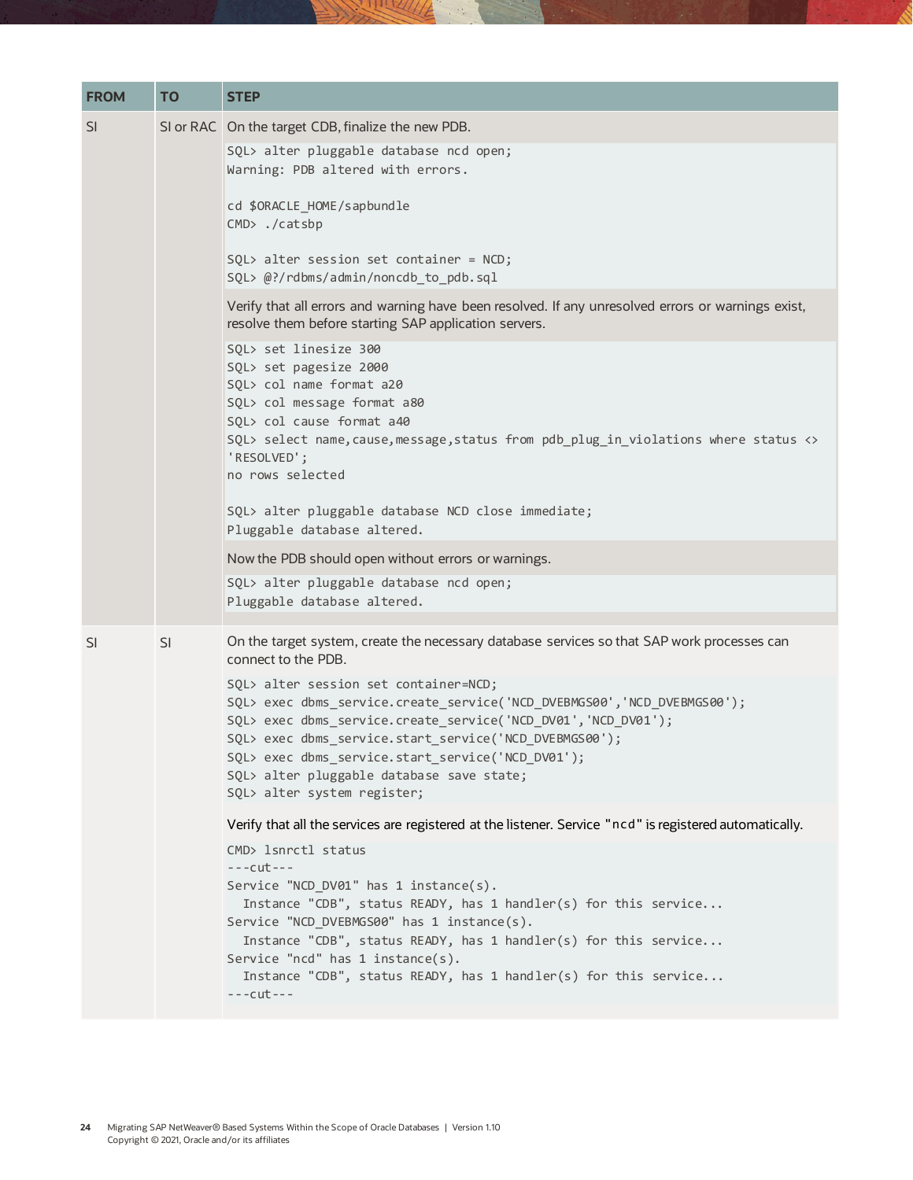| FROM | TO | STEP |
|---|---|---|
| SI | SI or RAC | On the target CDB, finalize the new PDB.<br>`SQL> alter pluggable database ncd open;`<br>`Warning: PDB altered with errors.`<br><br>`cd $ORACLE_HOME/sapbundle`<br>`CMD> ./catsbp`<br><br>`SQL> alter session set container = NCD;`<br>`SQL> @?/rdbms/admin/noncdb_to_pdb.sql`<br><br>Verify that all errors and warning have been resolved. If any unresolved errors or warnings exist, resolve them before starting SAP application servers.<br>`SQL> set linesize 300`<br>`SQL> set pagesize 2000`<br>`SQL> col name format a20`<br>`SQL> col message format a80`<br>`SQL> col cause format a40`<br>`SQL> select name,cause,message,status from pdb_plug_in_violations where status <> 'RESOLVED';`<br>`no rows selected`<br><br>`SQL> alter pluggable database NCD close immediate;`<br>`Pluggable database altered.`<br><br>Now the PDB should open without errors or warnings.<br>`SQL> alter pluggable database ncd open;`<br>`Pluggable database altered.` |
| SI | SI | On the target system, create the necessary database services so that SAP work processes can connect to the PDB.<br>`SQL> alter session set container=NCD;`<br>`SQL> exec dbms_service.create_service('NCD_DVEBMGS00','NCD_DVEBMGS00');`<br>`SQL> exec dbms_service.create_service('NCD_DV01','NCD_DV01');`<br>`SQL> exec dbms_service.start_service('NCD_DVEBMGS00');`<br>`SQL> exec dbms_service.start_service('NCD_DV01');`<br>`SQL> alter pluggable database save state;`<br>`SQL> alter system register;`<br><br>Verify that all the services are registered at the listener. Service "`ncd`" is registered automatically.<br>`CMD> lsnrctl status`<br>`---cut---`<br>`Service "NCD_DV01" has 1 instance(s).`<br>`  Instance "CDB", status READY, has 1 handler(s) for this service...`<br>`Service "NCD_DVEBMGS00" has 1 instance(s).`<br>`  Instance "CDB", status READY, has 1 handler(s) for this service...`<br>`Service "ncd" has 1 instance(s).`<br>`  Instance "CDB", status READY, has 1 handler(s) for this service...`<br>`---cut---` |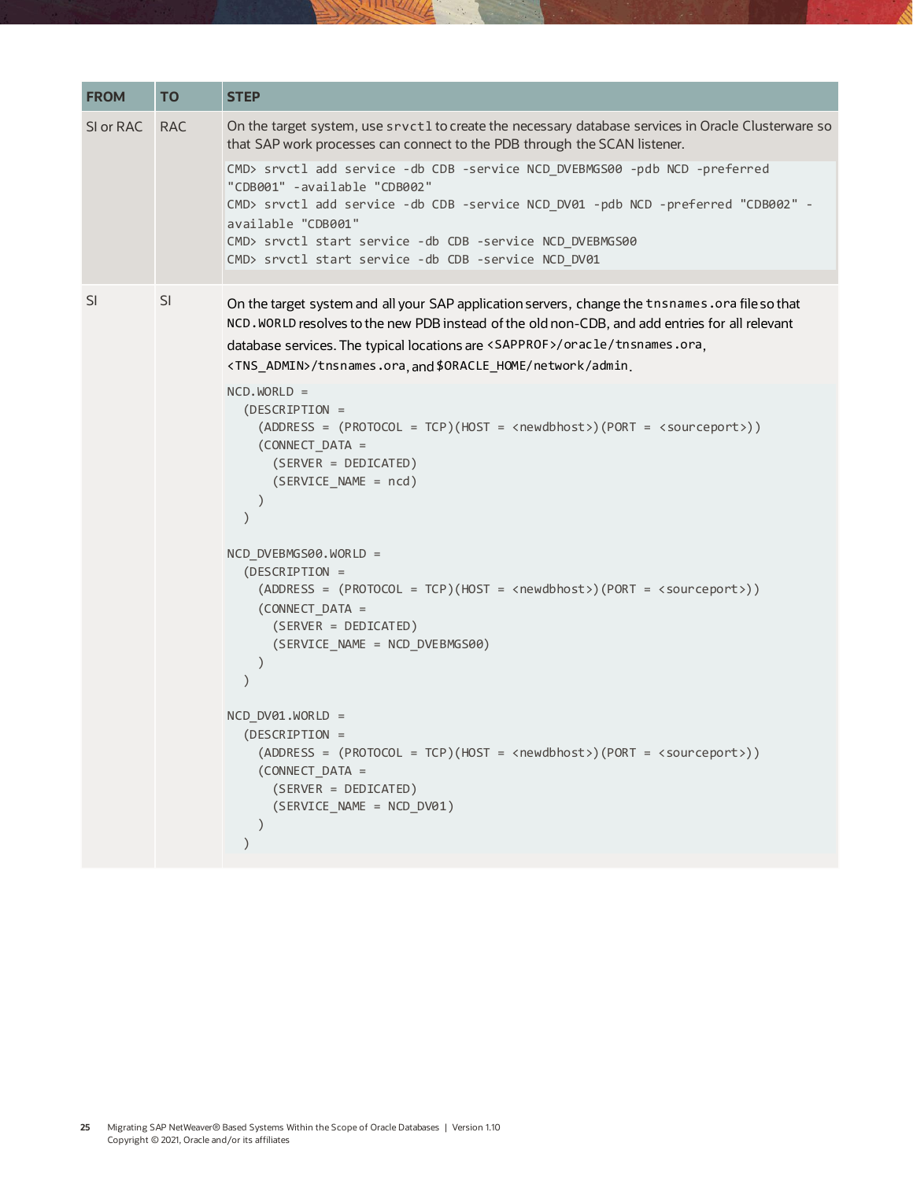| FROM | TO | STEP |
|---|---|---|
| SI or RAC | RAC | On the target system, use `srvctl` to create the necessary database services in Oracle Clusterware so that SAP work processes can connect to the PDB through the SCAN listener.<br>`CMD> srvctl add service -db CDB -service NCD_DVEBMGS00 -pdb NCD -preferred "CDB001" -available "CDB002"`<br>`CMD> srvctl add service -db CDB -service NCD_DV01 -pdb NCD -preferred "CDB002" -available "CDB001"`<br>`CMD> srvctl start service -db CDB -service NCD_DVEBMGS00`<br>`CMD> srvctl start service -db CDB -service NCD_DV01` |
| SI | SI | On the target system and all your SAP application servers, change the `tnsnames.ora` file so that `NCD.WORLD` resolves to the new PDB instead of the old non-CDB, and add entries for all relevant database services. The typical locations are `<SAPPROF>/oracle/tnsnames.ora`, `<TNS_ADMIN>/tnsnames.ora`, and `$ORACLE_HOME/network/admin`.<br>`NCD.WORLD =`<br>`(DESCRIPTION =`<br>`(ADDRESS = (PROTOCOL = TCP)(HOST = <newdbhost>)(PORT = <sourceport>))`<br>`(CONNECT_DATA =`<br>`(SERVER = DEDICATED)`<br>`(SERVICE_NAME = ncd)`<br>`)`<br>`)`<br><br>`NCD_DVEBMGS00.WORLD =`<br>`(DESCRIPTION =`<br>`(ADDRESS = (PROTOCOL = TCP)(HOST = <newdbhost>)(PORT = <sourceport>))`<br>`(CONNECT_DATA =`<br>`(SERVER = DEDICATED)`<br>`(SERVICE_NAME = NCD_DVEBMGS00)`<br>`)`<br>`)`<br><br>`NCD_DV01.WORLD =`<br>`(DESCRIPTION =`<br>`(ADDRESS = (PROTOCOL = TCP)(HOST = <newdbhost>)(PORT = <sourceport>))`<br>`(CONNECT_DATA =`<br>`(SERVER = DEDICATED)`<br>`(SERVICE_NAME = NCD_DV01)`<br>`)`<br>`)` |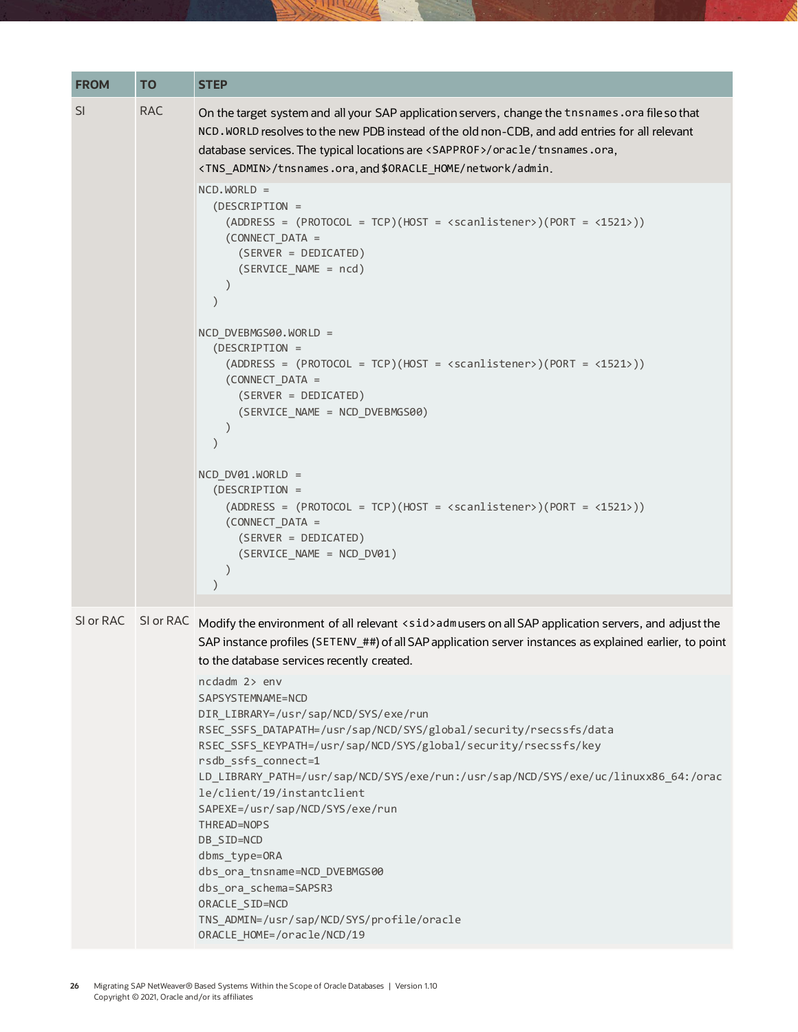| FROM | TO | STEP |
|---|---|---|
| SI | RAC | On the target system and all your SAP application servers, change the `tnsnames.ora` file so that `NCD.WORLD` resolves to the new PDB instead of the old non-CDB, and add entries for all relevant database services. The typical locations are `<SAPPROF>/oracle/tnsnames.ora`, `<TNS_ADMIN>/tnsnames.ora`, and `$ORACLE_HOME/network/admin`. |

```
NCD.WORLD =
  (DESCRIPTION =
    (ADDRESS = (PROTOCOL = TCP)(HOST = <scanlistener>)(PORT = <1521>))
    (CONNECT_DATA =
      (SERVER = DEDICATED)
      (SERVICE_NAME = ncd)
    )
  )

NCD_DVEBMGS00.WORLD =
  (DESCRIPTION =
    (ADDRESS = (PROTOCOL = TCP)(HOST = <scanlistener>)(PORT = <1521>))
    (CONNECT_DATA =
      (SERVER = DEDICATED)
      (SERVICE_NAME = NCD_DVEBMGS00)
    )
  )

NCD_DV01.WORLD =
  (DESCRIPTION =
    (ADDRESS = (PROTOCOL = TCP)(HOST = <scanlistener>)(PORT = <1521>))
    (CONNECT_DATA =
      (SERVER = DEDICATED)
      (SERVICE_NAME = NCD_DV01)
    )
  )
```

| FROM | TO | STEP |
|---|---|---|
| SI or RAC | SI or RAC | Modify the environment of all relevant `<sid>adm` users on all SAP application servers, and adjust the SAP instance profiles (`SETENV_##`) of all SAP application server instances as explained earlier, to point to the database services recently created. |

```
ncdadm 2> env
SAPSYSTEMNAME=NCD
DIR_LIBRARY=/usr/sap/NCD/SYS/exe/run
RSEC_SSFS_DATAPATH=/usr/sap/NCD/SYS/global/security/rsecssfs/data
RSEC_SSFS_KEYPATH=/usr/sap/NCD/SYS/global/security/rsecssfs/key
rsdb_ssfs_connect=1
LD_LIBRARY_PATH=/usr/sap/NCD/SYS/exe/run:/usr/sap/NCD/SYS/exe/uc/linuxx86_64:/oracle/client/19/instantclient
SAPEXE=/usr/sap/NCD/SYS/exe/run
THREAD=NOPS
DB_SID=NCD
dbms_type=ORA
dbs_ora_tnsname=NCD_DVEBMGS00
dbs_ora_schema=SAPSR3
ORACLE_SID=NCD
TNS_ADMIN=/usr/sap/NCD/SYS/profile/oracle
ORACLE_HOME=/oracle/NCD/19
```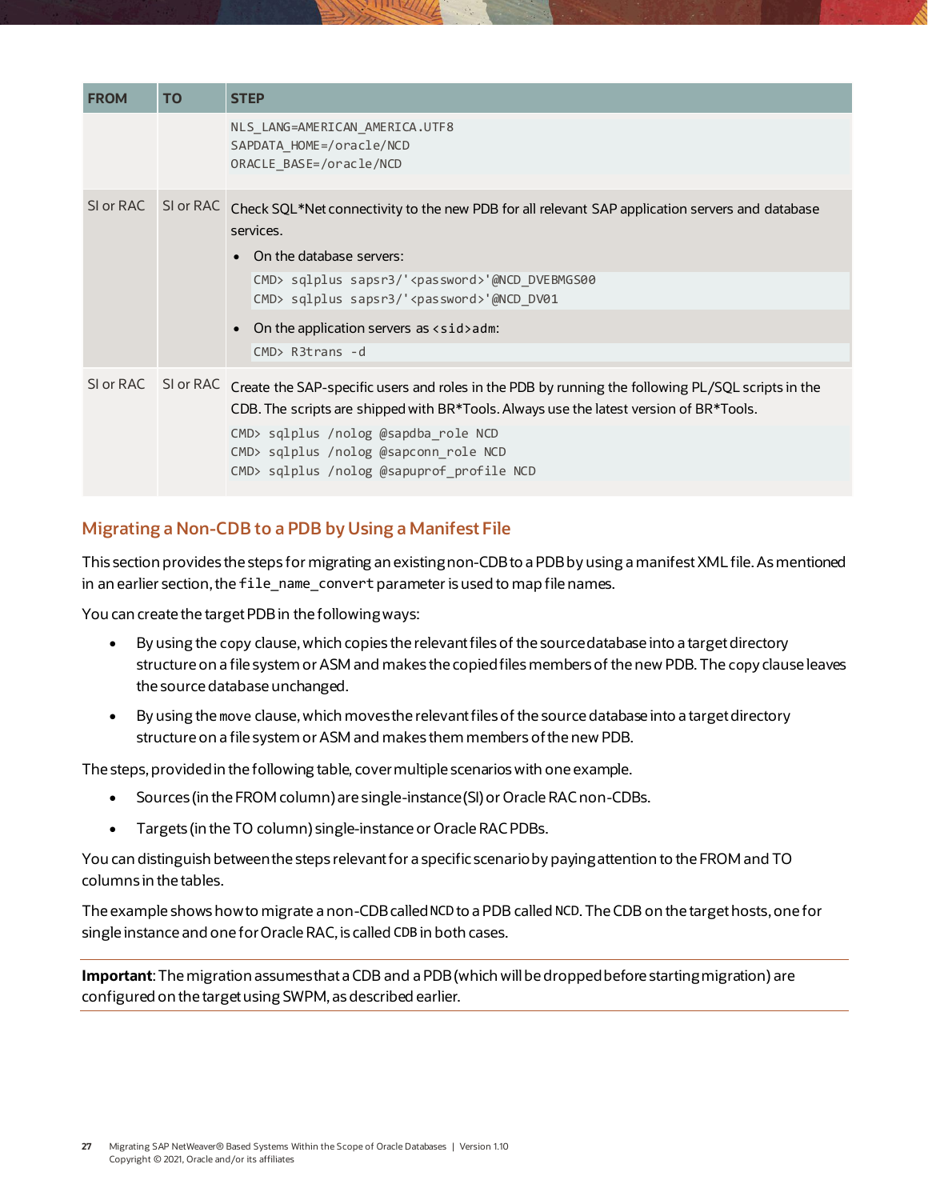| FROM | TO | STEP |
|---|---|---|
| | | `NLS_LANG=AMERICAN_AMERICA.UTF8`<br>`SAPDATA_HOME=/oracle/NCD`<br>`ORACLE_BASE=/oracle/NCD` |
| SI or RAC | SI or RAC | Check SQL*Net connectivity to the new PDB for all relevant SAP application servers and database services.<br>• On the database servers:<br>`CMD> sqlplus sapsr3/'<password>'@NCD_DVEBMGS00`<br>`CMD> sqlplus sapsr3/'<password>'@NCD_DV01`<br>• On the application servers as `<sid>adm`:<br>`CMD> R3trans -d` |
| SI or RAC | SI or RAC | Create the SAP-specific users and roles in the PDB by running the following PL/SQL scripts in the CDB. The scripts are shipped with BR*Tools. Always use the latest version of BR*Tools.<br>`CMD> sqlplus /nolog @sapdba_role NCD`<br>`CMD> sqlplus /nolog @sapconn_role NCD`<br>`CMD> sqlplus /nolog @sapuprof_profile NCD` |

## Migrating a Non-CDB to a PDB by Using a Manifest File

This section provides the steps for migrating an existing non-CDB to a PDB by using a manifest XML file. As mentioned in an earlier section, the `file_name_convert` parameter is used to map file names.

You can create the target PDB in the following ways:

- By using the copy clause, which copies the relevant files of the source database into a target directory structure on a file system or ASM and makes the copied files members of the new PDB. The copy clause leaves the source database unchanged.
- By using the `move` clause, which moves the relevant files of the source database into a target directory structure on a file system or ASM and makes them members of the new PDB.

The steps, provided in the following table, cover multiple scenarios with one example.

- Sources (in the FROM column) are single-instance (SI) or Oracle RAC non-CDBs.
- Targets (in the TO column) single-instance or Oracle RAC PDBs.

You can distinguish between the steps relevant for a specific scenario by paying attention to the FROM and TO columns in the tables.

The example shows how to migrate a non-CDB called `NCD` to a PDB called `NCD`. The CDB on the target hosts, one for single instance and one for Oracle RAC, is called `CDB` in both cases.

---

**Important**: The migration assumes that a CDB and a PDB (which will be dropped before starting migration) are configured on the target using SWPM, as described earlier.

---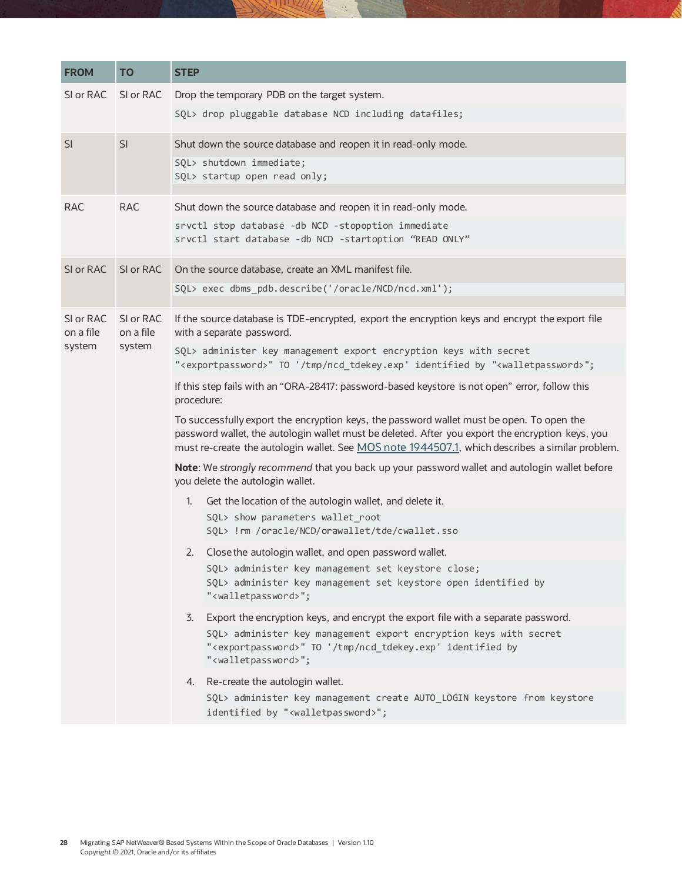| FROM | TO | STEP |
|---|---|---|
| SI or RAC | SI or RAC | Drop the temporary PDB on the target system.<br>`SQL> drop pluggable database NCD including datafiles;` |
| SI | SI | Shut down the source database and reopen it in read-only mode.<br>`SQL> shutdown immediate;`<br>`SQL> startup open read only;` |
| RAC | RAC | Shut down the source database and reopen it in read-only mode.<br>`srvctl stop database -db NCD -stopoption immediate`<br>`srvctl start database -db NCD -startoption "READ ONLY"` |
| SI or RAC | SI or RAC | On the source database, create an XML manifest file.<br>`SQL> exec dbms_pdb.describe('/oracle/NCD/ncd.xml');` |
| SI or RAC on a file system | SI or RAC on a file system | If the source database is TDE-encrypted, export the encryption keys and encrypt the export file with a separate password.<br>`SQL> administer key management export encryption keys with secret "<exportpassword>" TO '/tmp/ncd_tdekey.exp' identified by "<walletpassword>";`<br>If this step fails with an "ORA-28417: password-based keystore is not open" error, follow this procedure:<br>To successfully export the encryption keys, the password wallet must be open. To open the password wallet, the autologin wallet must be deleted. After you export the encryption keys, you must re-create the autologin wallet. See MOS note 1944507.1, which describes a similar problem.<br>**Note**: We *strongly recommend* that you back up your password wallet and autologin wallet before you delete the autologin wallet.<br>1. Get the location of the autologin wallet, and delete it.<br>`SQL> show parameters wallet_root`<br>`SQL> !rm /oracle/NCD/orawallet/tde/cwallet.sso`<br>2. Close the autologin wallet, and open password wallet.<br>`SQL> administer key management set keystore close;`<br>`SQL> administer key management set keystore open identified by "<walletpassword>";`<br>3. Export the encryption keys, and encrypt the export file with a separate password.<br>`SQL> administer key management export encryption keys with secret "<exportpassword>" TO '/tmp/ncd_tdekey.exp' identified by "<walletpassword>";`<br>4. Re-create the autologin wallet.<br>`SQL> administer key management create AUTO_LOGIN keystore from keystore identified by "<walletpassword>";` |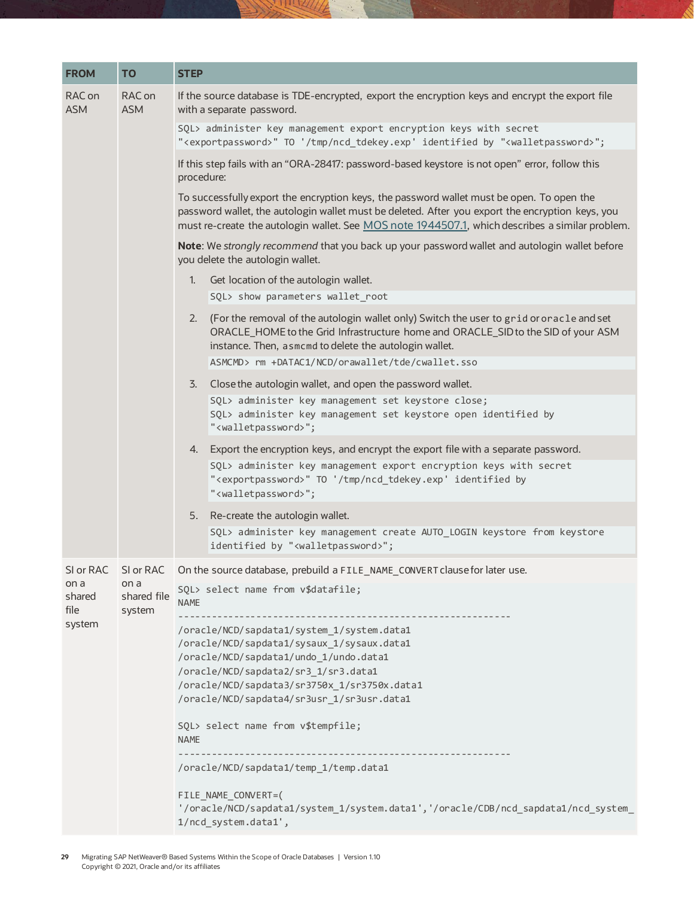| FROM | TO | STEP |
| --- | --- | --- |
| RAC on ASM | RAC on ASM | If the source database is TDE-encrypted, export the encryption keys and encrypt the export file with a separate password.<br>`SQL> administer key management export encryption keys with secret "<exportpassword>" TO '/tmp/ncd_tdekey.exp' identified by "<walletpassword>";`<br>If this step fails with an "ORA-28417: password-based keystore is not open" error, follow this procedure:<br>To successfully export the encryption keys, the password wallet must be open. To open the password wallet, the autologin wallet must be deleted. After you export the encryption keys, you must re-create the autologin wallet. See [MOS note 1944507.1](), which describes a similar problem.<br>**Note**: We *strongly recommend* that you back up your password wallet and autologin wallet before you delete the autologin wallet.<br>1. Get location of the autologin wallet.<br>`SQL> show parameters wallet_root`<br>2. (For the removal of the autologin wallet only) Switch the user to `grid` or `oracle` and set ORACLE_HOME to the Grid Infrastructure home and ORACLE_SID to the SID of your ASM instance. Then, `asmcmd` to delete the autologin wallet.<br>`ASMCMD> rm +DATAC1/NCD/orawallet/tde/cwallet.sso`<br>3. Close the autologin wallet, and open the password wallet.<br>`SQL> administer key management set keystore close;`<br>`SQL> administer key management set keystore open identified by "<walletpassword>";`<br>4. Export the encryption keys, and encrypt the export file with a separate password.<br>`SQL> administer key management export encryption keys with secret "<exportpassword>" TO '/tmp/ncd_tdekey.exp' identified by "<walletpassword>";`<br>5. Re-create the autologin wallet.<br>`SQL> administer key management create AUTO_LOGIN keystore from keystore identified by "<walletpassword>";` |
| SI or RAC on a shared file system | SI or RAC on a shared file system | On the source database, prebuild a `FILE_NAME_CONVERT` clause for later use.<br>`SQL> select name from v$datafile;`<br>`NAME`<br>`------------------------------------------------------------`<br>`/oracle/NCD/sapdata1/system_1/system.data1`<br>`/oracle/NCD/sapdata1/sysaux_1/sysaux.data1`<br>`/oracle/NCD/sapdata1/undo_1/undo.data1`<br>`/oracle/NCD/sapdata2/sr3_1/sr3.data1`<br>`/oracle/NCD/sapdata3/sr3750x_1/sr3750x.data1`<br>`/oracle/NCD/sapdata4/sr3usr_1/sr3usr.data1`<br><br>`SQL> select name from v$tempfile;`<br>`NAME`<br>`------------------------------------------------------------`<br>`/oracle/NCD/sapdata1/temp_1/temp.data1`<br><br>`FILE_NAME_CONVERT=(`<br>`'/oracle/NCD/sapdata1/system_1/system.data1','/oracle/CDB/ncd_sapdata1/ncd_system_1/ncd_system.data1',` |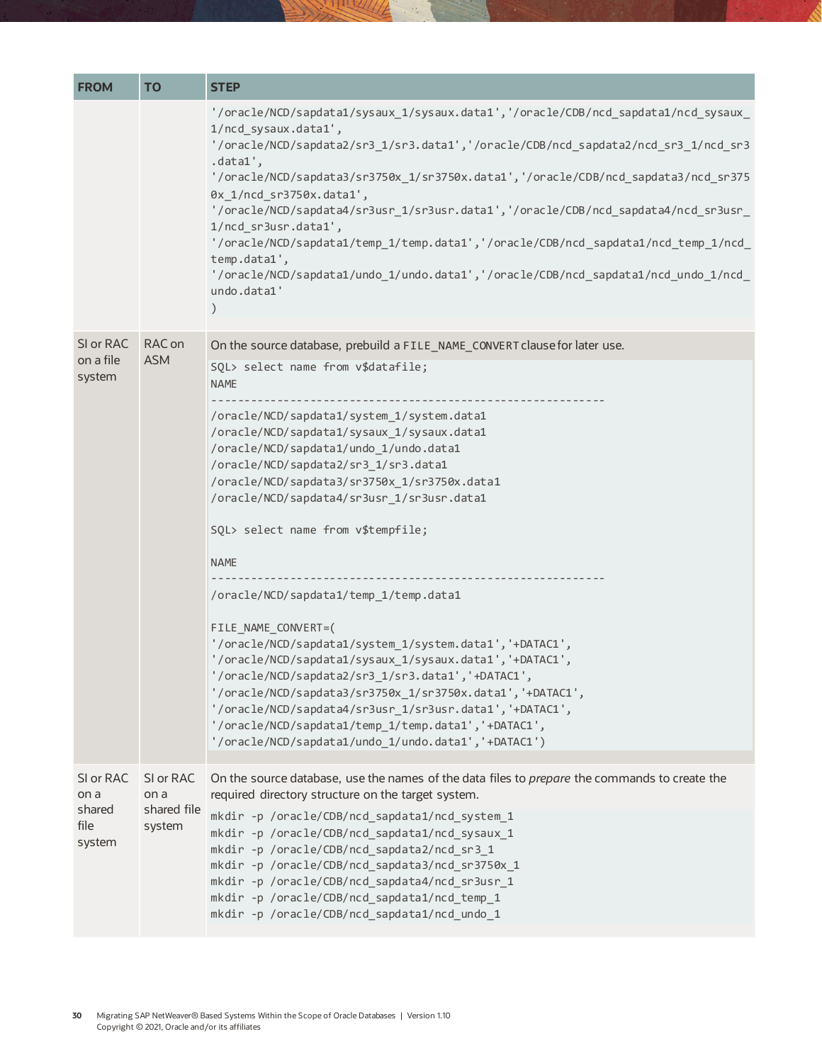| FROM | TO | STEP |
|---|---|---|
| | | `'/oracle/NCD/sapdata1/sysaux_1/sysaux.data1','/oracle/CDB/ncd_sapdata1/ncd_sysaux_1/ncd_sysaux.data1',` `'/oracle/NCD/sapdata2/sr3_1/sr3.data1','/oracle/CDB/ncd_sapdata2/ncd_sr3_1/ncd_sr3.data1',` `'/oracle/NCD/sapdata3/sr3750x_1/sr3750x.data1','/oracle/CDB/ncd_sapdata3/ncd_sr3750x_1/ncd_sr3750x.data1',` `'/oracle/NCD/sapdata4/sr3usr_1/sr3usr.data1','/oracle/CDB/ncd_sapdata4/ncd_sr3usr_1/ncd_sr3usr.data1',` `'/oracle/NCD/sapdata1/temp_1/temp.data1','/oracle/CDB/ncd_sapdata1/ncd_temp_1/ncd_temp.data1',` `'/oracle/NCD/sapdata1/undo_1/undo.data1','/oracle/CDB/ncd_sapdata1/ncd_undo_1/ncd_undo.data1'` `)` |
| SI or RAC on a file system | RAC on ASM | On the source database, prebuild a `FILE_NAME_CONVERT` clause for later use.<br>`SQL> select name from v$datafile;`<br>`NAME`<br>`------------------------------------------------------------`<br>`/oracle/NCD/sapdata1/system_1/system.data1`<br>`/oracle/NCD/sapdata1/sysaux_1/sysaux.data1`<br>`/oracle/NCD/sapdata1/undo_1/undo.data1`<br>`/oracle/NCD/sapdata2/sr3_1/sr3.data1`<br>`/oracle/NCD/sapdata3/sr3750x_1/sr3750x.data1`<br>`/oracle/NCD/sapdata4/sr3usr_1/sr3usr.data1`<br><br>`SQL> select name from v$tempfile;`<br><br>`NAME`<br>`------------------------------------------------------------`<br>`/oracle/NCD/sapdata1/temp_1/temp.data1`<br><br>`FILE_NAME_CONVERT=(`<br>`'/oracle/NCD/sapdata1/system_1/system.data1','+DATAC1',`<br>`'/oracle/NCD/sapdata1/sysaux_1/sysaux.data1','+DATAC1',`<br>`'/oracle/NCD/sapdata2/sr3_1/sr3.data1','+DATAC1',`<br>`'/oracle/NCD/sapdata3/sr3750x_1/sr3750x.data1','+DATAC1',`<br>`'/oracle/NCD/sapdata4/sr3usr_1/sr3usr.data1','+DATAC1',`<br>`'/oracle/NCD/sapdata1/temp_1/temp.data1','+DATAC1',`<br>`'/oracle/NCD/sapdata1/undo_1/undo.data1','+DATAC1')` |
| SI or RAC on a shared file system | SI or RAC on a shared file system | On the source database, use the names of the data files to *prepare* the commands to create the required directory structure on the target system.<br>`mkdir -p /oracle/CDB/ncd_sapdata1/ncd_system_1`<br>`mkdir -p /oracle/CDB/ncd_sapdata1/ncd_sysaux_1`<br>`mkdir -p /oracle/CDB/ncd_sapdata2/ncd_sr3_1`<br>`mkdir -p /oracle/CDB/ncd_sapdata3/ncd_sr3750x_1`<br>`mkdir -p /oracle/CDB/ncd_sapdata4/ncd_sr3usr_1`<br>`mkdir -p /oracle/CDB/ncd_sapdata1/ncd_temp_1`<br>`mkdir -p /oracle/CDB/ncd_sapdata1/ncd_undo_1` |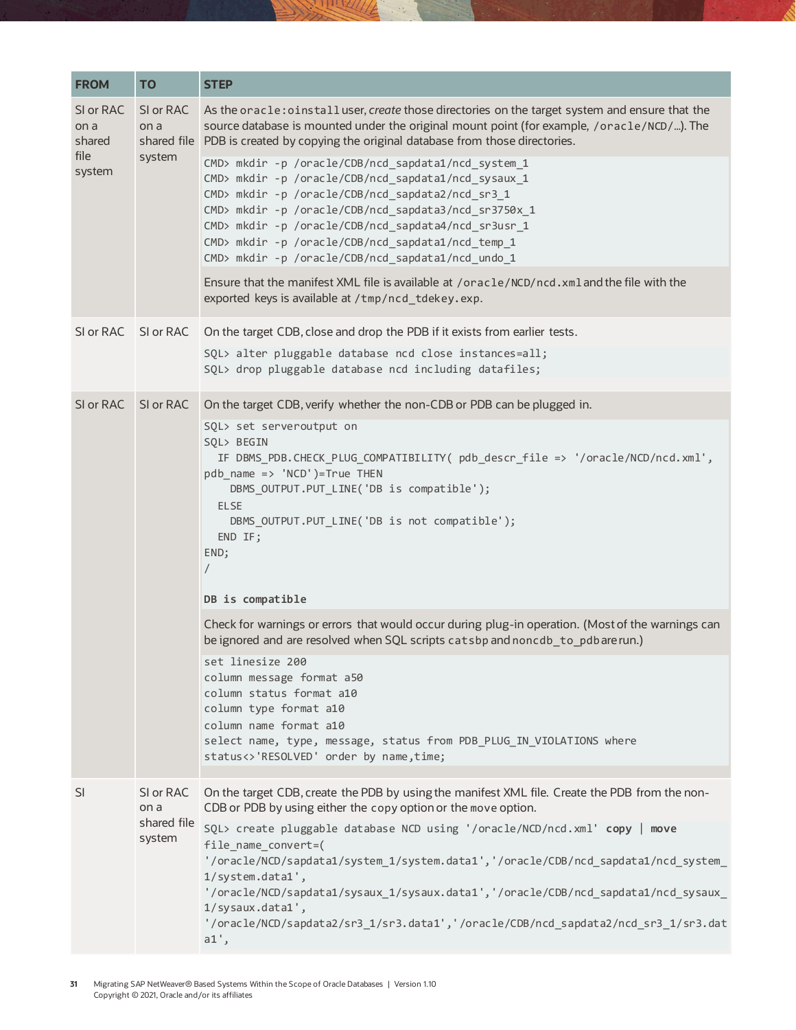| FROM | TO | STEP |
|---|---|---|
| SI or RAC on a shared file system | SI or RAC on a shared file system | As the `oracle:oinstall` user, *create* those directories on the target system and ensure that the source database is mounted under the original mount point (for example, `/oracle/NCD/...`). The PDB is created by copying the original database from those directories.<br>`CMD> mkdir -p /oracle/CDB/ncd_sapdata1/ncd_system_1`<br>`CMD> mkdir -p /oracle/CDB/ncd_sapdata1/ncd_sysaux_1`<br>`CMD> mkdir -p /oracle/CDB/ncd_sapdata2/ncd_sr3_1`<br>`CMD> mkdir -p /oracle/CDB/ncd_sapdata3/ncd_sr3750x_1`<br>`CMD> mkdir -p /oracle/CDB/ncd_sapdata4/ncd_sr3usr_1`<br>`CMD> mkdir -p /oracle/CDB/ncd_sapdata1/ncd_temp_1`<br>`CMD> mkdir -p /oracle/CDB/ncd_sapdata1/ncd_undo_1`<br>Ensure that the manifest XML file is available at `/oracle/NCD/ncd.xml` and the file with the exported keys is available at `/tmp/ncd_tdekey.exp`. |
| SI or RAC | SI or RAC | On the target CDB, close and drop the PDB if it exists from earlier tests.<br>`SQL> alter pluggable database ncd close instances=all;`<br>`SQL> drop pluggable database ncd including datafiles;` |
| SI or RAC | SI or RAC | On the target CDB, verify whether the non-CDB or PDB can be plugged in.<br>`SQL> set serveroutput on`<br>`SQL> BEGIN`<br>`  IF DBMS_PDB.CHECK_PLUG_COMPATIBILITY( pdb_descr_file => '/oracle/NCD/ncd.xml', pdb_name => 'NCD')=True THEN`<br>`    DBMS_OUTPUT.PUT_LINE('DB is compatible');`<br>`  ELSE`<br>`    DBMS_OUTPUT.PUT_LINE('DB is not compatible');`<br>`  END IF;`<br>`END;`<br>`/`<br><br>**`DB is compatible`**<br><br>Check for warnings or errors that would occur during plug-in operation. (Most of the warnings can be ignored and are resolved when SQL scripts `catsbp` and `noncdb_to_pdb` are run.)<br>`set linesize 200`<br>`column message format a50`<br>`column status format a10`<br>`column type format a10`<br>`column name format a10`<br>`select name, type, message, status from PDB_PLUG_IN_VIOLATIONS where status<>'RESOLVED' order by name,time;` |
| SI | SI or RAC on a shared file system | On the target CDB, create the PDB by using the manifest XML file. Create the PDB from the non-CDB or PDB by using either the `copy` option or the `move` option.<br>`SQL> create pluggable database NCD using '/oracle/NCD/ncd.xml'` **`copy`** `\|` **`move`**<br>`file_name_convert=(`<br>`'/oracle/NCD/sapdata1/system_1/system.data1','/oracle/CDB/ncd_sapdata1/ncd_system_1/system.data1',`<br>`'/oracle/NCD/sapdata1/sysaux_1/sysaux.data1','/oracle/CDB/ncd_sapdata1/ncd_sysaux_1/sysaux.data1',`<br>`'/oracle/NCD/sapdata2/sr3_1/sr3.data1','/oracle/CDB/ncd_sapdata2/ncd_sr3_1/sr3.data1',` |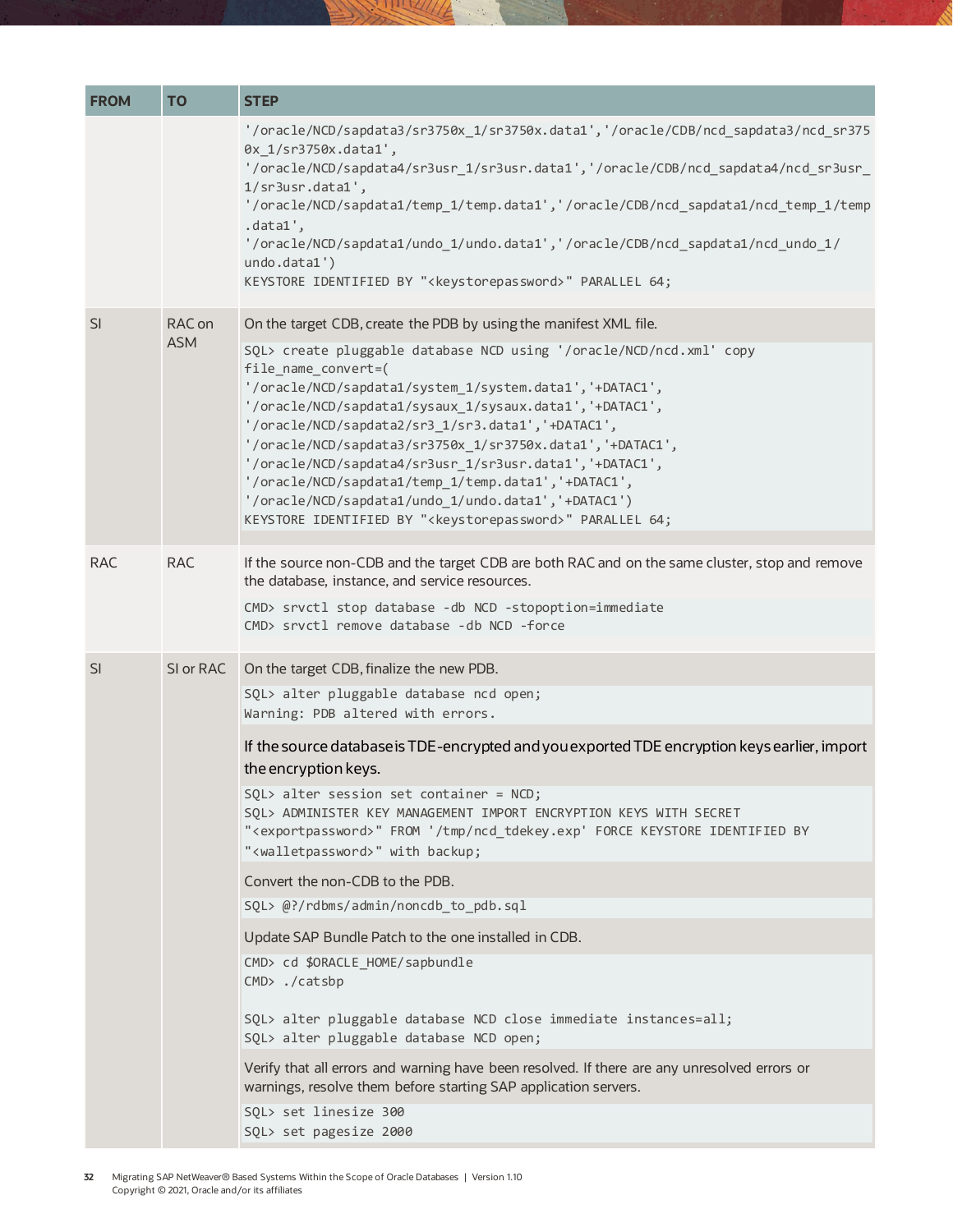| FROM | TO | STEP |
|---|---|---|
| | | `'/oracle/NCD/sapdata3/sr3750x_1/sr3750x.data1','/oracle/CDB/ncd_sapdata3/ncd_sr3750x_1/sr3750x.data1',`<br>`'/oracle/NCD/sapdata4/sr3usr_1/sr3usr.data1','/oracle/CDB/ncd_sapdata4/ncd_sr3usr_1/sr3usr.data1',`<br>`'/oracle/NCD/sapdata1/temp_1/temp.data1','/oracle/CDB/ncd_sapdata1/ncd_temp_1/temp.data1',`<br>`'/oracle/NCD/sapdata1/undo_1/undo.data1','/oracle/CDB/ncd_sapdata1/ncd_undo_1/undo.data1')`<br>`KEYSTORE IDENTIFIED BY "<keystorepassword>" PARALLEL 64;` |
| SI | RAC on ASM | On the target CDB, create the PDB by using the manifest XML file.<br>`SQL> create pluggable database NCD using '/oracle/NCD/ncd.xml' copy file_name_convert=(`<br>`'/oracle/NCD/sapdata1/system_1/system.data1','+DATAC1',`<br>`'/oracle/NCD/sapdata1/sysaux_1/sysaux.data1','+DATAC1',`<br>`'/oracle/NCD/sapdata2/sr3_1/sr3.data1','+DATAC1',`<br>`'/oracle/NCD/sapdata3/sr3750x_1/sr3750x.data1','+DATAC1',`<br>`'/oracle/NCD/sapdata4/sr3usr_1/sr3usr.data1','+DATAC1',`<br>`'/oracle/NCD/sapdata1/temp_1/temp.data1','+DATAC1',`<br>`'/oracle/NCD/sapdata1/undo_1/undo.data1','+DATAC1')`<br>`KEYSTORE IDENTIFIED BY "<keystorepassword>" PARALLEL 64;` |
| RAC | RAC | If the source non-CDB and the target CDB are both RAC and on the same cluster, stop and remove the database, instance, and service resources.<br>`CMD> srvctl stop database -db NCD -stopoption=immediate`<br>`CMD> srvctl remove database -db NCD -force` |
| SI | SI or RAC | On the target CDB, finalize the new PDB.<br>`SQL> alter pluggable database ncd open;`<br>`Warning: PDB altered with errors.`<br>If the source database is TDE-encrypted and you exported TDE encryption keys earlier, import the encryption keys.<br>`SQL> alter session set container = NCD;`<br>`SQL> ADMINISTER KEY MANAGEMENT IMPORT ENCRYPTION KEYS WITH SECRET "<exportpassword>" FROM '/tmp/ncd_tdekey.exp' FORCE KEYSTORE IDENTIFIED BY "<walletpassword>" with backup;`<br>Convert the non-CDB to the PDB.<br>`SQL> @?/rdbms/admin/noncdb_to_pdb.sql`<br>Update SAP Bundle Patch to the one installed in CDB.<br>`CMD> cd $ORACLE_HOME/sapbundle`<br>`CMD> ./catsbp`<br><br>`SQL> alter pluggable database NCD close immediate instances=all;`<br>`SQL> alter pluggable database NCD open;`<br>Verify that all errors and warning have been resolved. If there are any unresolved errors or warnings, resolve them before starting SAP application servers.<br>`SQL> set linesize 300`<br>`SQL> set pagesize 2000` |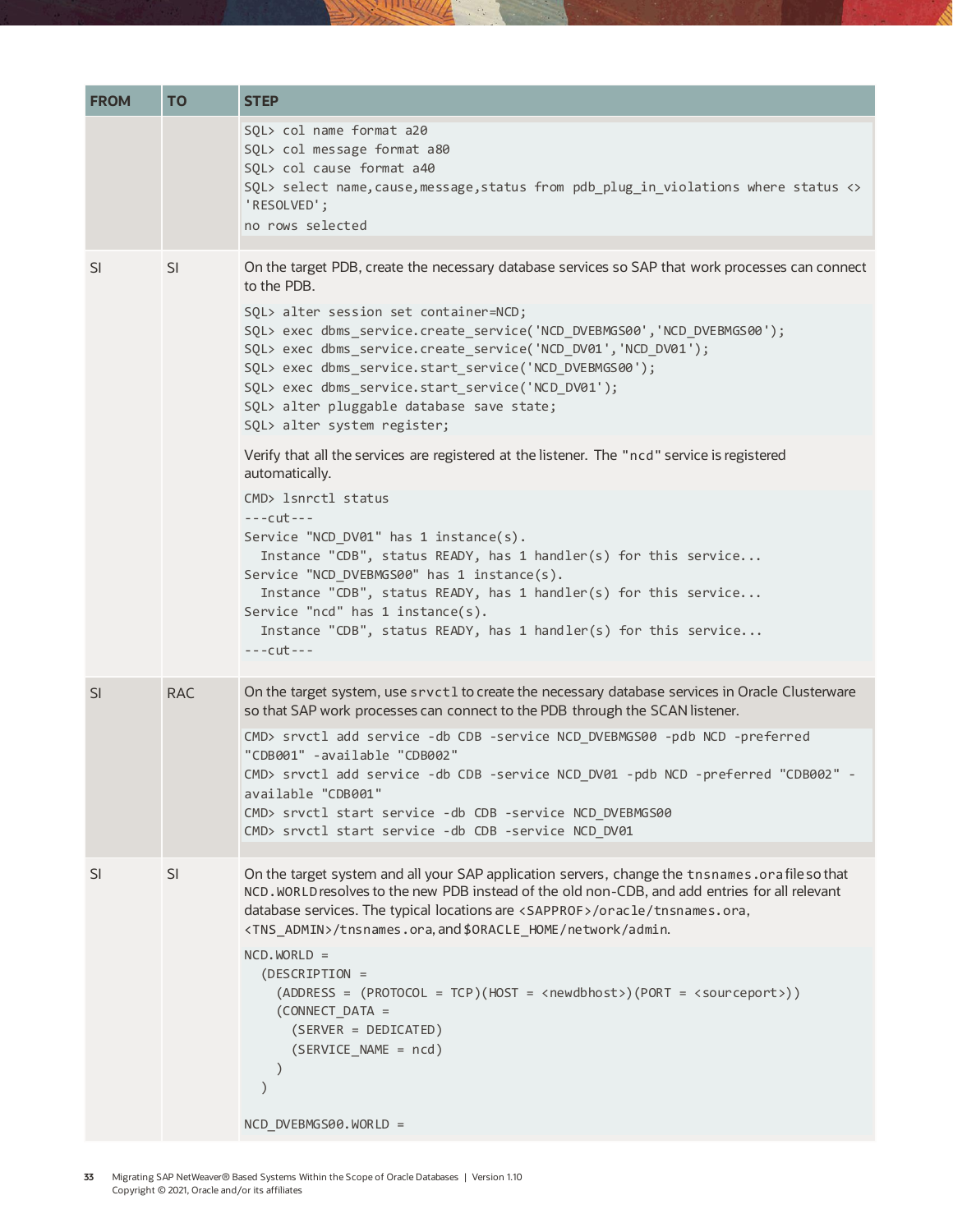| FROM | TO | STEP |
|---|---|---|
| | | `SQL> col name format a20`<br>`SQL> col message format a80`<br>`SQL> col cause format a40`<br>`SQL> select name,cause,message,status from pdb_plug_in_violations where status <> 'RESOLVED';`<br>`no rows selected` |
| SI | SI | On the target PDB, create the necessary database services so SAP that work processes can connect to the PDB.<br>`SQL> alter session set container=NCD;`<br>`SQL> exec dbms_service.create_service('NCD_DVEBMGS00','NCD_DVEBMGS00');`<br>`SQL> exec dbms_service.create_service('NCD_DV01','NCD_DV01');`<br>`SQL> exec dbms_service.start_service('NCD_DVEBMGS00');`<br>`SQL> exec dbms_service.start_service('NCD_DV01');`<br>`SQL> alter pluggable database save state;`<br>`SQL> alter system register;`<br>Verify that all the services are registered at the listener. The "`ncd`" service is registered automatically.<br>`CMD> lsnrctl status`<br>`---cut---`<br>`Service "NCD_DV01" has 1 instance(s).`<br>`  Instance "CDB", status READY, has 1 handler(s) for this service...`<br>`Service "NCD_DVEBMGS00" has 1 instance(s).`<br>`  Instance "CDB", status READY, has 1 handler(s) for this service...`<br>`Service "ncd" has 1 instance(s).`<br>`  Instance "CDB", status READY, has 1 handler(s) for this service...`<br>`---cut---` |
| SI | RAC | On the target system, use `srvctl` to create the necessary database services in Oracle Clusterware so that SAP work processes can connect to the PDB through the SCAN listener.<br>`CMD> srvctl add service -db CDB -service NCD_DVEBMGS00 -pdb NCD -preferred "CDB001" -available "CDB002"`<br>`CMD> srvctl add service -db CDB -service NCD_DV01 -pdb NCD -preferred "CDB002" -available "CDB001"`<br>`CMD> srvctl start service -db CDB -service NCD_DVEBMGS00`<br>`CMD> srvctl start service -db CDB -service NCD_DV01` |
| SI | SI | On the target system and all your SAP application servers, change the `tnsnames.ora` file so that `NCD.WORLD` resolves to the new PDB instead of the old non-CDB, and add entries for all relevant database services. The typical locations are `<SAPPROF>/oracle/tnsnames.ora`, `<TNS_ADMIN>/tnsnames.ora`, and `$ORACLE_HOME/network/admin`.<br>`NCD.WORLD =`<br>`  (DESCRIPTION =`<br>`    (ADDRESS = (PROTOCOL = TCP)(HOST = <newdbhost>)(PORT = <sourceport>))`<br>`    (CONNECT_DATA =`<br>`      (SERVER = DEDICATED)`<br>`      (SERVICE_NAME = ncd)`<br>`    )`<br>`  )`<br><br>`NCD_DVEBMGS00.WORLD =` |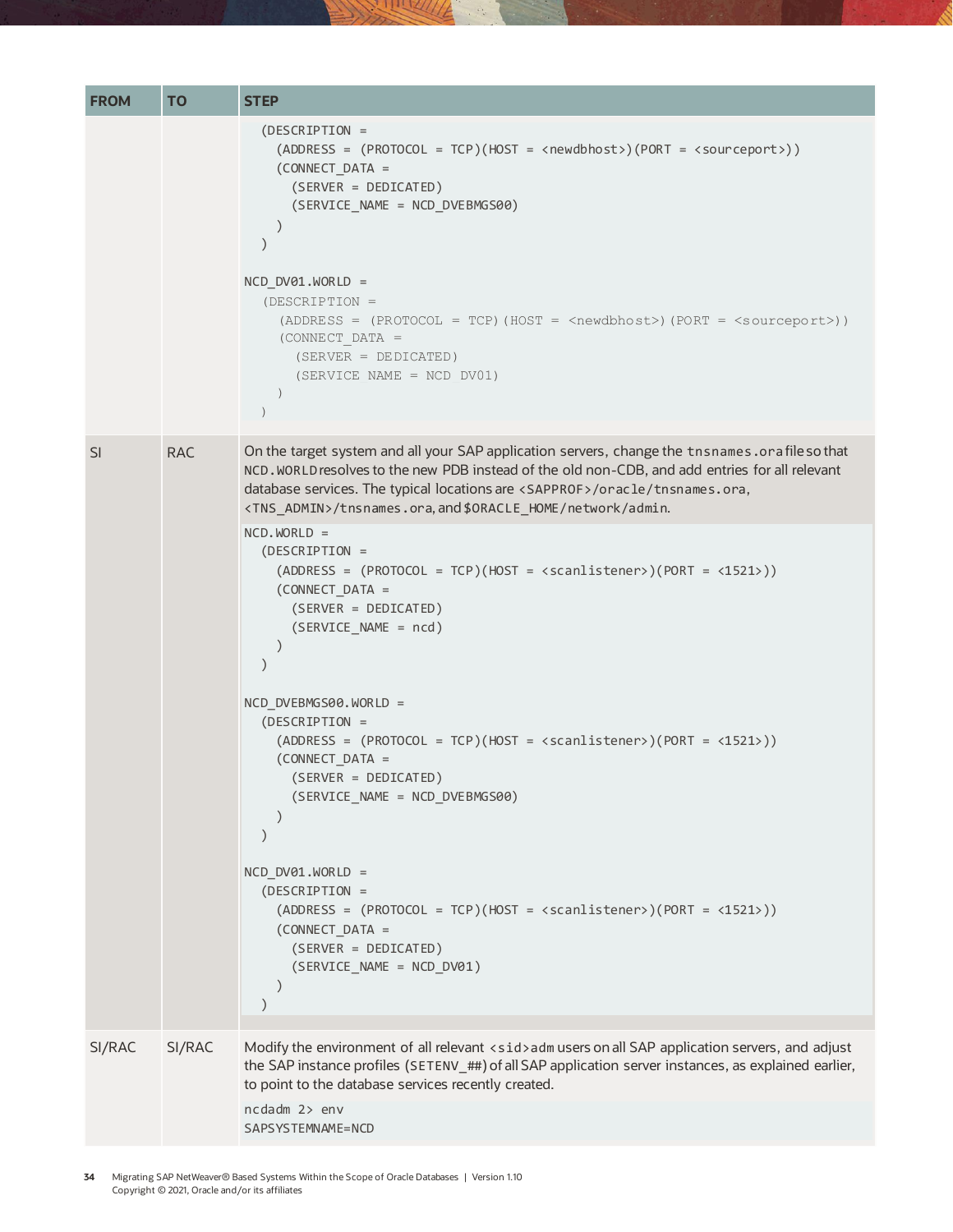| FROM | TO | STEP |
|---|---|---|
| | | (continued from previous page) |
| SI | RAC | On the target system and all your SAP application servers, change the `tnsnames.ora` file so that `NCD.WORLD` resolves to the new PDB instead of the old non-CDB, and add entries for all relevant database services. The typical locations are `<SAPPROF>/oracle/tnsnames.ora`, `<TNS_ADMIN>/tnsnames.ora`, and `$ORACLE_HOME/network/admin`. |
| SI/RAC | SI/RAC | Modify the environment of all relevant `<sid>adm` users on all SAP application servers, and adjust the SAP instance profiles (`SETENV_##`) of all SAP application server instances, as explained earlier, to point to the database services recently created. |

Continued from previous page:

```
  (DESCRIPTION =
    (ADDRESS = (PROTOCOL = TCP)(HOST = <newdbhost>)(PORT = <sourceport>))
    (CONNECT_DATA =
      (SERVER = DEDICATED)
      (SERVICE_NAME = NCD_DVEBMGS00)
    )
  )

NCD_DV01.WORLD =
  (DESCRIPTION =
    (ADDRESS = (PROTOCOL = TCP)(HOST = <newdbhost>)(PORT = <sourceport>))
    (CONNECT_DATA =
      (SERVER = DEDICATED)
      (SERVICE_NAME = NCD_DV01)
    )
  )
```

SI → RAC:

```
NCD.WORLD =
  (DESCRIPTION =
    (ADDRESS = (PROTOCOL = TCP)(HOST = <scanlistener>)(PORT = <1521>))
    (CONNECT_DATA =
      (SERVER = DEDICATED)
      (SERVICE_NAME = ncd)
    )
  )

NCD_DVEBMGS00.WORLD =
  (DESCRIPTION =
    (ADDRESS = (PROTOCOL = TCP)(HOST = <scanlistener>)(PORT = <1521>))
    (CONNECT_DATA =
      (SERVER = DEDICATED)
      (SERVICE_NAME = NCD_DVEBMGS00)
    )
  )

NCD_DV01.WORLD =
  (DESCRIPTION =
    (ADDRESS = (PROTOCOL = TCP)(HOST = <scanlistener>)(PORT = <1521>))
    (CONNECT_DATA =
      (SERVER = DEDICATED)
      (SERVICE_NAME = NCD_DV01)
    )
  )
```

SI/RAC → SI/RAC:

```
ncdadm 2> env
SAPSYSTEMNAME=NCD
```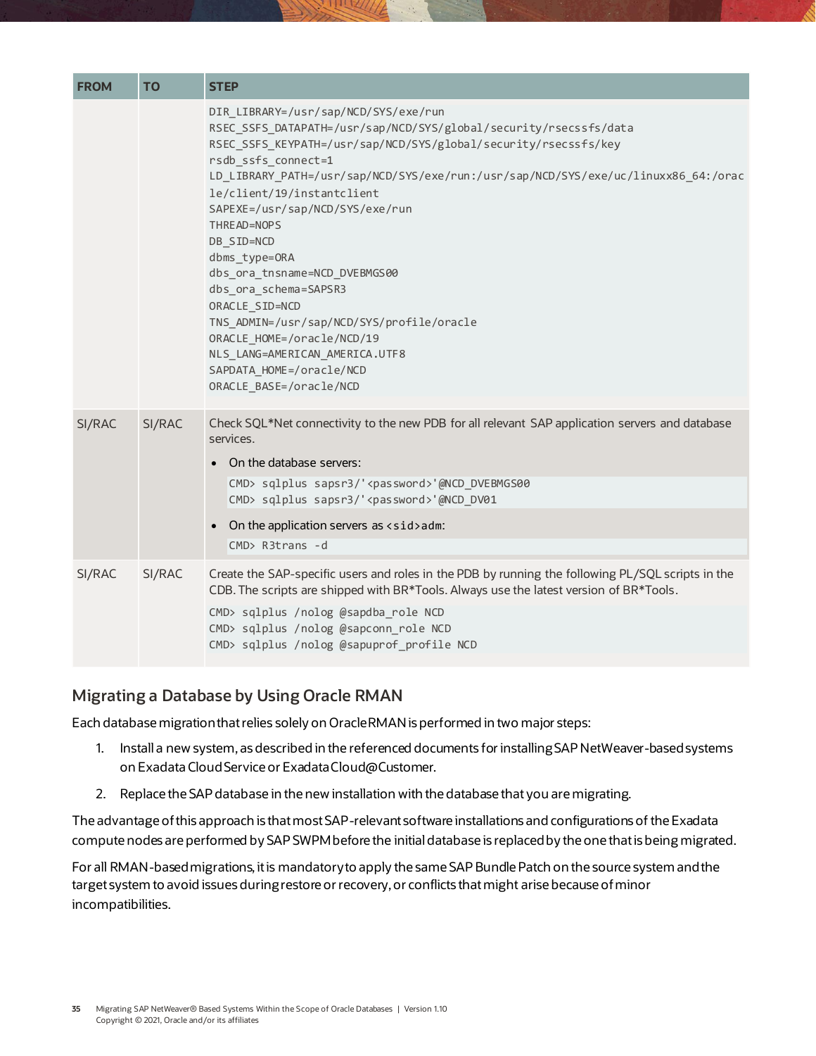| FROM | TO | STEP |
|---|---|---|
| | | `DIR_LIBRARY=/usr/sap/NCD/SYS/exe/run`<br>`RSEC_SSFS_DATAPATH=/usr/sap/NCD/SYS/global/security/rsecssfs/data`<br>`RSEC_SSFS_KEYPATH=/usr/sap/NCD/SYS/global/security/rsecssfs/key`<br>`rsdb_ssfs_connect=1`<br>`LD_LIBRARY_PATH=/usr/sap/NCD/SYS/exe/run:/usr/sap/NCD/SYS/exe/uc/linuxx86_64:/oracle/client/19/instantclient`<br>`SAPEXE=/usr/sap/NCD/SYS/exe/run`<br>`THREAD=NOPS`<br>`DB_SID=NCD`<br>`dbms_type=ORA`<br>`dbs_ora_tnsname=NCD_DVEBMGS00`<br>`dbs_ora_schema=SAPSR3`<br>`ORACLE_SID=NCD`<br>`TNS_ADMIN=/usr/sap/NCD/SYS/profile/oracle`<br>`ORACLE_HOME=/oracle/NCD/19`<br>`NLS_LANG=AMERICAN_AMERICA.UTF8`<br>`SAPDATA_HOME=/oracle/NCD`<br>`ORACLE_BASE=/oracle/NCD` |
| SI/RAC | SI/RAC | Check SQL*Net connectivity to the new PDB for all relevant SAP application servers and database services.<br>• On the database servers:<br>`CMD> sqlplus sapsr3/'<password>'@NCD_DVEBMGS00`<br>`CMD> sqlplus sapsr3/'<password>'@NCD_DV01`<br>• On the application servers as `<sid>adm`:<br>`CMD> R3trans -d` |
| SI/RAC | SI/RAC | Create the SAP-specific users and roles in the PDB by running the following PL/SQL scripts in the CDB. The scripts are shipped with BR*Tools. Always use the latest version of BR*Tools.<br>`CMD> sqlplus /nolog @sapdba_role NCD`<br>`CMD> sqlplus /nolog @sapconn_role NCD`<br>`CMD> sqlplus /nolog @sapuprof_profile NCD` |

## Migrating a Database by Using Oracle RMAN

Each database migration that relies solely on Oracle RMAN is performed in two major steps:

1. Install a new system, as described in the referenced documents for installing SAP NetWeaver-based systems on Exadata Cloud Service or Exadata Cloud@Customer.
2. Replace the SAP database in the new installation with the database that you are migrating.

The advantage of this approach is that most SAP-relevant software installations and configurations of the Exadata compute nodes are performed by SAP SWPM before the initial database is replaced by the one that is being migrated.

For all RMAN-based migrations, it is mandatory to apply the same SAP Bundle Patch on the source system and the target system to avoid issues during restore or recovery, or conflicts that might arise because of minor incompatibilities.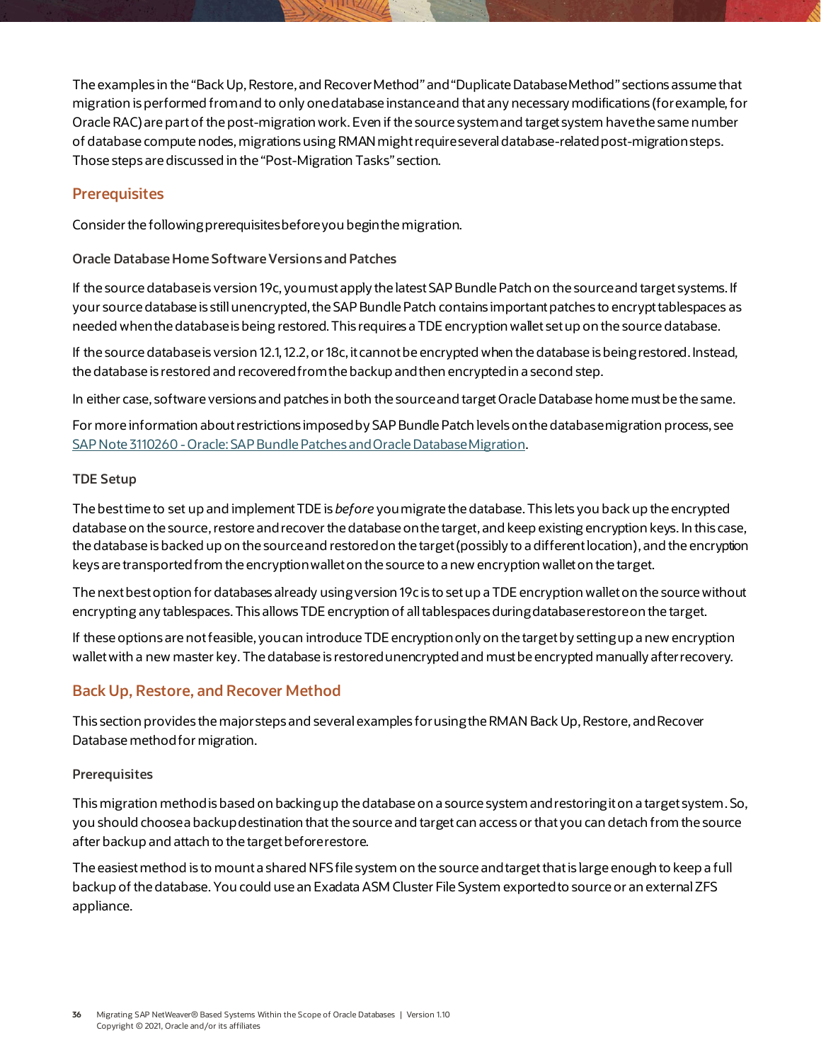The examples in the “Back Up, Restore, and Recover Method” and “Duplicate Database Method” sections assume that migration is performed from and to only one database instance and that any necessary modifications (for example, for Oracle RAC) are part of the post-migration work. Even if the source system and target system have the same number of database compute nodes, migrations using RMAN might require several database-related post-migration steps. Those steps are discussed in the “Post-Migration Tasks” section.

## Prerequisites

Consider the following prerequisites before you begin the migration.

### Oracle Database Home Software Versions and Patches

If the source database is version 19c, you must apply the latest SAP Bundle Patch on the source and target systems. If your source database is still unencrypted, the SAP Bundle Patch contains important patches to encrypt tablespaces as needed when the database is being restored. This requires a TDE encryption wallet set up on the source database.

If the source database is version 12.1, 12.2, or 18c, it cannot be encrypted when the database is being restored. Instead, the database is restored and recovered from the backup and then encrypted in a second step.

In either case, software versions and patches in both the source and target Oracle Database home must be the same.

For more information about restrictions imposed by SAP Bundle Patch levels on the database migration process, see [SAP Note 3110260 - Oracle: SAP Bundle Patches and Oracle Database Migration](#).

### TDE Setup

The best time to set up and implement TDE is *before* you migrate the database. This lets you back up the encrypted database on the source, restore and recover the database on the target, and keep existing encryption keys. In this case, the database is backed up on the source and restored on the target (possibly to a different location), and the encryption keys are transported from the encryption wallet on the source to a new encryption wallet on the target.

The next best option for databases already using version 19c is to set up a TDE encryption wallet on the source without encrypting any tablespaces. This allows TDE encryption of all tablespaces during database restore on the target.

If these options are not feasible, you can introduce TDE encryption only on the target by setting up a new encryption wallet with a new master key. The database is restored unencrypted and must be encrypted manually after recovery.

## Back Up, Restore, and Recover Method

This section provides the major steps and several examples for using the RMAN Back Up, Restore, and Recover Database method for migration.

### Prerequisites

This migration method is based on backing up the database on a source system and restoring it on a target system. So, you should choose a backup destination that the source and target can access or that you can detach from the source after backup and attach to the target before restore.

The easiest method is to mount a shared NFS file system on the source and target that is large enough to keep a full backup of the database. You could use an Exadata ASM Cluster File System exported to source or an external ZFS appliance.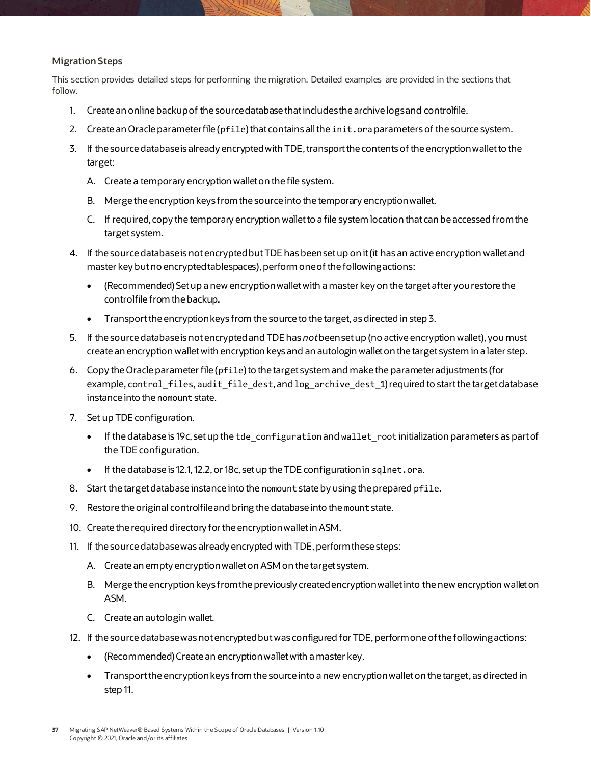### Migration Steps

This section provides detailed steps for performing the migration. Detailed examples are provided in the sections that follow.

1. Create an online backup of the source database that includes the archive logs and controlfile.
2. Create an Oracle parameter file (`pfile`) that contains all the `init.ora` parameters of the source system.
3. If the source database is already encrypted with TDE, transport the contents of the encryption wallet to the target:
   A. Create a temporary encryption wallet on the file system.
   B. Merge the encryption keys from the source into the temporary encryption wallet.
   C. If required, copy the temporary encryption wallet to a file system location that can be accessed from the target system.
4. If the source database is not encrypted but TDE has been set up on it (it has an active encryption wallet and master key but no encrypted tablespaces), perform one of the following actions:
   - (Recommended) Set up a new encryption wallet with a master key on the target after you restore the controlfile from the backup**.**
   - Transport the encryption keys from the source to the target, as directed in step 3.
5. If the source database is not encrypted and TDE has *not* been set up (no active encryption wallet), you must create an encryption wallet with encryption keys and an autologin wallet on the target system in a later step.
6. Copy the Oracle parameter file (`pfile`) to the target system and make the parameter adjustments (for example, `control_files`, `audit_file_dest`, and `log_archive_dest_1`) required to start the target database instance into the `nomount` state.
7. Set up TDE configuration.
   - If the database is 19c, set up the `tde_configuration` and `wallet_root` initialization parameters as part of the TDE configuration.
   - If the database is 12.1, 12.2, or 18c, set up the TDE configuration in `sqlnet.ora`.
8. Start the target database instance into the `nomount` state by using the prepared `pfile`.
9. Restore the original controlfile and bring the database into the `mount` state.
10. Create the required directory for the encryption wallet in ASM.
11. If the source database was already encrypted with TDE, perform these steps:
    A. Create an empty encryption wallet on ASM on the target system.
    B. Merge the encryption keys from the previously created encryption wallet into the new encryption wallet on ASM.
    C. Create an autologin wallet.
12. If the source database was not encrypted but was configured for TDE, perform one of the following actions:
    - (Recommended) Create an encryption wallet with a master key.
    - Transport the encryption keys from the source into a new encryption wallet on the target, as directed in step 11.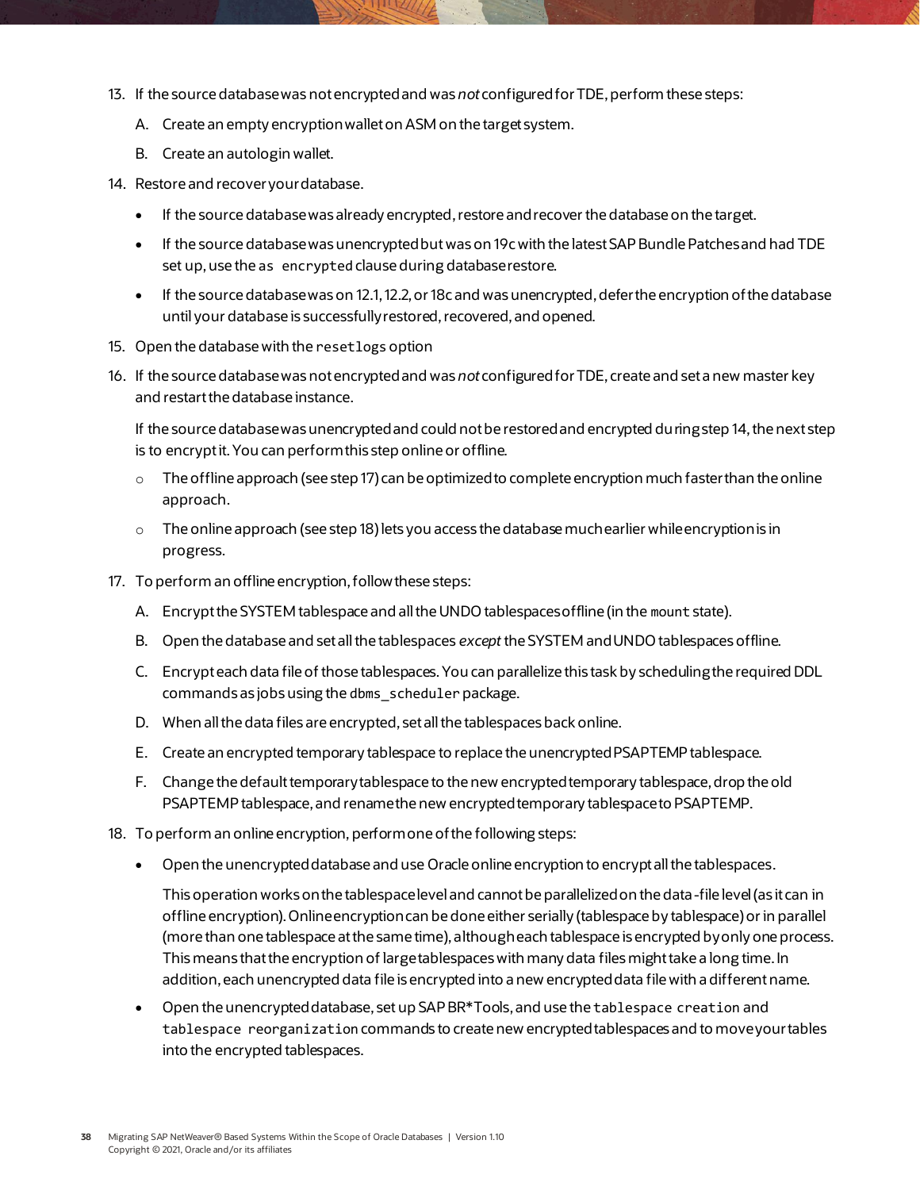13. If the source database was not encrypted and was *not* configured for TDE, perform these steps:

    A. Create an empty encryption wallet on ASM on the target system.

    B. Create an autologin wallet.

14. Restore and recover your database.

    - If the source database was already encrypted, restore and recover the database on the target.
    - If the source database was unencrypted but was on 19c with the latest SAP Bundle Patches and had TDE set up, use the `as encrypted` clause during database restore.
    - If the source database was on 12.1, 12.2, or 18c and was unencrypted, defer the encryption of the database until your database is successfully restored, recovered, and opened.

15. Open the database with the `resetlogs` option

16. If the source database was not encrypted and was *not* configured for TDE, create and set a new master key and restart the database instance.

    If the source database was unencrypted and could not be restored and encrypted during step 14, the next step is to encrypt it. You can perform this step online or offline.

    - The offline approach (see step 17) can be optimized to complete encryption much faster than the online approach.
    - The online approach (see step 18) lets you access the database much earlier while encryption is in progress.

17. To perform an offline encryption, follow these steps:

    A. Encrypt the SYSTEM tablespace and all the UNDO tablespaces offline (in the `mount` state).

    B. Open the database and set all the tablespaces *except* the SYSTEM and UNDO tablespaces offline.

    C. Encrypt each data file of those tablespaces. You can parallelize this task by scheduling the required DDL commands as jobs using the `dbms_scheduler` package.

    D. When all the data files are encrypted, set all the tablespaces back online.

    E. Create an encrypted temporary tablespace to replace the unencrypted PSAPTEMP tablespace.

    F. Change the default temporary tablespace to the new encrypted temporary tablespace, drop the old PSAPTEMP tablespace, and rename the new encrypted temporary tablespace to PSAPTEMP.

18. To perform an online encryption, perform one of the following steps:

    - Open the unencrypted database and use Oracle online encryption to encrypt all the tablespaces.

      This operation works on the tablespace level and cannot be parallelized on the data-file level (as it can in offline encryption). Online encryption can be done either serially (tablespace by tablespace) or in parallel (more than one tablespace at the same time), although each tablespace is encrypted by only one process. This means that the encryption of large tablespaces with many data files might take a long time. In addition, each unencrypted data file is encrypted into a new encrypted data file with a different name.

    - Open the unencrypted database, set up SAP BR*Tools, and use the `tablespace creation` and `tablespace reorganization` commands to create new encrypted tablespaces and to move your tables into the encrypted tablespaces.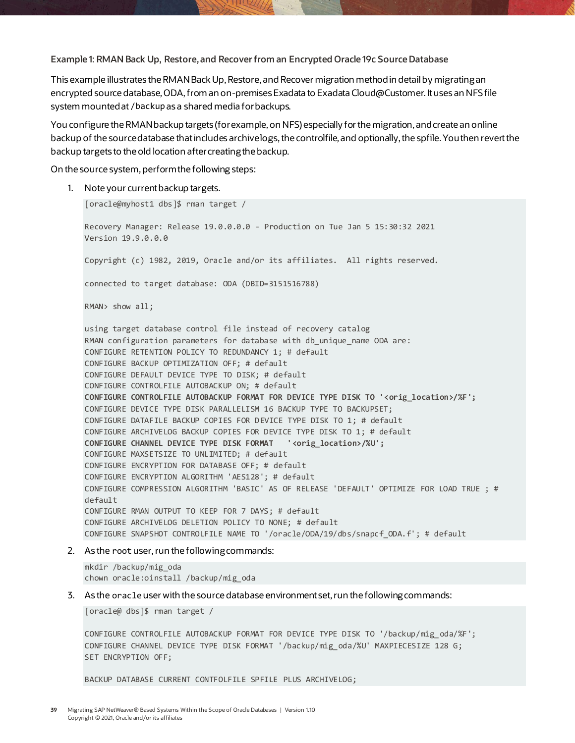**Example 1: RMAN Back Up, Restore, and Recover from an Encrypted Oracle 19c Source Database**

This example illustrates the RMAN Back Up, Restore, and Recover migration method in detail by migrating an encrypted source database, ODA, from an on-premises Exadata to Exadata Cloud@Customer. It uses an NFS file system mounted at /backup as a shared media for backups.

You configure the RMAN backup targets (for example, on NFS) especially for the migration, and create an online backup of the source database that includes archivelogs, the controlfile, and optionally, the spfile. You then revert the backup targets to the old location after creating the backup.

On the source system, perform the following steps:

1. Note your current backup targets.

```
[oracle@myhost1 dbs]$ rman target /

Recovery Manager: Release 19.0.0.0.0 - Production on Tue Jan 5 15:30:32 2021
Version 19.9.0.0.0

Copyright (c) 1982, 2019, Oracle and/or its affiliates.  All rights reserved.

connected to target database: ODA (DBID=3151516788)

RMAN> show all;

using target database control file instead of recovery catalog
RMAN configuration parameters for database with db_unique_name ODA are:
CONFIGURE RETENTION POLICY TO REDUNDANCY 1; # default
CONFIGURE BACKUP OPTIMIZATION OFF; # default
CONFIGURE DEFAULT DEVICE TYPE TO DISK; # default
CONFIGURE CONTROLFILE AUTOBACKUP ON; # default
CONFIGURE CONTROLFILE AUTOBACKUP FORMAT FOR DEVICE TYPE DISK TO '<orig_location>/%F';
CONFIGURE DEVICE TYPE DISK PARALLELISM 16 BACKUP TYPE TO BACKUPSET;
CONFIGURE DATAFILE BACKUP COPIES FOR DEVICE TYPE DISK TO 1; # default
CONFIGURE ARCHIVELOG BACKUP COPIES FOR DEVICE TYPE DISK TO 1; # default
CONFIGURE CHANNEL DEVICE TYPE DISK FORMAT   '<orig_location>/%U';
CONFIGURE MAXSETSIZE TO UNLIMITED; # default
CONFIGURE ENCRYPTION FOR DATABASE OFF; # default
CONFIGURE ENCRYPTION ALGORITHM 'AES128'; # default
CONFIGURE COMPRESSION ALGORITHM 'BASIC' AS OF RELEASE 'DEFAULT' OPTIMIZE FOR LOAD TRUE ; #
default
CONFIGURE RMAN OUTPUT TO KEEP FOR 7 DAYS; # default
CONFIGURE ARCHIVELOG DELETION POLICY TO NONE; # default
CONFIGURE SNAPSHOT CONTROLFILE NAME TO '/oracle/ODA/19/dbs/snapcf_ODA.f'; # default
```

2. As the root user, run the following commands:

```
mkdir /backup/mig_oda
chown oracle:oinstall /backup/mig_oda
```

3. As the oracle user with the source database environment set, run the following commands:

```
[oracle@ dbs]$ rman target /

CONFIGURE CONTROLFILE AUTOBACKUP FORMAT FOR DEVICE TYPE DISK TO '/backup/mig_oda/%F';
CONFIGURE CHANNEL DEVICE TYPE DISK FORMAT '/backup/mig_oda/%U' MAXPIECESIZE 128 G;
SET ENCRYPTION OFF;

BACKUP DATABASE CURRENT CONTFOLFILE SPFILE PLUS ARCHIVELOG;
```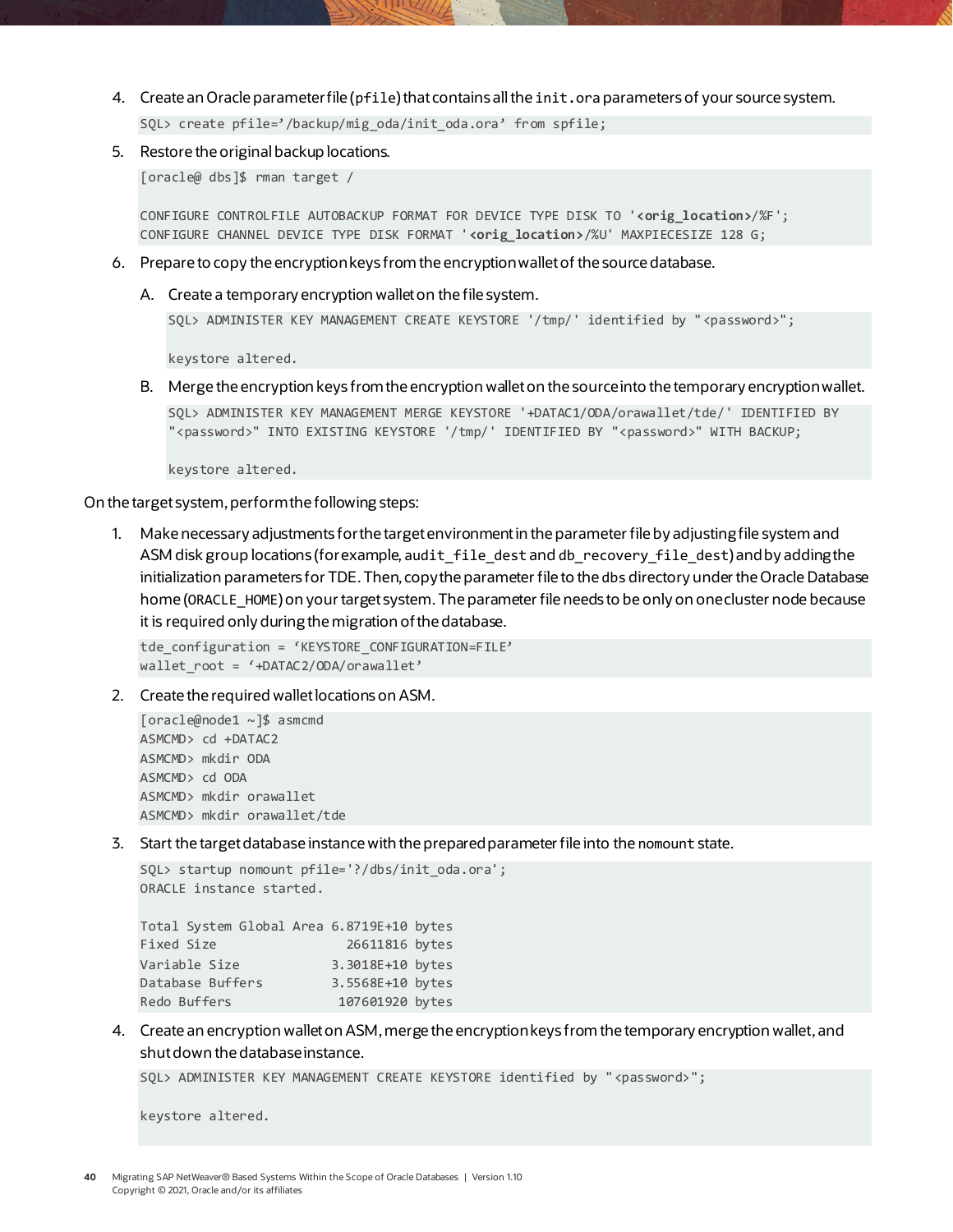4. Create an Oracle parameter file (`pfile`) that contains all the `init.ora` parameters of your source system.

```
SQL> create pfile=’/backup/mig_oda/init_oda.ora’ from spfile;
```

5. Restore the original backup locations.

```
[oracle@ dbs]$ rman target /

CONFIGURE CONTROLFILE AUTOBACKUP FORMAT FOR DEVICE TYPE DISK TO '<orig_location>/%F';
CONFIGURE CHANNEL DEVICE TYPE DISK FORMAT '<orig_location>/%U' MAXPIECESIZE 128 G;
```

6. Prepare to copy the encryption keys from the encryption wallet of the source database.

   A. Create a temporary encryption wallet on the file system.

   ```
   SQL> ADMINISTER KEY MANAGEMENT CREATE KEYSTORE '/tmp/' identified by "<password>";

   keystore altered.
   ```

   B. Merge the encryption keys from the encryption wallet on the source into the temporary encryption wallet.

   ```
   SQL> ADMINISTER KEY MANAGEMENT MERGE KEYSTORE '+DATAC1/ODA/orawallet/tde/' IDENTIFIED BY
   "<password>" INTO EXISTING KEYSTORE '/tmp/' IDENTIFIED BY "<password>" WITH BACKUP;

   keystore altered.
   ```

On the target system, perform the following steps:

1. Make necessary adjustments for the target environment in the parameter file by adjusting file system and ASM disk group locations (for example, `audit_file_dest` and `db_recovery_file_dest`) and by adding the initialization parameters for TDE. Then, copy the parameter file to the `dbs` directory under the Oracle Database home (`ORACLE_HOME`) on your target system. The parameter file needs to be only on one cluster node because it is required only during the migration of the database.

```
tde_configuration = ‘KEYSTORE_CONFIGURATION=FILE’
wallet_root = ‘+DATAC2/ODA/orawallet’
```

2. Create the required wallet locations on ASM.

```
[oracle@node1 ~]$ asmcmd
ASMCMD> cd +DATAC2
ASMCMD> mkdir ODA
ASMCMD> cd ODA
ASMCMD> mkdir orawallet
ASMCMD> mkdir orawallet/tde
```

3. Start the target database instance with the prepared parameter file into the `nomount` state.

```
SQL> startup nomount pfile='?/dbs/init_oda.ora';
ORACLE instance started.

Total System Global Area 6.8719E+10 bytes
Fixed Size                 26611816 bytes
Variable Size            3.3018E+10 bytes
Database Buffers         3.5568E+10 bytes
Redo Buffers              107601920 bytes
```

4. Create an encryption wallet on ASM, merge the encryption keys from the temporary encryption wallet, and shut down the database instance.

```
SQL> ADMINISTER KEY MANAGEMENT CREATE KEYSTORE identified by "<password>";

keystore altered.
```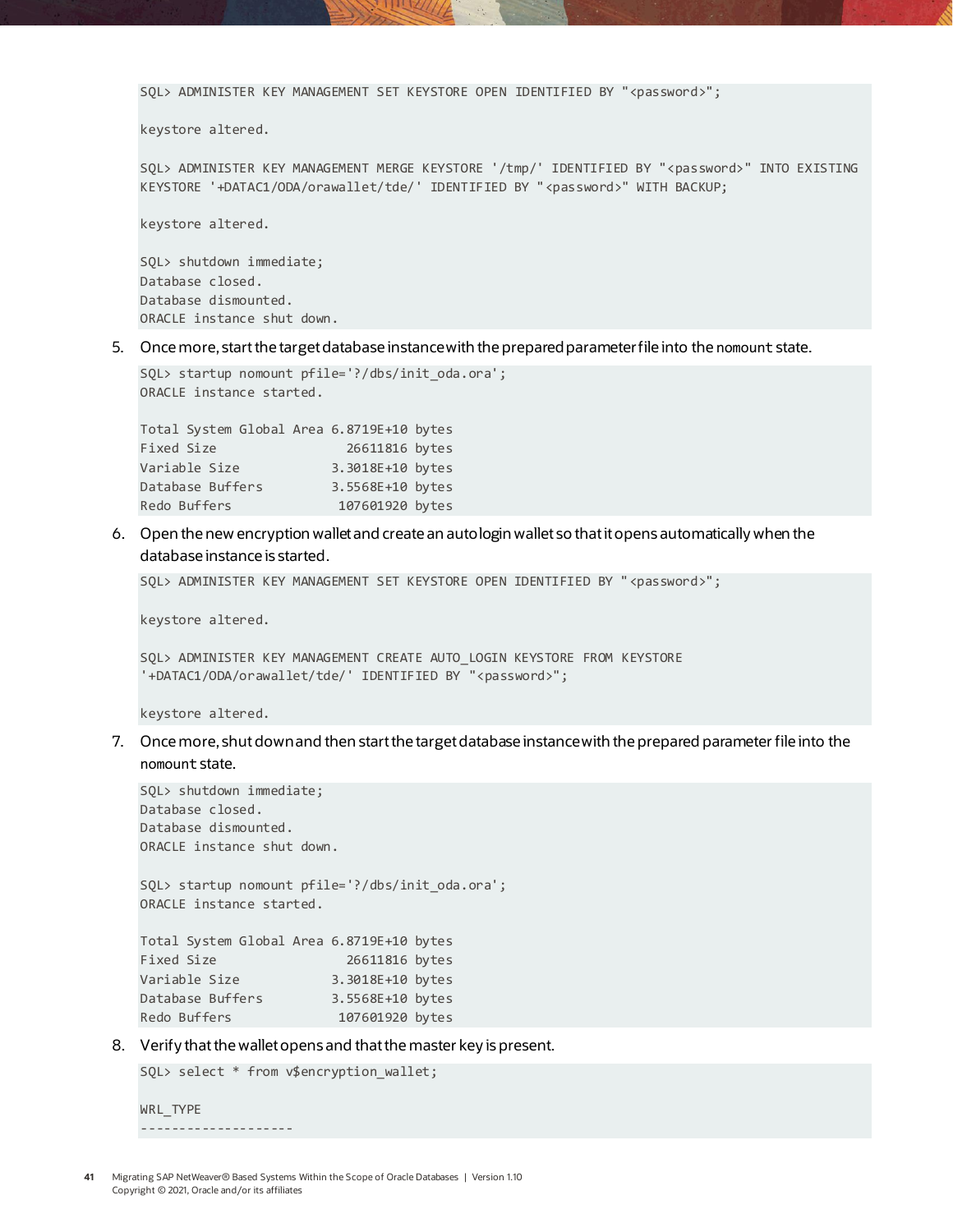```
SQL> ADMINISTER KEY MANAGEMENT SET KEYSTORE OPEN IDENTIFIED BY "<password>";

keystore altered.

SQL> ADMINISTER KEY MANAGEMENT MERGE KEYSTORE '/tmp/' IDENTIFIED BY "<password>" INTO EXISTING
KEYSTORE '+DATAC1/ODA/orawallet/tde/' IDENTIFIED BY "<password>" WITH BACKUP;

keystore altered.

SQL> shutdown immediate;
Database closed.
Database dismounted.
ORACLE instance shut down.
```

5. Once more, start the target database instance with the prepared parameter file into the `nomount` state.

```
SQL> startup nomount pfile='?/dbs/init_oda.ora';
ORACLE instance started.

Total System Global Area 6.8719E+10 bytes
Fixed Size                 26611816 bytes
Variable Size            3.3018E+10 bytes
Database Buffers         3.5568E+10 bytes
Redo Buffers              107601920 bytes
```

6. Open the new encryption wallet and create an autologin wallet so that it opens automatically when the database instance is started.

```
SQL> ADMINISTER KEY MANAGEMENT SET KEYSTORE OPEN IDENTIFIED BY "<password>";

keystore altered.

SQL> ADMINISTER KEY MANAGEMENT CREATE AUTO_LOGIN KEYSTORE FROM KEYSTORE
'+DATAC1/ODA/orawallet/tde/' IDENTIFIED BY "<password>";

keystore altered.
```

7. Once more, shut down and then start the target database instance with the prepared parameter file into the `nomount` state.

```
SQL> shutdown immediate;
Database closed.
Database dismounted.
ORACLE instance shut down.

SQL> startup nomount pfile='?/dbs/init_oda.ora';
ORACLE instance started.

Total System Global Area 6.8719E+10 bytes
Fixed Size                 26611816 bytes
Variable Size            3.3018E+10 bytes
Database Buffers         3.5568E+10 bytes
Redo Buffers              107601920 bytes
```

8. Verify that the wallet opens and that the master key is present.

```
SQL> select * from v$encryption_wallet;

WRL_TYPE
--------------------
```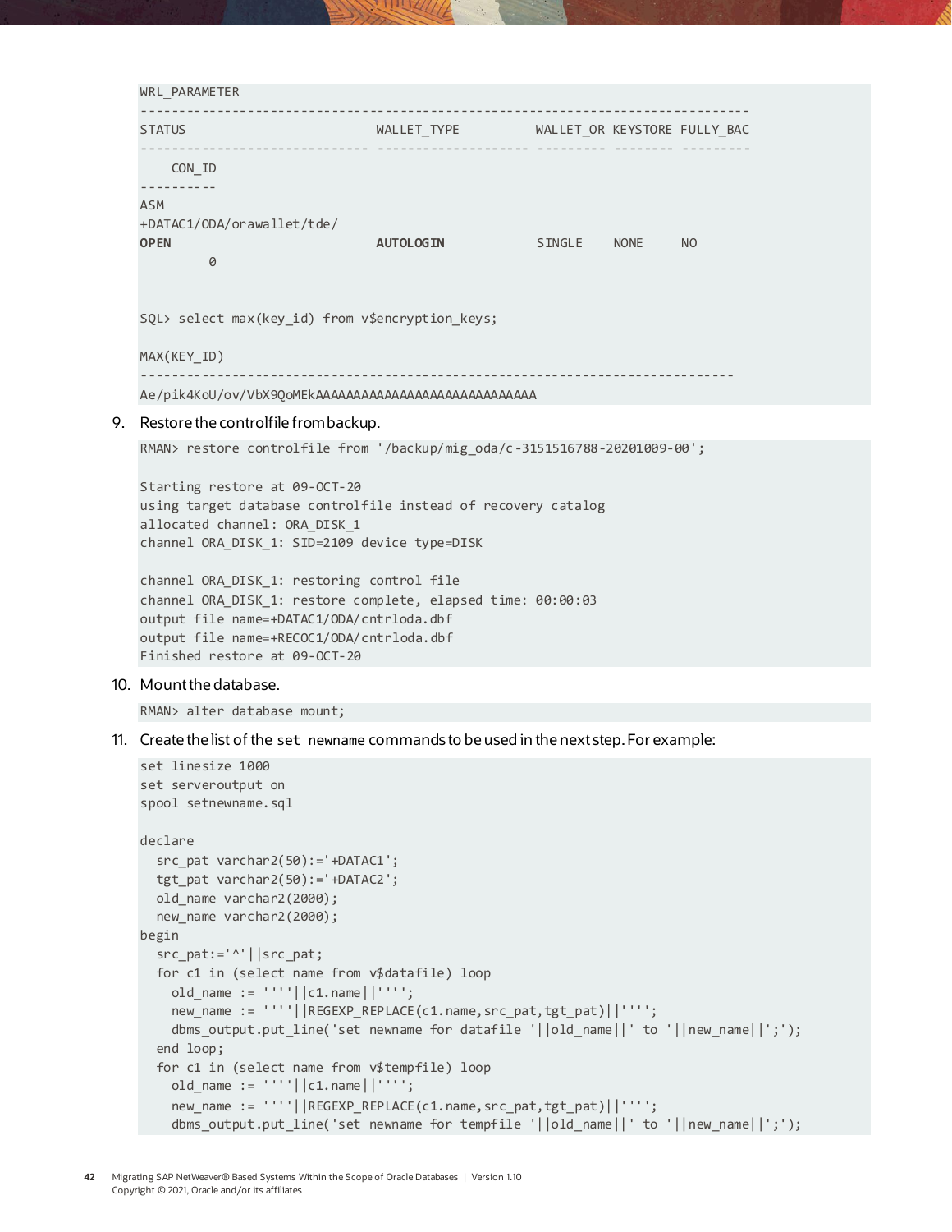```
WRL_PARAMETER
--------------------------------------------------------------------------------
STATUS                         WALLET_TYPE          WALLET_OR KEYSTORE FULLY_BAC
------------------------------ -------------------- --------- -------- ---------
    CON_ID
----------
ASM
+DATAC1/ODA/orawallet/tde/
OPEN                           AUTOLOGIN            SINGLE    NONE     NO
         0


SQL> select max(key_id) from v$encryption_keys;

MAX(KEY_ID)
------------------------------------------------------------------------------
Ae/pik4KoU/ov/VbX9QoMEkAAAAAAAAAAAAAAAAAAAAAAAAAAAAA
```

9. Restore the controlfile from backup.

```
RMAN> restore controlfile from '/backup/mig_oda/c-3151516788-20201009-00';

Starting restore at 09-OCT-20
using target database controlfile instead of recovery catalog
allocated channel: ORA_DISK_1
channel ORA_DISK_1: SID=2109 device type=DISK

channel ORA_DISK_1: restoring control file
channel ORA_DISK_1: restore complete, elapsed time: 00:00:03
output file name=+DATAC1/ODA/cntrloda.dbf
output file name=+RECOC1/ODA/cntrloda.dbf
Finished restore at 09-OCT-20
```

10. Mount the database.

```
RMAN> alter database mount;
```

11. Create the list of the `set newname` commands to be used in the next step. For example:

```
set linesize 1000
set serveroutput on
spool setnewname.sql

declare
  src_pat varchar2(50):='+DATAC1';
  tgt_pat varchar2(50):='+DATAC2';
  old_name varchar2(2000);
  new_name varchar2(2000);
begin
  src_pat:='^'||src_pat;
  for c1 in (select name from v$datafile) loop
    old_name := ''''||c1.name||'''';
    new_name := ''''||REGEXP_REPLACE(c1.name,src_pat,tgt_pat)||'''';
    dbms_output.put_line('set newname for datafile '||old_name||' to '||new_name||';');
  end loop;
  for c1 in (select name from v$tempfile) loop
    old_name := ''''||c1.name||'''';
    new_name := ''''||REGEXP_REPLACE(c1.name,src_pat,tgt_pat)||'''';
    dbms_output.put_line('set newname for tempfile '||old_name||' to '||new_name||';');
```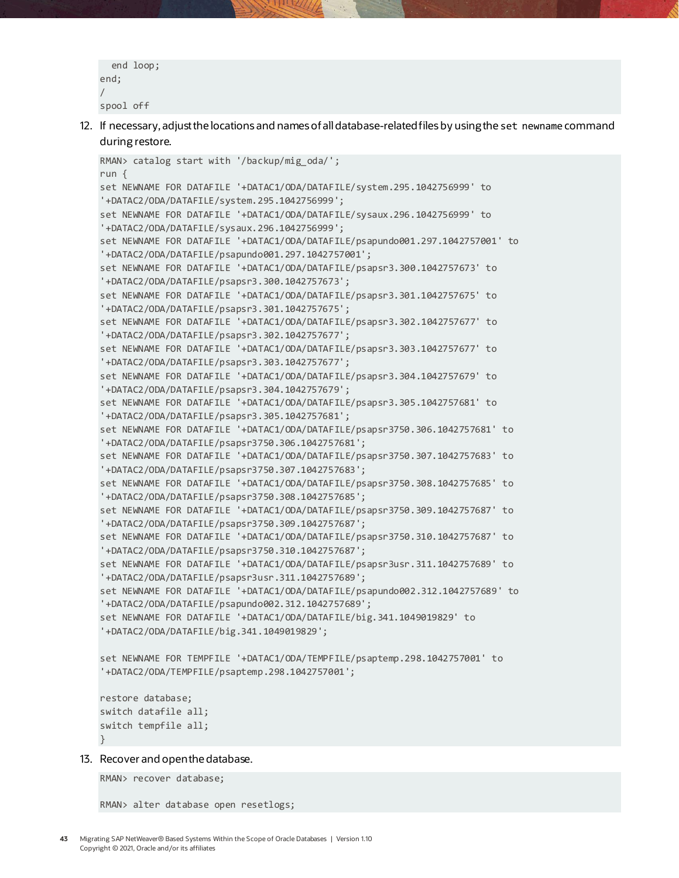```
  end loop;
end;
/
spool off
```

12. If necessary, adjust the locations and names of all database-related files by using the `set newname` command during restore.

```
RMAN> catalog start with '/backup/mig_oda/';
run {
set NEWNAME FOR DATAFILE '+DATAC1/ODA/DATAFILE/system.295.1042756999' to
'+DATAC2/ODA/DATAFILE/system.295.1042756999';
set NEWNAME FOR DATAFILE '+DATAC1/ODA/DATAFILE/sysaux.296.1042756999' to
'+DATAC2/ODA/DATAFILE/sysaux.296.1042756999';
set NEWNAME FOR DATAFILE '+DATAC1/ODA/DATAFILE/psapundo001.297.1042757001' to
'+DATAC2/ODA/DATAFILE/psapundo001.297.1042757001';
set NEWNAME FOR DATAFILE '+DATAC1/ODA/DATAFILE/psapsr3.300.1042757673' to
'+DATAC2/ODA/DATAFILE/psapsr3.300.1042757673';
set NEWNAME FOR DATAFILE '+DATAC1/ODA/DATAFILE/psapsr3.301.1042757675' to
'+DATAC2/ODA/DATAFILE/psapsr3.301.1042757675';
set NEWNAME FOR DATAFILE '+DATAC1/ODA/DATAFILE/psapsr3.302.1042757677' to
'+DATAC2/ODA/DATAFILE/psapsr3.302.1042757677';
set NEWNAME FOR DATAFILE '+DATAC1/ODA/DATAFILE/psapsr3.303.1042757677' to
'+DATAC2/ODA/DATAFILE/psapsr3.303.1042757677';
set NEWNAME FOR DATAFILE '+DATAC1/ODA/DATAFILE/psapsr3.304.1042757679' to
'+DATAC2/ODA/DATAFILE/psapsr3.304.1042757679';
set NEWNAME FOR DATAFILE '+DATAC1/ODA/DATAFILE/psapsr3.305.1042757681' to
'+DATAC2/ODA/DATAFILE/psapsr3.305.1042757681';
set NEWNAME FOR DATAFILE '+DATAC1/ODA/DATAFILE/psapsr3750.306.1042757681' to
'+DATAC2/ODA/DATAFILE/psapsr3750.306.1042757681';
set NEWNAME FOR DATAFILE '+DATAC1/ODA/DATAFILE/psapsr3750.307.1042757683' to
'+DATAC2/ODA/DATAFILE/psapsr3750.307.1042757683';
set NEWNAME FOR DATAFILE '+DATAC1/ODA/DATAFILE/psapsr3750.308.1042757685' to
'+DATAC2/ODA/DATAFILE/psapsr3750.308.1042757685';
set NEWNAME FOR DATAFILE '+DATAC1/ODA/DATAFILE/psapsr3750.309.1042757687' to
'+DATAC2/ODA/DATAFILE/psapsr3750.309.1042757687';
set NEWNAME FOR DATAFILE '+DATAC1/ODA/DATAFILE/psapsr3750.310.1042757687' to
'+DATAC2/ODA/DATAFILE/psapsr3750.310.1042757687';
set NEWNAME FOR DATAFILE '+DATAC1/ODA/DATAFILE/psapsr3usr.311.1042757689' to
'+DATAC2/ODA/DATAFILE/psapsr3usr.311.1042757689';
set NEWNAME FOR DATAFILE '+DATAC1/ODA/DATAFILE/psapundo002.312.1042757689' to
'+DATAC2/ODA/DATAFILE/psapundo002.312.1042757689';
set NEWNAME FOR DATAFILE '+DATAC1/ODA/DATAFILE/big.341.1049019829' to
'+DATAC2/ODA/DATAFILE/big.341.1049019829';

set NEWNAME FOR TEMPFILE '+DATAC1/ODA/TEMPFILE/psaptemp.298.1042757001' to
'+DATAC2/ODA/TEMPFILE/psaptemp.298.1042757001';

restore database;
switch datafile all;
switch tempfile all;
}
```

13. Recover and open the database.

```
RMAN> recover database;

RMAN> alter database open resetlogs;
```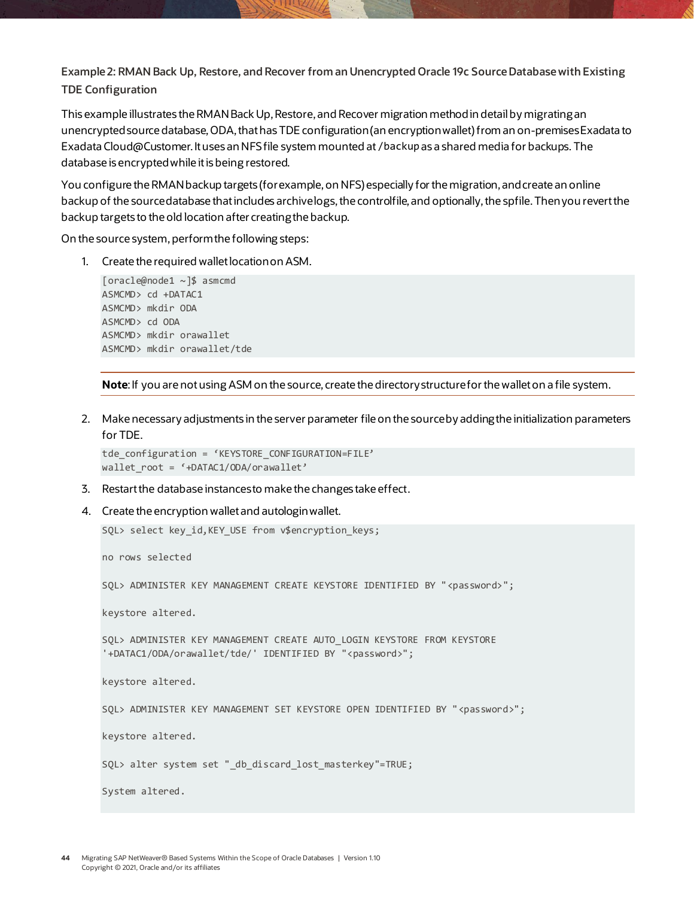### Example 2: RMAN Back Up, Restore, and Recover from an Unencrypted Oracle 19c Source Database with Existing TDE Configuration

This example illustrates the RMAN Back Up, Restore, and Recover migration method in detail by migrating an unencrypted source database, ODA, that has TDE configuration (an encryption wallet) from an on-premises Exadata to Exadata Cloud@Customer. It uses an NFS file system mounted at `/backup` as a shared media for backups. The database is encrypted while it is being restored.

You configure the RMAN backup targets (for example, on NFS) especially for the migration, and create an online backup of the source database that includes archivelogs, the controlfile, and optionally, the spfile. Then you revert the backup targets to the old location after creating the backup.

On the source system, perform the following steps:

1. Create the required wallet location on ASM.

```
[oracle@node1 ~]$ asmcmd
ASMCMD> cd +DATAC1
ASMCMD> mkdir ODA
ASMCMD> cd ODA
ASMCMD> mkdir orawallet
ASMCMD> mkdir orawallet/tde
```

**Note**: If you are not using ASM on the source, create the directory structure for the wallet on a file system.

2. Make necessary adjustments in the server parameter file on the source by adding the initialization parameters for TDE.

```
tde_configuration = 'KEYSTORE_CONFIGURATION=FILE'
wallet_root = '+DATAC1/ODA/orawallet'
```

3. Restart the database instances to make the changes take effect.

4. Create the encryption wallet and autologin wallet.

```
SQL> select key_id,KEY_USE from v$encryption_keys;

no rows selected

SQL> ADMINISTER KEY MANAGEMENT CREATE KEYSTORE IDENTIFIED BY "<password>";

keystore altered.

SQL> ADMINISTER KEY MANAGEMENT CREATE AUTO_LOGIN KEYSTORE FROM KEYSTORE
'+DATAC1/ODA/orawallet/tde/' IDENTIFIED BY "<password>";

keystore altered.

SQL> ADMINISTER KEY MANAGEMENT SET KEYSTORE OPEN IDENTIFIED BY "<password>";

keystore altered.

SQL> alter system set "_db_discard_lost_masterkey"=TRUE;

System altered.
```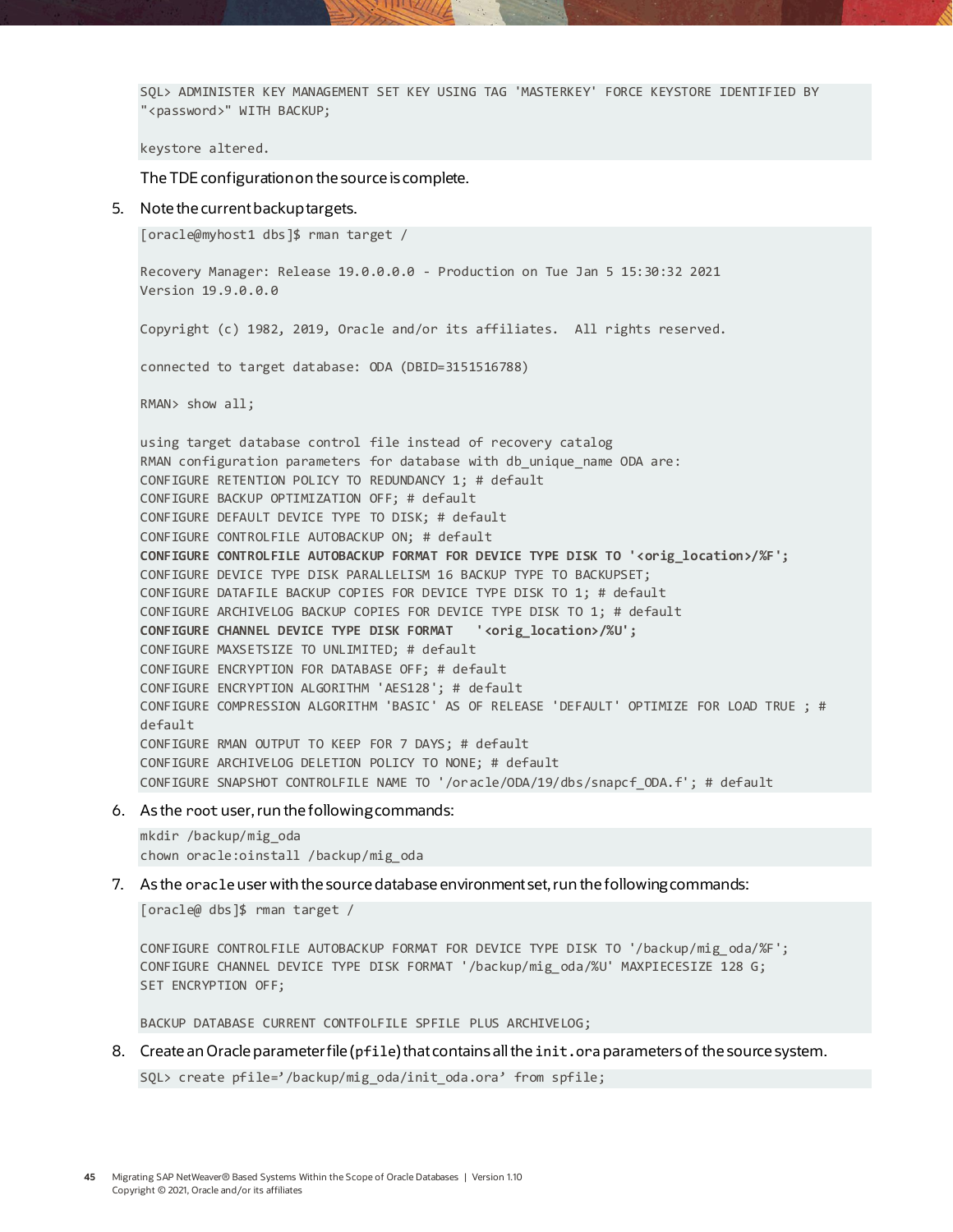```
SQL> ADMINISTER KEY MANAGEMENT SET KEY USING TAG 'MASTERKEY' FORCE KEYSTORE IDENTIFIED BY
"<password>" WITH BACKUP;

keystore altered.
```

The TDE configuration on the source is complete.

5. Note the current backup targets.

```
[oracle@myhost1 dbs]$ rman target /

Recovery Manager: Release 19.0.0.0.0 - Production on Tue Jan 5 15:30:32 2021
Version 19.9.0.0.0

Copyright (c) 1982, 2019, Oracle and/or its affiliates.  All rights reserved.

connected to target database: ODA (DBID=3151516788)

RMAN> show all;

using target database control file instead of recovery catalog
RMAN configuration parameters for database with db_unique_name ODA are:
CONFIGURE RETENTION POLICY TO REDUNDANCY 1; # default
CONFIGURE BACKUP OPTIMIZATION OFF; # default
CONFIGURE DEFAULT DEVICE TYPE TO DISK; # default
CONFIGURE CONTROLFILE AUTOBACKUP ON; # default
CONFIGURE CONTROLFILE AUTOBACKUP FORMAT FOR DEVICE TYPE DISK TO '<orig_location>/%F';
CONFIGURE DEVICE TYPE DISK PARALLELISM 16 BACKUP TYPE TO BACKUPSET;
CONFIGURE DATAFILE BACKUP COPIES FOR DEVICE TYPE DISK TO 1; # default
CONFIGURE ARCHIVELOG BACKUP COPIES FOR DEVICE TYPE DISK TO 1; # default
CONFIGURE CHANNEL DEVICE TYPE DISK FORMAT   '<orig_location>/%U';
CONFIGURE MAXSETSIZE TO UNLIMITED; # default
CONFIGURE ENCRYPTION FOR DATABASE OFF; # default
CONFIGURE ENCRYPTION ALGORITHM 'AES128'; # default
CONFIGURE COMPRESSION ALGORITHM 'BASIC' AS OF RELEASE 'DEFAULT' OPTIMIZE FOR LOAD TRUE ; #
default
CONFIGURE RMAN OUTPUT TO KEEP FOR 7 DAYS; # default
CONFIGURE ARCHIVELOG DELETION POLICY TO NONE; # default
CONFIGURE SNAPSHOT CONTROLFILE NAME TO '/oracle/ODA/19/dbs/snapcf_ODA.f'; # default
```

6. As the `root` user, run the following commands:

```
mkdir /backup/mig_oda
chown oracle:oinstall /backup/mig_oda
```

7. As the `oracle` user with the source database environment set, run the following commands:

```
[oracle@ dbs]$ rman target /

CONFIGURE CONTROLFILE AUTOBACKUP FORMAT FOR DEVICE TYPE DISK TO '/backup/mig_oda/%F';
CONFIGURE CHANNEL DEVICE TYPE DISK FORMAT '/backup/mig_oda/%U' MAXPIECESIZE 128 G;
SET ENCRYPTION OFF;

BACKUP DATABASE CURRENT CONTFOLFILE SPFILE PLUS ARCHIVELOG;
```

8. Create an Oracle parameter file (`pfile`) that contains all the `init.ora` parameters of the source system.

```
SQL> create pfile='/backup/mig_oda/init_oda.ora' from spfile;
```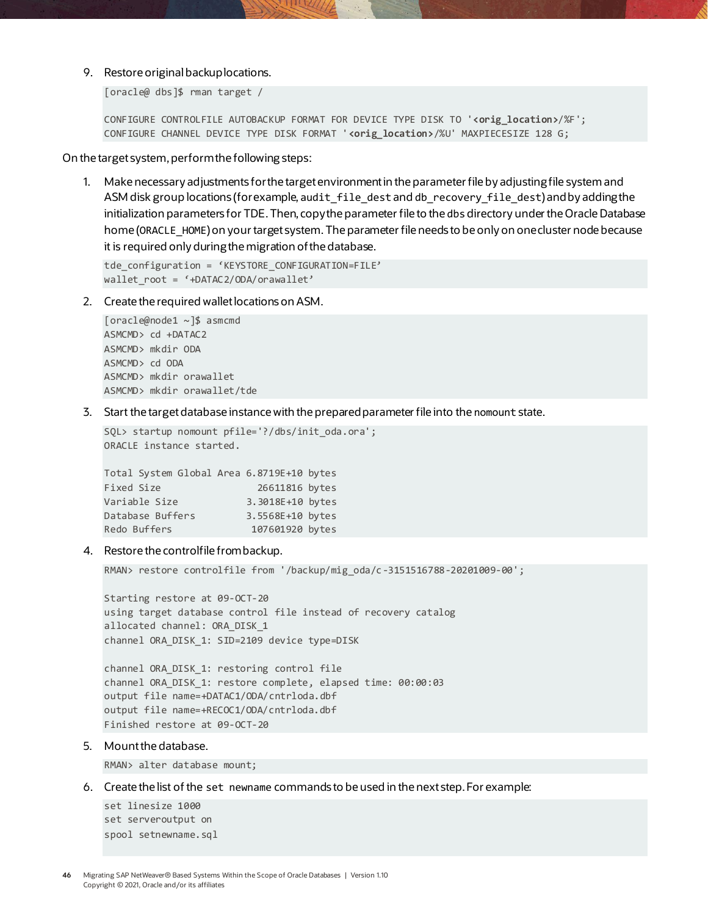9. Restore original backup locations.

```
[oracle@ dbs]$ rman target /

CONFIGURE CONTROLFILE AUTOBACKUP FORMAT FOR DEVICE TYPE DISK TO '<orig_location>/%F';
CONFIGURE CHANNEL DEVICE TYPE DISK FORMAT '<orig_location>/%U' MAXPIECESIZE 128 G;
```

On the target system, perform the following steps:

1. Make necessary adjustments for the target environment in the parameter file by adjusting file system and ASM disk group locations (for example, `audit_file_dest` and `db_recovery_file_dest`) and by adding the initialization parameters for TDE. Then, copy the parameter file to the `dbs` directory under the Oracle Database home (`ORACLE_HOME`) on your target system. The parameter file needs to be only on one cluster node because it is required only during the migration of the database.

```
tde_configuration = 'KEYSTORE_CONFIGURATION=FILE'
wallet_root = '+DATAC2/ODA/orawallet'
```

2. Create the required wallet locations on ASM.

```
[oracle@node1 ~]$ asmcmd
ASMCMD> cd +DATAC2
ASMCMD> mkdir ODA
ASMCMD> cd ODA
ASMCMD> mkdir orawallet
ASMCMD> mkdir orawallet/tde
```

3. Start the target database instance with the prepared parameter file into the `nomount` state.

```
SQL> startup nomount pfile='?/dbs/init_oda.ora';
ORACLE instance started.

Total System Global Area 6.8719E+10 bytes
Fixed Size                 26611816 bytes
Variable Size            3.3018E+10 bytes
Database Buffers         3.5568E+10 bytes
Redo Buffers              107601920 bytes
```

4. Restore the controlfile from backup.

```
RMAN> restore controlfile from '/backup/mig_oda/c-3151516788-20201009-00';

Starting restore at 09-OCT-20
using target database control file instead of recovery catalog
allocated channel: ORA_DISK_1
channel ORA_DISK_1: SID=2109 device type=DISK

channel ORA_DISK_1: restoring control file
channel ORA_DISK_1: restore complete, elapsed time: 00:00:03
output file name=+DATAC1/ODA/cntrloda.dbf
output file name=+RECOC1/ODA/cntrloda.dbf
Finished restore at 09-OCT-20
```

5. Mount the database.

```
RMAN> alter database mount;
```

6. Create the list of the `set newname` commands to be used in the next step. For example:

```
set linesize 1000
set serveroutput on
spool setnewname.sql
```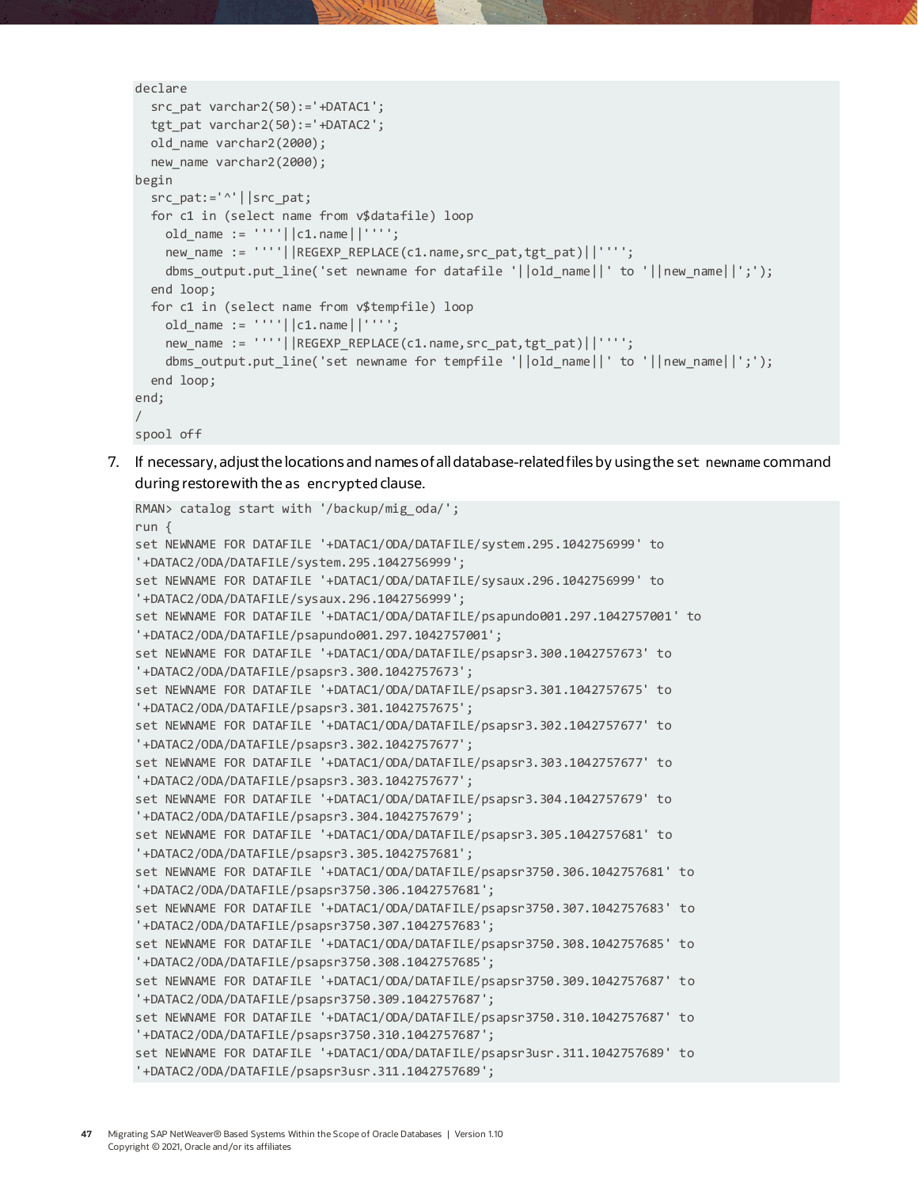```
declare
  src_pat varchar2(50):='+DATAC1';
  tgt_pat varchar2(50):='+DATAC2';
  old_name varchar2(2000);
  new_name varchar2(2000);
begin
  src_pat:='^'||src_pat;
  for c1 in (select name from v$datafile) loop
    old_name := ''''||c1.name||'''';
    new_name := ''''||REGEXP_REPLACE(c1.name,src_pat,tgt_pat)||'''';
    dbms_output.put_line('set newname for datafile '||old_name||' to '||new_name||';');
  end loop;
  for c1 in (select name from v$tempfile) loop
    old_name := ''''||c1.name||'''';
    new_name := ''''||REGEXP_REPLACE(c1.name,src_pat,tgt_pat)||'''';
    dbms_output.put_line('set newname for tempfile '||old_name||' to '||new_name||';');
  end loop;
end;
/
spool off
```

7. If necessary, adjust the locations and names of all database-related files by using the `set newname` command during restore with the `as encrypted` clause.

```
RMAN> catalog start with '/backup/mig_oda/';
run {
set NEWNAME FOR DATAFILE '+DATAC1/ODA/DATAFILE/system.295.1042756999' to
'+DATAC2/ODA/DATAFILE/system.295.1042756999';
set NEWNAME FOR DATAFILE '+DATAC1/ODA/DATAFILE/sysaux.296.1042756999' to
'+DATAC2/ODA/DATAFILE/sysaux.296.1042756999';
set NEWNAME FOR DATAFILE '+DATAC1/ODA/DATAFILE/psapundo001.297.1042757001' to
'+DATAC2/ODA/DATAFILE/psapundo001.297.1042757001';
set NEWNAME FOR DATAFILE '+DATAC1/ODA/DATAFILE/psapsr3.300.1042757673' to
'+DATAC2/ODA/DATAFILE/psapsr3.300.1042757673';
set NEWNAME FOR DATAFILE '+DATAC1/ODA/DATAFILE/psapsr3.301.1042757675' to
'+DATAC2/ODA/DATAFILE/psapsr3.301.1042757675';
set NEWNAME FOR DATAFILE '+DATAC1/ODA/DATAFILE/psapsr3.302.1042757677' to
'+DATAC2/ODA/DATAFILE/psapsr3.302.1042757677';
set NEWNAME FOR DATAFILE '+DATAC1/ODA/DATAFILE/psapsr3.303.1042757677' to
'+DATAC2/ODA/DATAFILE/psapsr3.303.1042757677';
set NEWNAME FOR DATAFILE '+DATAC1/ODA/DATAFILE/psapsr3.304.1042757679' to
'+DATAC2/ODA/DATAFILE/psapsr3.304.1042757679';
set NEWNAME FOR DATAFILE '+DATAC1/ODA/DATAFILE/psapsr3.305.1042757681' to
'+DATAC2/ODA/DATAFILE/psapsr3.305.1042757681';
set NEWNAME FOR DATAFILE '+DATAC1/ODA/DATAFILE/psapsr3750.306.1042757681' to
'+DATAC2/ODA/DATAFILE/psapsr3750.306.1042757681';
set NEWNAME FOR DATAFILE '+DATAC1/ODA/DATAFILE/psapsr3750.307.1042757683' to
'+DATAC2/ODA/DATAFILE/psapsr3750.307.1042757683';
set NEWNAME FOR DATAFILE '+DATAC1/ODA/DATAFILE/psapsr3750.308.1042757685' to
'+DATAC2/ODA/DATAFILE/psapsr3750.308.1042757685';
set NEWNAME FOR DATAFILE '+DATAC1/ODA/DATAFILE/psapsr3750.309.1042757687' to
'+DATAC2/ODA/DATAFILE/psapsr3750.309.1042757687';
set NEWNAME FOR DATAFILE '+DATAC1/ODA/DATAFILE/psapsr3750.310.1042757687' to
'+DATAC2/ODA/DATAFILE/psapsr3750.310.1042757687';
set NEWNAME FOR DATAFILE '+DATAC1/ODA/DATAFILE/psapsr3usr.311.1042757689' to
'+DATAC2/ODA/DATAFILE/psapsr3usr.311.1042757689';
```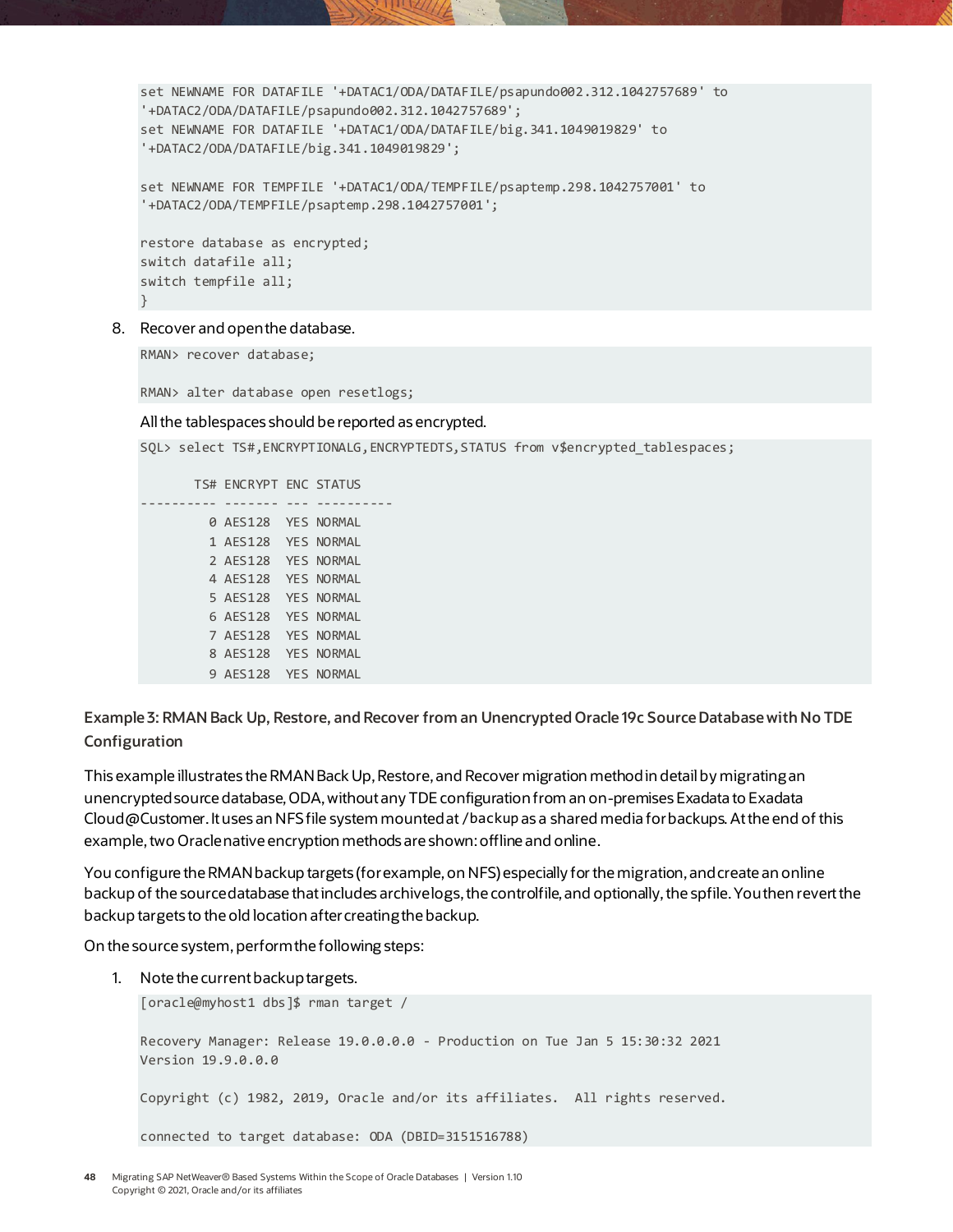```
set NEWNAME FOR DATAFILE '+DATAC1/ODA/DATAFILE/psapundo002.312.1042757689' to
'+DATAC2/ODA/DATAFILE/psapundo002.312.1042757689';
set NEWNAME FOR DATAFILE '+DATAC1/ODA/DATAFILE/big.341.1049019829' to
'+DATAC2/ODA/DATAFILE/big.341.1049019829';

set NEWNAME FOR TEMPFILE '+DATAC1/ODA/TEMPFILE/psaptemp.298.1042757001' to
'+DATAC2/ODA/TEMPFILE/psaptemp.298.1042757001';

restore database as encrypted;
switch datafile all;
switch tempfile all;
}
```

8. Recover and open the database.

```
RMAN> recover database;

RMAN> alter database open resetlogs;
```

All the tablespaces should be reported as encrypted.

```
SQL> select TS#,ENCRYPTIONALG,ENCRYPTEDTS,STATUS from v$encrypted_tablespaces;

       TS# ENCRYPT ENC STATUS
---------- ------- --- ----------
         0 AES128  YES NORMAL
         1 AES128  YES NORMAL
         2 AES128  YES NORMAL
         4 AES128  YES NORMAL
         5 AES128  YES NORMAL
         6 AES128  YES NORMAL
         7 AES128  YES NORMAL
         8 AES128  YES NORMAL
         9 AES128  YES NORMAL
```

**Example 3: RMAN Back Up, Restore, and Recover from an Unencrypted Oracle 19c Source Database with No TDE Configuration**

This example illustrates the RMAN Back Up, Restore, and Recover migration method in detail by migrating an unencrypted source database, ODA, without any TDE configuration from an on-premises Exadata to Exadata Cloud@Customer. It uses an NFS file system mounted at `/backup` as a shared media for backups. At the end of this example, two Oracle native encryption methods are shown: offline and online.

You configure the RMAN backup targets (for example, on NFS) especially for the migration, and create an online backup of the source database that includes archivelogs, the controlfile, and optionally, the spfile. You then revert the backup targets to the old location after creating the backup.

On the source system, perform the following steps:

1. Note the current backup targets.

```
[oracle@myhost1 dbs]$ rman target /

Recovery Manager: Release 19.0.0.0.0 - Production on Tue Jan 5 15:30:32 2021
Version 19.9.0.0.0

Copyright (c) 1982, 2019, Oracle and/or its affiliates.  All rights reserved.

connected to target database: ODA (DBID=3151516788)
```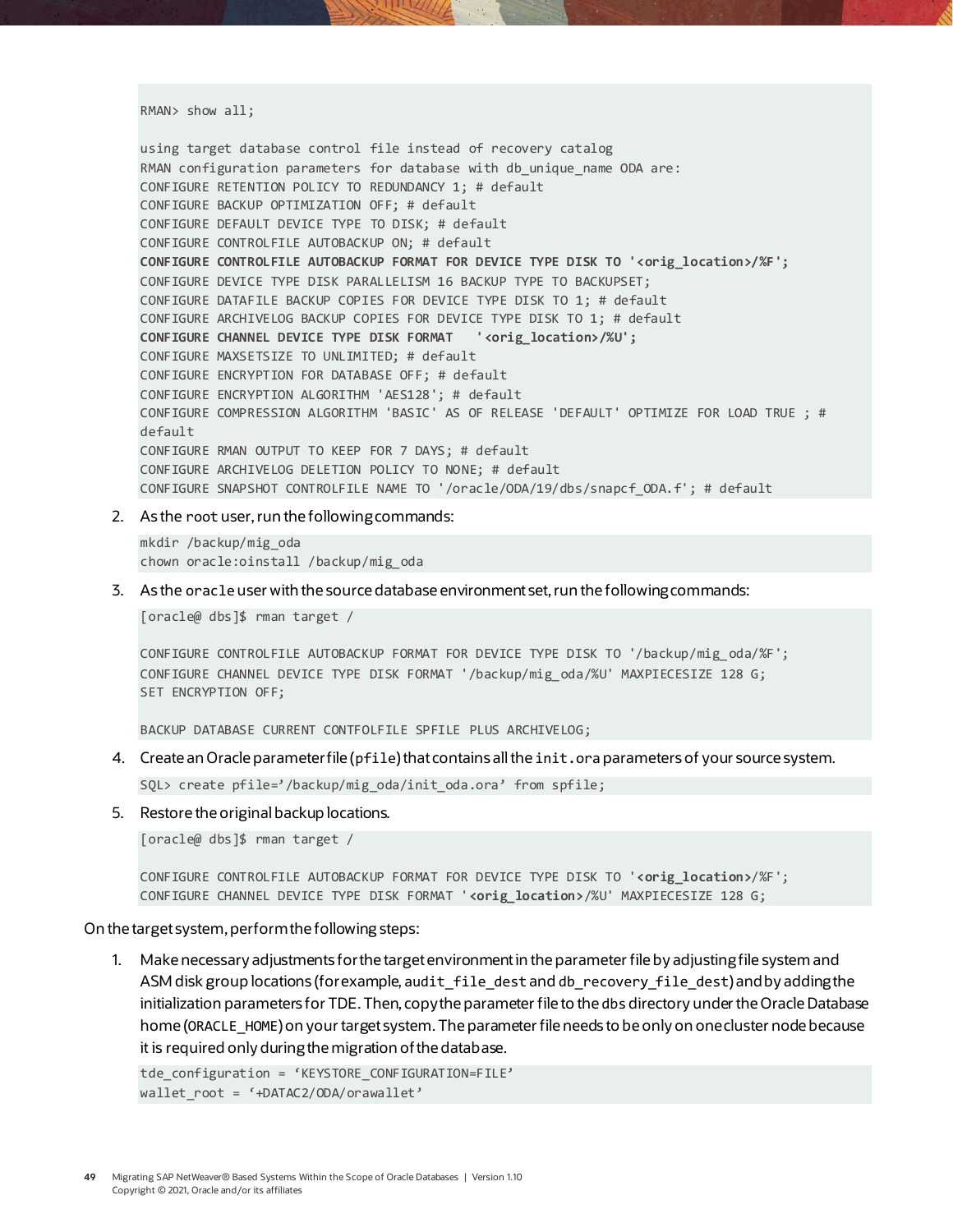```
RMAN> show all;

using target database control file instead of recovery catalog
RMAN configuration parameters for database with db_unique_name ODA are:
CONFIGURE RETENTION POLICY TO REDUNDANCY 1; # default
CONFIGURE BACKUP OPTIMIZATION OFF; # default
CONFIGURE DEFAULT DEVICE TYPE TO DISK; # default
CONFIGURE CONTROLFILE AUTOBACKUP ON; # default
CONFIGURE CONTROLFILE AUTOBACKUP FORMAT FOR DEVICE TYPE DISK TO '<orig_location>/%F';
CONFIGURE DEVICE TYPE DISK PARALLELISM 16 BACKUP TYPE TO BACKUPSET;
CONFIGURE DATAFILE BACKUP COPIES FOR DEVICE TYPE DISK TO 1; # default
CONFIGURE ARCHIVELOG BACKUP COPIES FOR DEVICE TYPE DISK TO 1; # default
CONFIGURE CHANNEL DEVICE TYPE DISK FORMAT   '<orig_location>/%U';
CONFIGURE MAXSETSIZE TO UNLIMITED; # default
CONFIGURE ENCRYPTION FOR DATABASE OFF; # default
CONFIGURE ENCRYPTION ALGORITHM 'AES128'; # default
CONFIGURE COMPRESSION ALGORITHM 'BASIC' AS OF RELEASE 'DEFAULT' OPTIMIZE FOR LOAD TRUE ; #
default
CONFIGURE RMAN OUTPUT TO KEEP FOR 7 DAYS; # default
CONFIGURE ARCHIVELOG DELETION POLICY TO NONE; # default
CONFIGURE SNAPSHOT CONTROLFILE NAME TO '/oracle/ODA/19/dbs/snapcf_ODA.f'; # default
```

2. As the `root` user, run the following commands:

```
mkdir /backup/mig_oda
chown oracle:oinstall /backup/mig_oda
```

3. As the `oracle` user with the source database environment set, run the following commands:

```
[oracle@ dbs]$ rman target /

CONFIGURE CONTROLFILE AUTOBACKUP FORMAT FOR DEVICE TYPE DISK TO '/backup/mig_oda/%F';
CONFIGURE CHANNEL DEVICE TYPE DISK FORMAT '/backup/mig_oda/%U' MAXPIECESIZE 128 G;
SET ENCRYPTION OFF;

BACKUP DATABASE CURRENT CONTFOLFILE SPFILE PLUS ARCHIVELOG;
```

4. Create an Oracle parameter file (`pfile`) that contains all the `init.ora` parameters of your source system.

```
SQL> create pfile='/backup/mig_oda/init_oda.ora' from spfile;
```

5. Restore the original backup locations.

```
[oracle@ dbs]$ rman target /

CONFIGURE CONTROLFILE AUTOBACKUP FORMAT FOR DEVICE TYPE DISK TO '<orig_location>/%F';
CONFIGURE CHANNEL DEVICE TYPE DISK FORMAT '<orig_location>/%U' MAXPIECESIZE 128 G;
```

On the target system, perform the following steps:

1. Make necessary adjustments for the target environment in the parameter file by adjusting file system and ASM disk group locations (for example, `audit_file_dest` and `db_recovery_file_dest`) and by adding the initialization parameters for TDE. Then, copy the parameter file to the `dbs` directory under the Oracle Database home (`ORACLE_HOME`) on your target system. The parameter file needs to be only on one cluster node because it is required only during the migration of the database.

```
tde_configuration = 'KEYSTORE_CONFIGURATION=FILE'
wallet_root = '+DATAC2/ODA/orawallet'
```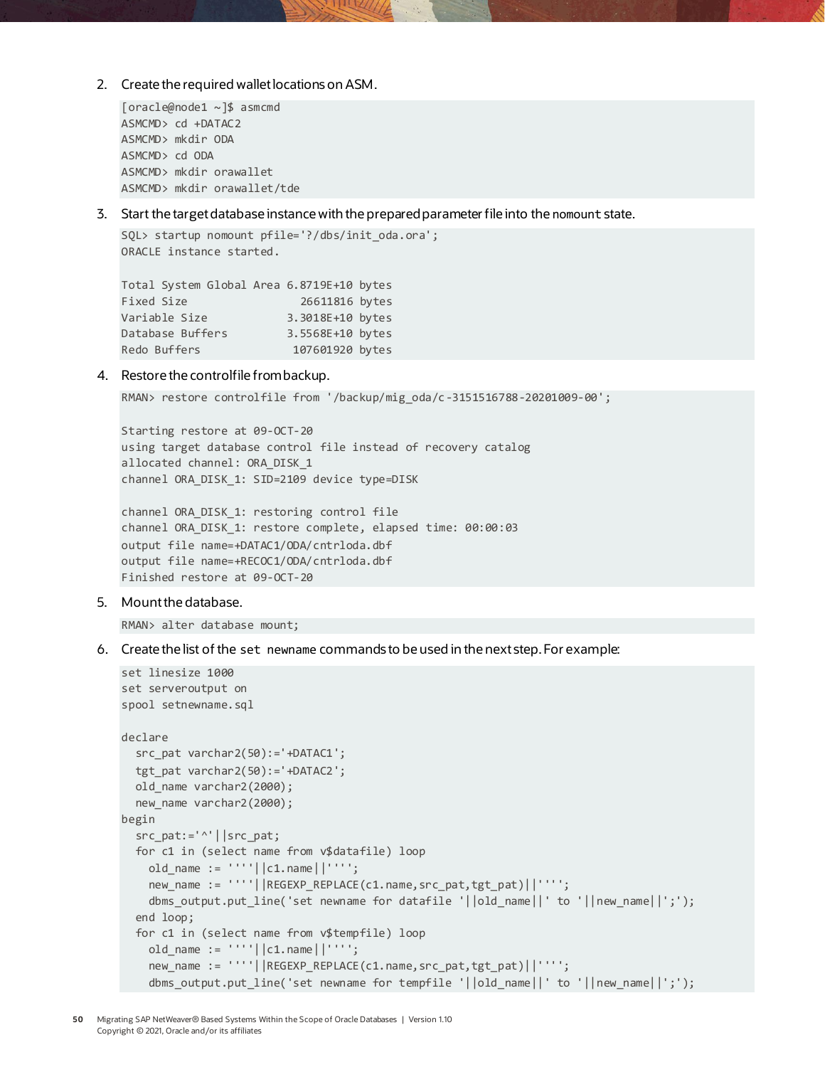2. Create the required wallet locations on ASM.

```
[oracle@node1 ~]$ asmcmd
ASMCMD> cd +DATAC2
ASMCMD> mkdir ODA
ASMCMD> cd ODA
ASMCMD> mkdir orawallet
ASMCMD> mkdir orawallet/tde
```

3. Start the target database instance with the prepared parameter file into the `nomount` state.

```
SQL> startup nomount pfile='?/dbs/init_oda.ora';
ORACLE instance started.

Total System Global Area 6.8719E+10 bytes
Fixed Size                  26611816 bytes
Variable Size             3.3018E+10 bytes
Database Buffers          3.5568E+10 bytes
Redo Buffers               107601920 bytes
```

4. Restore the controlfile from backup.

```
RMAN> restore controlfile from '/backup/mig_oda/c-3151516788-20201009-00';

Starting restore at 09-OCT-20
using target database control file instead of recovery catalog
allocated channel: ORA_DISK_1
channel ORA_DISK_1: SID=2109 device type=DISK

channel ORA_DISK_1: restoring control file
channel ORA_DISK_1: restore complete, elapsed time: 00:00:03
output file name=+DATAC1/ODA/cntrloda.dbf
output file name=+RECOC1/ODA/cntrloda.dbf
Finished restore at 09-OCT-20
```

5. Mount the database.

```
RMAN> alter database mount;
```

6. Create the list of the `set newname` commands to be used in the next step. For example:

```
set linesize 1000
set serveroutput on
spool setnewname.sql

declare
  src_pat varchar2(50):='+DATAC1';
  tgt_pat varchar2(50):='+DATAC2';
  old_name varchar2(2000);
  new_name varchar2(2000);
begin
  src_pat:='^'||src_pat;
  for c1 in (select name from v$datafile) loop
    old_name := ''''||c1.name||'''';
    new_name := ''''||REGEXP_REPLACE(c1.name,src_pat,tgt_pat)||'''';
    dbms_output.put_line('set newname for datafile '||old_name||' to '||new_name||';');
  end loop;
  for c1 in (select name from v$tempfile) loop
    old_name := ''''||c1.name||'''';
    new_name := ''''||REGEXP_REPLACE(c1.name,src_pat,tgt_pat)||'''';
    dbms_output.put_line('set newname for tempfile '||old_name||' to '||new_name||';');
```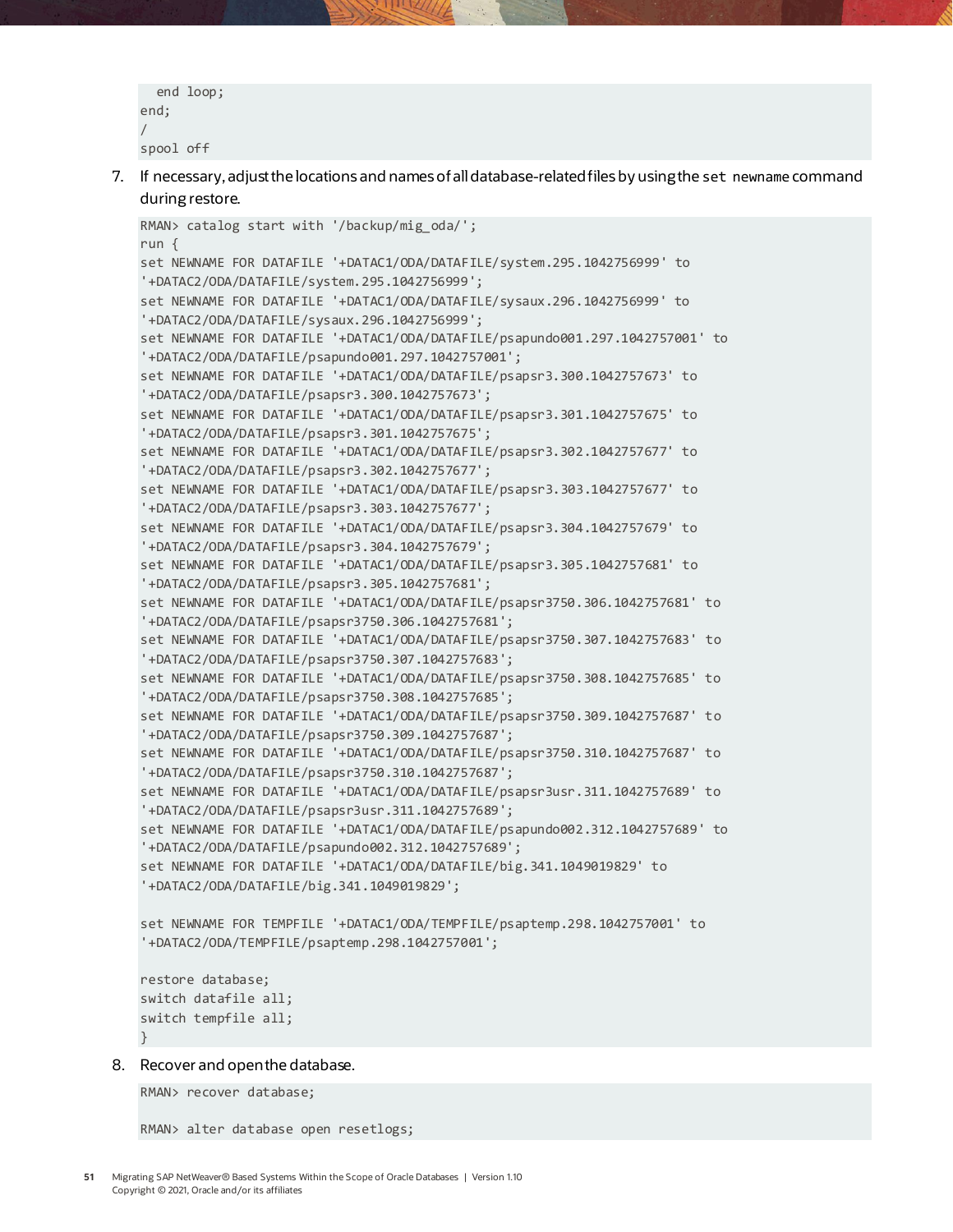```
  end loop;
end;
/
spool off
```

7. If necessary, adjust the locations and names of all database-related files by using the `set newname` command during restore.

```
RMAN> catalog start with '/backup/mig_oda/';
run {
set NEWNAME FOR DATAFILE '+DATAC1/ODA/DATAFILE/system.295.1042756999' to
'+DATAC2/ODA/DATAFILE/system.295.1042756999';
set NEWNAME FOR DATAFILE '+DATAC1/ODA/DATAFILE/sysaux.296.1042756999' to
'+DATAC2/ODA/DATAFILE/sysaux.296.1042756999';
set NEWNAME FOR DATAFILE '+DATAC1/ODA/DATAFILE/psapundo001.297.1042757001' to
'+DATAC2/ODA/DATAFILE/psapundo001.297.1042757001';
set NEWNAME FOR DATAFILE '+DATAC1/ODA/DATAFILE/psapsr3.300.1042757673' to
'+DATAC2/ODA/DATAFILE/psapsr3.300.1042757673';
set NEWNAME FOR DATAFILE '+DATAC1/ODA/DATAFILE/psapsr3.301.1042757675' to
'+DATAC2/ODA/DATAFILE/psapsr3.301.1042757675';
set NEWNAME FOR DATAFILE '+DATAC1/ODA/DATAFILE/psapsr3.302.1042757677' to
'+DATAC2/ODA/DATAFILE/psapsr3.302.1042757677';
set NEWNAME FOR DATAFILE '+DATAC1/ODA/DATAFILE/psapsr3.303.1042757677' to
'+DATAC2/ODA/DATAFILE/psapsr3.303.1042757677';
set NEWNAME FOR DATAFILE '+DATAC1/ODA/DATAFILE/psapsr3.304.1042757679' to
'+DATAC2/ODA/DATAFILE/psapsr3.304.1042757679';
set NEWNAME FOR DATAFILE '+DATAC1/ODA/DATAFILE/psapsr3.305.1042757681' to
'+DATAC2/ODA/DATAFILE/psapsr3.305.1042757681';
set NEWNAME FOR DATAFILE '+DATAC1/ODA/DATAFILE/psapsr3750.306.1042757681' to
'+DATAC2/ODA/DATAFILE/psapsr3750.306.1042757681';
set NEWNAME FOR DATAFILE '+DATAC1/ODA/DATAFILE/psapsr3750.307.1042757683' to
'+DATAC2/ODA/DATAFILE/psapsr3750.307.1042757683';
set NEWNAME FOR DATAFILE '+DATAC1/ODA/DATAFILE/psapsr3750.308.1042757685' to
'+DATAC2/ODA/DATAFILE/psapsr3750.308.1042757685';
set NEWNAME FOR DATAFILE '+DATAC1/ODA/DATAFILE/psapsr3750.309.1042757687' to
'+DATAC2/ODA/DATAFILE/psapsr3750.309.1042757687';
set NEWNAME FOR DATAFILE '+DATAC1/ODA/DATAFILE/psapsr3750.310.1042757687' to
'+DATAC2/ODA/DATAFILE/psapsr3750.310.1042757687';
set NEWNAME FOR DATAFILE '+DATAC1/ODA/DATAFILE/psapsr3usr.311.1042757689' to
'+DATAC2/ODA/DATAFILE/psapsr3usr.311.1042757689';
set NEWNAME FOR DATAFILE '+DATAC1/ODA/DATAFILE/psapundo002.312.1042757689' to
'+DATAC2/ODA/DATAFILE/psapundo002.312.1042757689';
set NEWNAME FOR DATAFILE '+DATAC1/ODA/DATAFILE/big.341.1049019829' to
'+DATAC2/ODA/DATAFILE/big.341.1049019829';

set NEWNAME FOR TEMPFILE '+DATAC1/ODA/TEMPFILE/psaptemp.298.1042757001' to
'+DATAC2/ODA/TEMPFILE/psaptemp.298.1042757001';

restore database;
switch datafile all;
switch tempfile all;
}
```

8. Recover and open the database.

```
RMAN> recover database;

RMAN> alter database open resetlogs;
```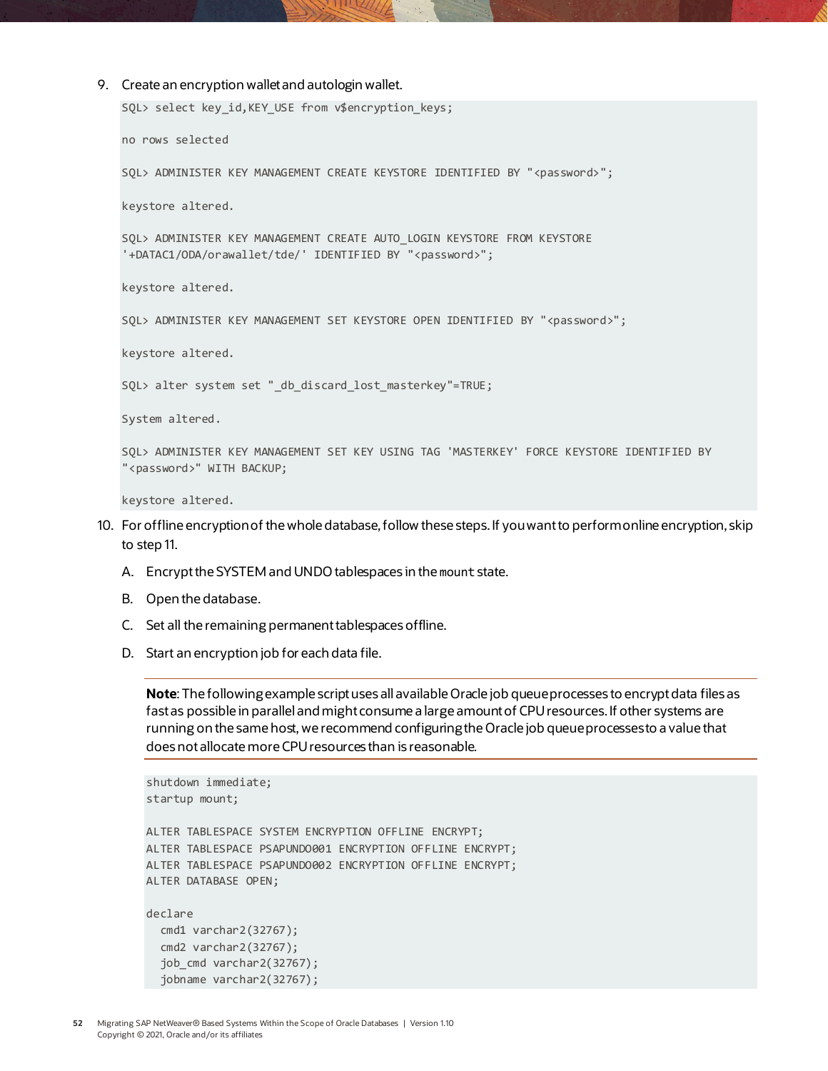9. Create an encryption wallet and autologin wallet.

```
SQL> select key_id,KEY_USE from v$encryption_keys;

no rows selected

SQL> ADMINISTER KEY MANAGEMENT CREATE KEYSTORE IDENTIFIED BY "<password>";

keystore altered.

SQL> ADMINISTER KEY MANAGEMENT CREATE AUTO_LOGIN KEYSTORE FROM KEYSTORE
'+DATAC1/ODA/orawallet/tde/' IDENTIFIED BY "<password>";

keystore altered.

SQL> ADMINISTER KEY MANAGEMENT SET KEYSTORE OPEN IDENTIFIED BY "<password>";

keystore altered.

SQL> alter system set "_db_discard_lost_masterkey"=TRUE;

System altered.

SQL> ADMINISTER KEY MANAGEMENT SET KEY USING TAG 'MASTERKEY' FORCE KEYSTORE IDENTIFIED BY
"<password>" WITH BACKUP;

keystore altered.
```

10. For offline encryption of the whole database, follow these steps. If you want to perform online encryption, skip to step 11.

    A. Encrypt the SYSTEM and UNDO tablespaces in the `mount` state.

    B. Open the database.

    C. Set all the remaining permanent tablespaces offline.

    D. Start an encryption job for each data file.

    **Note**: The following example script uses all available Oracle job queue processes to encrypt data files as fast as possible in parallel and might consume a large amount of CPU resources. If other systems are running on the same host, we recommend configuring the Oracle job queue processes to a value that does not allocate more CPU resources than is reasonable.

```
shutdown immediate;
startup mount;

ALTER TABLESPACE SYSTEM ENCRYPTION OFFLINE ENCRYPT;
ALTER TABLESPACE PSAPUNDO001 ENCRYPTION OFFLINE ENCRYPT;
ALTER TABLESPACE PSAPUNDO002 ENCRYPTION OFFLINE ENCRYPT;
ALTER DATABASE OPEN;

declare
  cmd1 varchar2(32767);
  cmd2 varchar2(32767);
  job_cmd varchar2(32767);
  jobname varchar2(32767);
```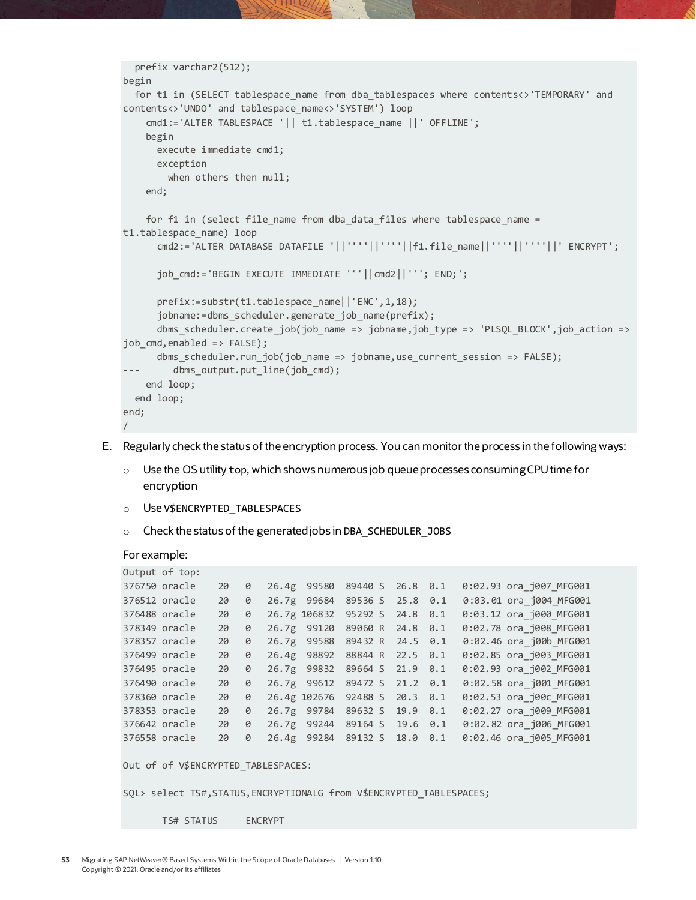```
  prefix varchar2(512);
begin
  for t1 in (SELECT tablespace_name from dba_tablespaces where contents<>'TEMPORARY' and
contents<>'UNDO' and tablespace_name<>'SYSTEM') loop
    cmd1:='ALTER TABLESPACE '|| t1.tablespace_name ||' OFFLINE';
    begin
      execute immediate cmd1;
      exception
        when others then null;
    end;

    for f1 in (select file_name from dba_data_files where tablespace_name =
t1.tablespace_name) loop
      cmd2:='ALTER DATABASE DATAFILE '||''''||''''||f1.file_name||''''||''''||' ENCRYPT';

      job_cmd:='BEGIN EXECUTE IMMEDIATE '''||cmd2||'''; END;';

      prefix:=substr(t1.tablespace_name||'ENC',1,18);
      jobname:=dbms_scheduler.generate_job_name(prefix);
      dbms_scheduler.create_job(job_name => jobname,job_type => 'PLSQL_BLOCK',job_action =>
job_cmd,enabled => FALSE);
      dbms_scheduler.run_job(job_name => jobname,use_current_session => FALSE);
---      dbms_output.put_line(job_cmd);
    end loop;
  end loop;
end;
/
```

E. Regularly check the status of the encryption process. You can monitor the process in the following ways:

   - Use the OS utility `top`, which shows numerous job queue processes consuming CPU time for encryption
   - Use `V$ENCRYPTED_TABLESPACES`
   - Check the status of the generated jobs in `DBA_SCHEDULER_JOBS`

   For example:

```
Output of top:
376750 oracle    20   0   26.4g  99580  89440 S  26.8  0.1    0:02.93 ora_j007_MFG001
376512 oracle    20   0   26.7g  99684  89536 S  25.8  0.1    0:03.01 ora_j004_MFG001
376488 oracle    20   0   26.7g 106832  95292 S  24.8  0.1    0:03.12 ora_j000_MFG001
378349 oracle    20   0   26.7g  99120  89060 R  24.8  0.1    0:02.78 ora_j008_MFG001
378357 oracle    20   0   26.7g  99588  89432 R  24.5  0.1    0:02.46 ora_j00b_MFG001
376499 oracle    20   0   26.4g  98892  88844 R  22.5  0.1    0:02.85 ora_j003_MFG001
376495 oracle    20   0   26.7g  99832  89664 S  21.9  0.1    0:02.93 ora_j002_MFG001
376490 oracle    20   0   26.7g  99612  89472 S  21.2  0.1    0:02.58 ora_j001_MFG001
378360 oracle    20   0   26.4g 102676  92488 S  20.3  0.1    0:02.53 ora_j00c_MFG001
378353 oracle    20   0   26.7g  99784  89632 S  19.9  0.1    0:02.27 ora_j009_MFG001
376642 oracle    20   0   26.7g  99244  89164 S  19.6  0.1    0:02.82 ora_j006_MFG001
376558 oracle    20   0   26.4g  99284  89132 S  18.0  0.1    0:02.46 ora_j005_MFG001

Out of of V$ENCRYPTED_TABLESPACES:

SQL> select TS#,STATUS,ENCRYPTIONALG from V$ENCRYPTED_TABLESPACES;

       TS# STATUS     ENCRYPT
```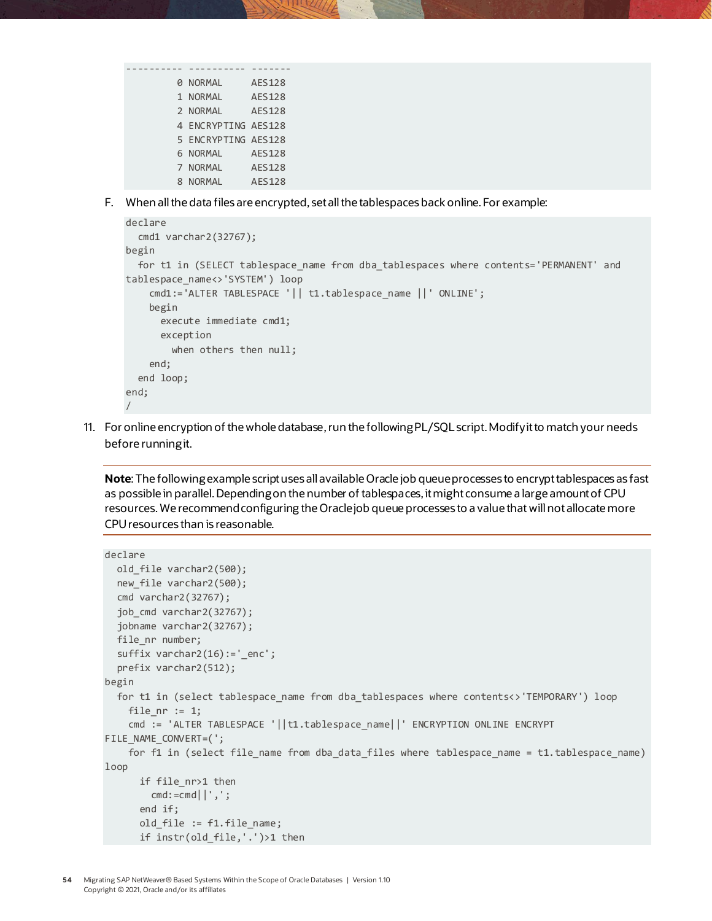```
---------- ---------- -------
         0 NORMAL     AES128
         1 NORMAL     AES128
         2 NORMAL     AES128
         4 ENCRYPTING AES128
         5 ENCRYPTING AES128
         6 NORMAL     AES128
         7 NORMAL     AES128
         8 NORMAL     AES128
```

F. When all the data files are encrypted, set all the tablespaces back online. For example:

```
declare
  cmd1 varchar2(32767);
begin
  for t1 in (SELECT tablespace_name from dba_tablespaces where contents='PERMANENT' and
tablespace_name<>'SYSTEM') loop
    cmd1:='ALTER TABLESPACE '|| t1.tablespace_name ||' ONLINE';
    begin
      execute immediate cmd1;
      exception
        when others then null;
    end;
  end loop;
end;
/
```

11. For online encryption of the whole database, run the following PL/SQL script. Modify it to match your needs before running it.

**Note**: The following example script uses all available Oracle job queue processes to encrypt tablespaces as fast as possible in parallel. Depending on the number of tablespaces, it might consume a large amount of CPU resources. We recommend configuring the Oracle job queue processes to a value that will not allocate more CPU resources than is reasonable.

```
declare
  old_file varchar2(500);
  new_file varchar2(500);
  cmd varchar2(32767);
  job_cmd varchar2(32767);
  jobname varchar2(32767);
  file_nr number;
  suffix varchar2(16):='_enc';
  prefix varchar2(512);
begin
  for t1 in (select tablespace_name from dba_tablespaces where contents<>'TEMPORARY') loop
    file_nr := 1;
    cmd := 'ALTER TABLESPACE '||t1.tablespace_name||' ENCRYPTION ONLINE ENCRYPT
FILE_NAME_CONVERT=(';
    for f1 in (select file_name from dba_data_files where tablespace_name = t1.tablespace_name)
loop
      if file_nr>1 then
        cmd:=cmd||',';
      end if;
      old_file := f1.file_name;
      if instr(old_file,'.')>1 then
```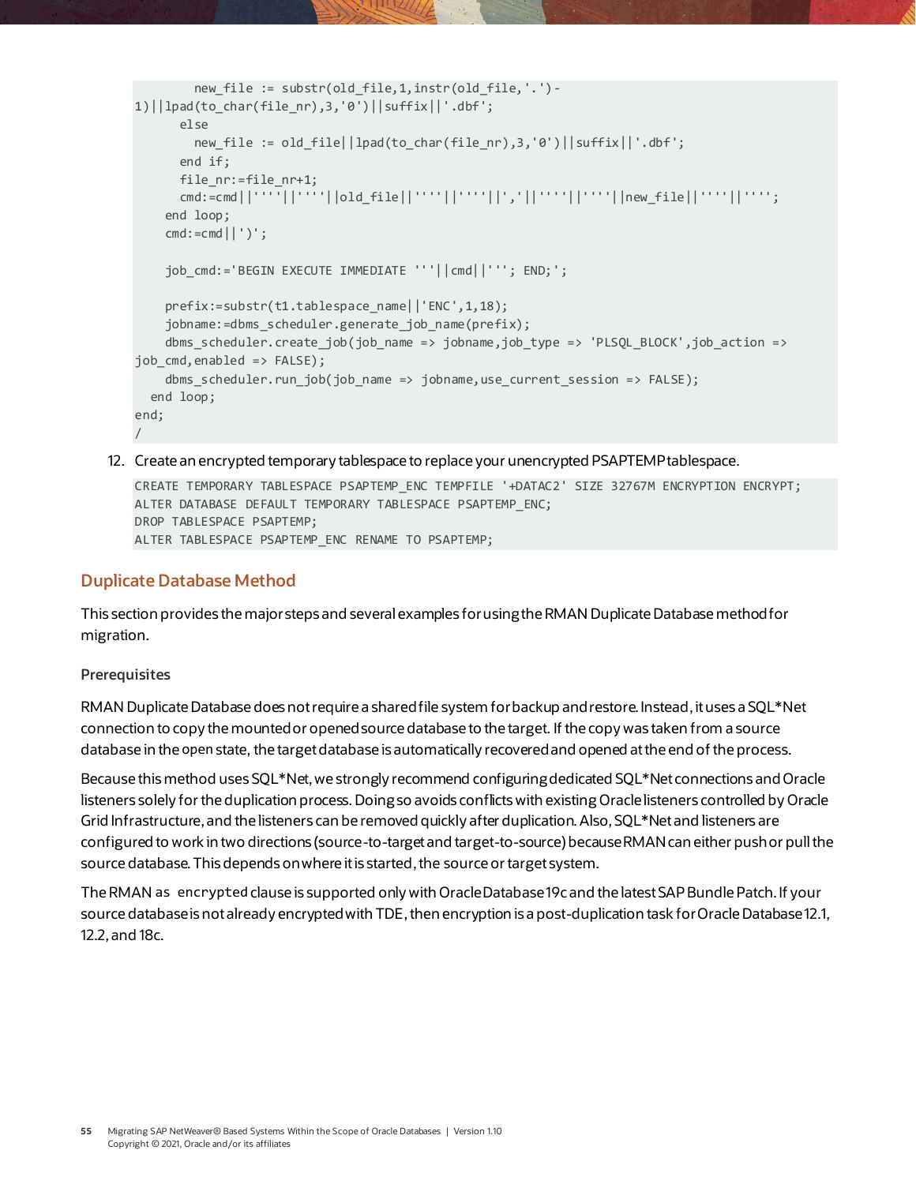```
        new_file := substr(old_file,1,instr(old_file,'.')-
1)||lpad(to_char(file_nr),3,'0')||suffix||'.dbf';
      else
        new_file := old_file||lpad(to_char(file_nr),3,'0')||suffix||'.dbf';
      end if;
      file_nr:=file_nr+1;
      cmd:=cmd||''''||''''||old_file||''''||''''||','||''''||''''||new_file||''''||'''';
    end loop;
    cmd:=cmd||')';

    job_cmd:='BEGIN EXECUTE IMMEDIATE '''||cmd||'''; END;';

    prefix:=substr(t1.tablespace_name||'ENC',1,18);
    jobname:=dbms_scheduler.generate_job_name(prefix);
    dbms_scheduler.create_job(job_name => jobname,job_type => 'PLSQL_BLOCK',job_action =>
job_cmd,enabled => FALSE);
    dbms_scheduler.run_job(job_name => jobname,use_current_session => FALSE);
  end loop;
end;
/
```

12. Create an encrypted temporary tablespace to replace your unencrypted PSAPTEMP tablespace.

```
CREATE TEMPORARY TABLESPACE PSAPTEMP_ENC TEMPFILE '+DATAC2' SIZE 32767M ENCRYPTION ENCRYPT;
ALTER DATABASE DEFAULT TEMPORARY TABLESPACE PSAPTEMP_ENC;
DROP TABLESPACE PSAPTEMP;
ALTER TABLESPACE PSAPTEMP_ENC RENAME TO PSAPTEMP;
```

## Duplicate Database Method

This section provides the major steps and several examples for using the RMAN Duplicate Database method for migration.

### Prerequisites

RMAN Duplicate Database does not require a shared file system for backup and restore. Instead, it uses a SQL*Net connection to copy the mounted or opened source database to the target. If the copy was taken from a source database in the open state, the target database is automatically recovered and opened at the end of the process.

Because this method uses SQL*Net, we strongly recommend configuring dedicated SQL*Net connections and Oracle listeners solely for the duplication process. Doing so avoids conflicts with existing Oracle listeners controlled by Oracle Grid Infrastructure, and the listeners can be removed quickly after duplication. Also, SQL*Net and listeners are configured to work in two directions (source-to-target and target-to-source) because RMAN can either push or pull the source database. This depends on where it is started, the source or target system.

The RMAN `as encrypted` clause is supported only with Oracle Database 19c and the latest SAP Bundle Patch. If your source database is not already encrypted with TDE, then encryption is a post-duplication task for Oracle Database 12.1, 12.2, and 18c.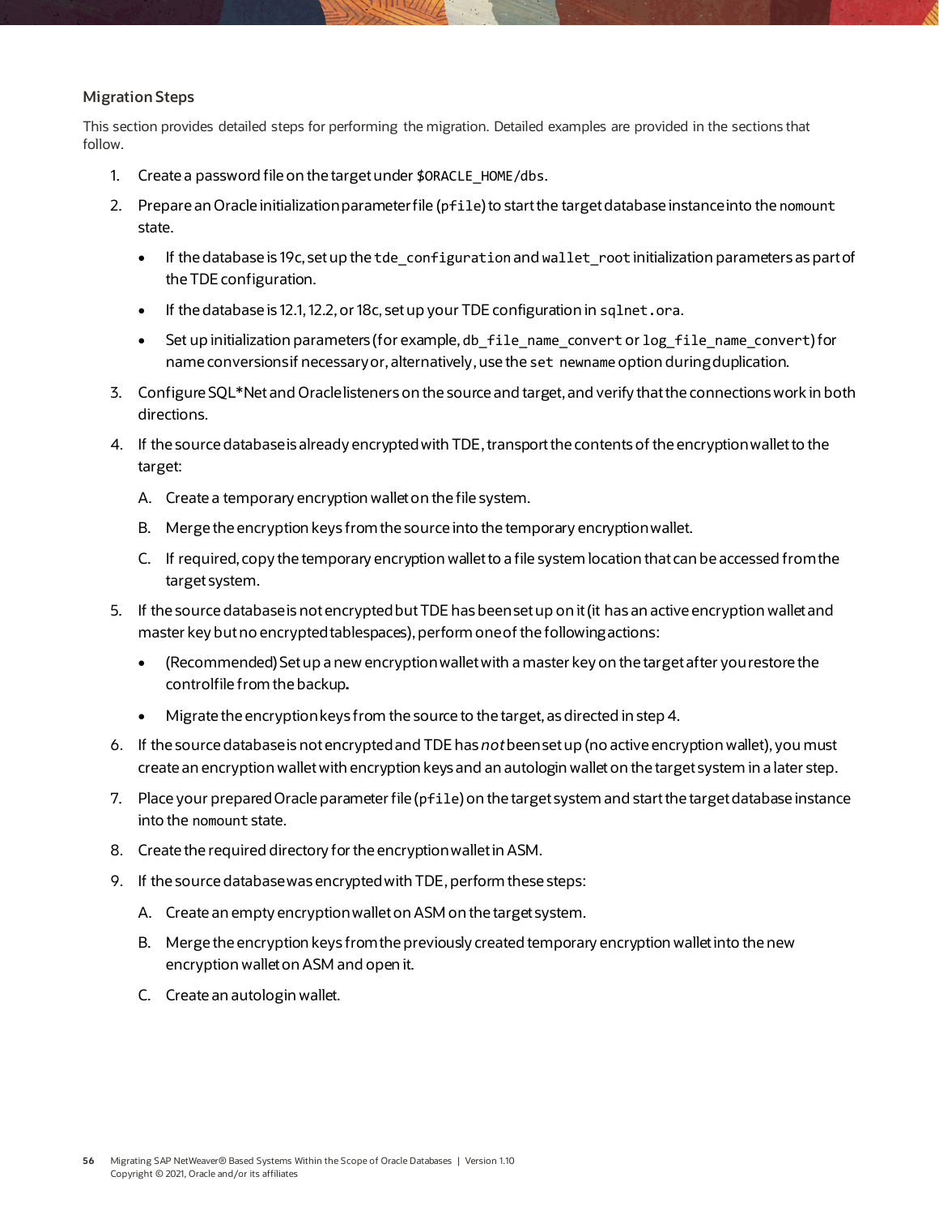### Migration Steps

This section provides detailed steps for performing the migration. Detailed examples are provided in the sections that follow.

1. Create a password file on the target under `$ORACLE_HOME/dbs`.
2. Prepare an Oracle initialization parameter file (`pfile`) to start the target database instance into the `nomount` state.
   - If the database is 19c, set up the `tde_configuration` and `wallet_root` initialization parameters as part of the TDE configuration.
   - If the database is 12.1, 12.2, or 18c, set up your TDE configuration in `sqlnet.ora`.
   - Set up initialization parameters (for example, `db_file_name_convert` or `log_file_name_convert`) for name conversions if necessary or, alternatively, use the `set newname` option during duplication.
3. Configure SQL*Net and Oracle listeners on the source and target, and verify that the connections work in both directions.
4. If the source database is already encrypted with TDE, transport the contents of the encryption wallet to the target:

   A. Create a temporary encryption wallet on the file system.

   B. Merge the encryption keys from the source into the temporary encryption wallet.

   C. If required, copy the temporary encryption wallet to a file system location that can be accessed from the target system.
5. If the source database is not encrypted but TDE has been set up on it (it has an active encryption wallet and master key but no encrypted tablespaces), perform one of the following actions:
   - (Recommended) Set up a new encryption wallet with a master key on the target after you restore the controlfile from the backup**.**
   - Migrate the encryption keys from the source to the target, as directed in step 4.
6. If the source database is not encrypted and TDE has *not* been set up (no active encryption wallet), you must create an encryption wallet with encryption keys and an autologin wallet on the target system in a later step.
7. Place your prepared Oracle parameter file (`pfile`) on the target system and start the target database instance into the `nomount` state.
8. Create the required directory for the encryption wallet in ASM.
9. If the source database was encrypted with TDE, perform these steps:

   A. Create an empty encryption wallet on ASM on the target system.

   B. Merge the encryption keys from the previously created temporary encryption wallet into the new encryption wallet on ASM and open it.

   C. Create an autologin wallet.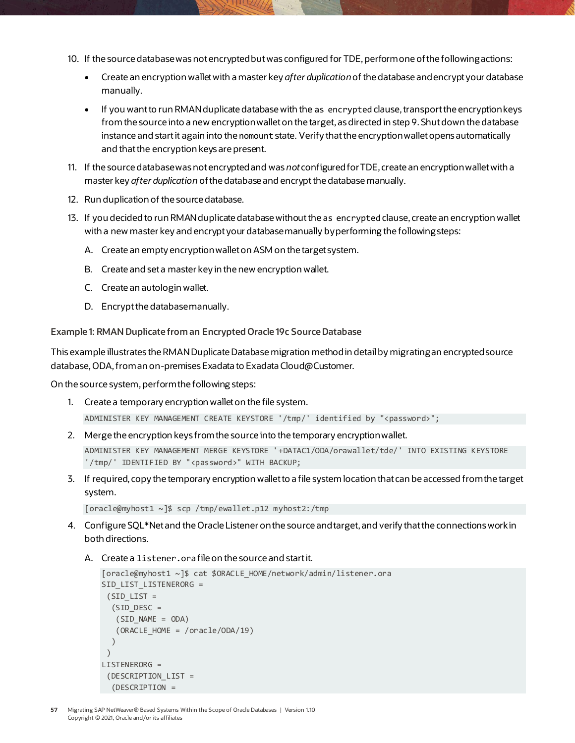10. If the source database was not encrypted but was configured for TDE, perform one of the following actions:
    - Create an encryption wallet with a master key *after duplication* of the database and encrypt your database manually.
    - If you want to run RMAN duplicate database with the `as encrypted` clause, transport the encryption keys from the source into a new encryption wallet on the target, as directed in step 9. Shut down the database instance and start it again into the `nomount` state. Verify that the encryption wallet opens automatically and that the encryption keys are present.
11. If the source database was not encrypted and was *not* configured for TDE, create an encryption wallet with a master key *after duplication* of the database and encrypt the database manually.
12. Run duplication of the source database.
13. If you decided to run RMAN duplicate database without the `as encrypted` clause, create an encryption wallet with a new master key and encrypt your database manually by performing the following steps:

    A. Create an empty encryption wallet on ASM on the target system.

    B. Create and set a master key in the new encryption wallet.

    C. Create an autologin wallet.

    D. Encrypt the database manually.

**Example 1: RMAN Duplicate from an Encrypted Oracle 19c Source Database**

This example illustrates the RMAN Duplicate Database migration method in detail by migrating an encrypted source database, ODA, from an on-premises Exadata to Exadata Cloud@Customer.

On the source system, perform the following steps:

1. Create a temporary encryption wallet on the file system.

```
ADMINISTER KEY MANAGEMENT CREATE KEYSTORE '/tmp/' identified by "<password>";
```

2. Merge the encryption keys from the source into the temporary encryption wallet.

```
ADMINISTER KEY MANAGEMENT MERGE KEYSTORE '+DATAC1/ODA/orawallet/tde/' INTO EXISTING KEYSTORE
'/tmp/' IDENTIFIED BY "<password>" WITH BACKUP;
```

3. If required, copy the temporary encryption wallet to a file system location that can be accessed from the target system.

```
[oracle@myhost1 ~]$ scp /tmp/ewallet.p12 myhost2:/tmp
```

4. Configure SQL*Net and the Oracle Listener on the source and target, and verify that the connections work in both directions.

    A. Create a `listener.ora` file on the source and start it.

```
[oracle@myhost1 ~]$ cat $ORACLE_HOME/network/admin/listener.ora
SID_LIST_LISTENERORG =
 (SID_LIST =
  (SID_DESC =
   (SID_NAME = ODA)
   (ORACLE_HOME = /oracle/ODA/19)
  )
 )
LISTENERORG =
 (DESCRIPTION_LIST =
  (DESCRIPTION =
```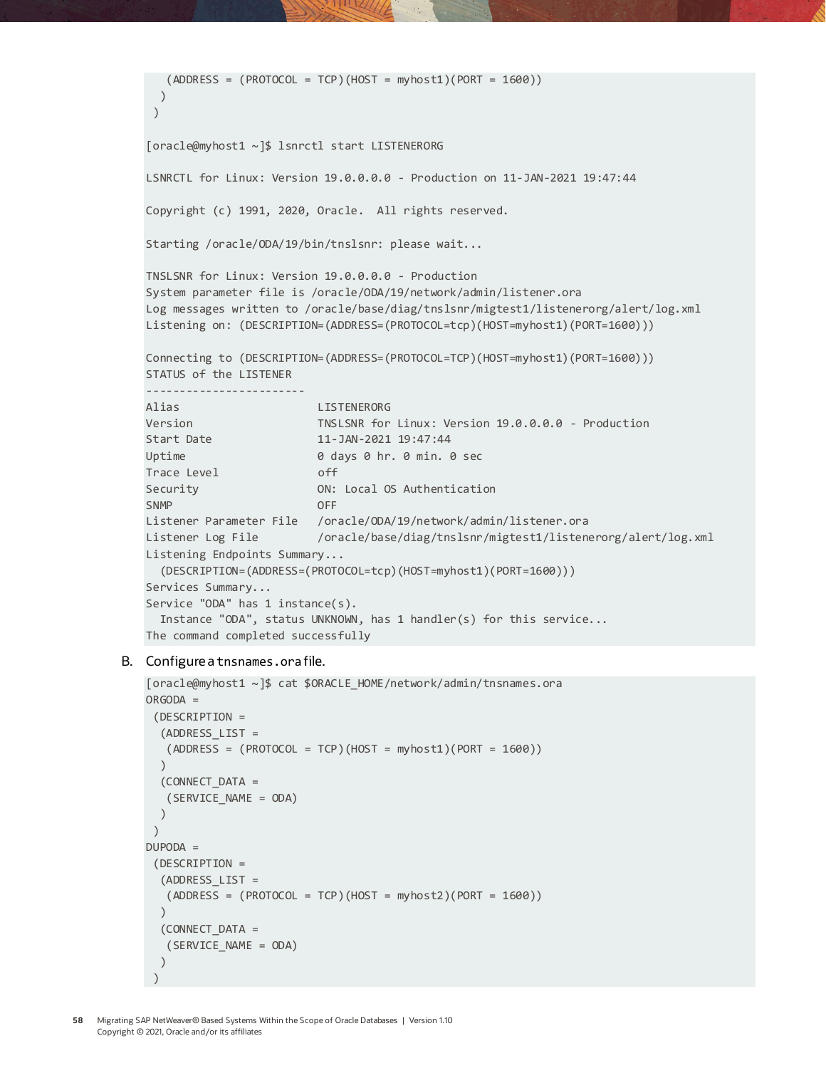```
    (ADDRESS = (PROTOCOL = TCP)(HOST = myhost1)(PORT = 1600))
  )
 )

[oracle@myhost1 ~]$ lsnrctl start LISTENERORG

LSNRCTL for Linux: Version 19.0.0.0.0 - Production on 11-JAN-2021 19:47:44

Copyright (c) 1991, 2020, Oracle.  All rights reserved.

Starting /oracle/ODA/19/bin/tnslsnr: please wait...

TNSLSNR for Linux: Version 19.0.0.0.0 - Production
System parameter file is /oracle/ODA/19/network/admin/listener.ora
Log messages written to /oracle/base/diag/tnslsnr/migtest1/listenerorg/alert/log.xml
Listening on: (DESCRIPTION=(ADDRESS=(PROTOCOL=tcp)(HOST=myhost1)(PORT=1600)))

Connecting to (DESCRIPTION=(ADDRESS=(PROTOCOL=TCP)(HOST=myhost1)(PORT=1600)))
STATUS of the LISTENER
------------------------
Alias                     LISTENERORG
Version                   TNSLSNR for Linux: Version 19.0.0.0.0 - Production
Start Date                11-JAN-2021 19:47:44
Uptime                    0 days 0 hr. 0 min. 0 sec
Trace Level               off
Security                  ON: Local OS Authentication
SNMP                      OFF
Listener Parameter File   /oracle/ODA/19/network/admin/listener.ora
Listener Log File         /oracle/base/diag/tnslsnr/migtest1/listenerorg/alert/log.xml
Listening Endpoints Summary...
  (DESCRIPTION=(ADDRESS=(PROTOCOL=tcp)(HOST=myhost1)(PORT=1600)))
Services Summary...
Service "ODA" has 1 instance(s).
  Instance "ODA", status UNKNOWN, has 1 handler(s) for this service...
The command completed successfully
```

B. Configure a `tnsnames.ora` file.

```
[oracle@myhost1 ~]$ cat $ORACLE_HOME/network/admin/tnsnames.ora
ORGODA =
 (DESCRIPTION =
  (ADDRESS_LIST =
   (ADDRESS = (PROTOCOL = TCP)(HOST = myhost1)(PORT = 1600))
  )
  (CONNECT_DATA =
   (SERVICE_NAME = ODA)
  )
 )
DUPODA =
 (DESCRIPTION =
  (ADDRESS_LIST =
   (ADDRESS = (PROTOCOL = TCP)(HOST = myhost2)(PORT = 1600))
  )
  (CONNECT_DATA =
   (SERVICE_NAME = ODA)
  )
 )
```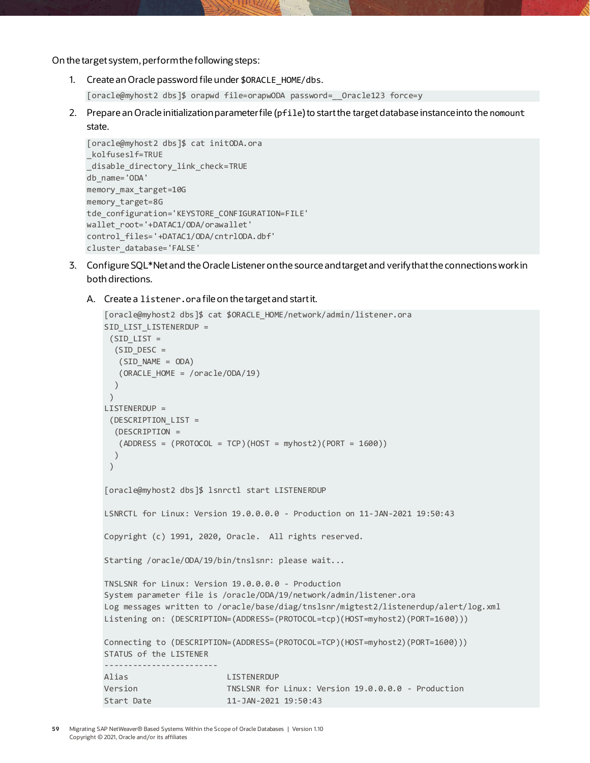On the target system, perform the following steps:

1. Create an Oracle password file under `$ORACLE_HOME/dbs`.

```
[oracle@myhost2 dbs]$ orapwd file=orapwODA password=__Oracle123 force=y
```

2. Prepare an Oracle initialization parameter file (`pfile`) to start the target database instance into the `nomount` state.

```
[oracle@myhost2 dbs]$ cat initODA.ora
_kolfuseslf=TRUE
_disable_directory_link_check=TRUE
db_name='ODA'
memory_max_target=10G
memory_target=8G
tde_configuration='KEYSTORE_CONFIGURATION=FILE'
wallet_root='+DATAC1/ODA/orawallet'
control_files='+DATAC1/ODA/cntrlODA.dbf'
cluster_database='FALSE'
```

3. Configure SQL*Net and the Oracle Listener on the source and target and verify that the connections work in both directions.

   A. Create a `listener.ora` file on the target and start it.

```
[oracle@myhost2 dbs]$ cat $ORACLE_HOME/network/admin/listener.ora
SID_LIST_LISTENERDUP =
 (SID_LIST =
  (SID_DESC =
   (SID_NAME = ODA)
   (ORACLE_HOME = /oracle/ODA/19)
  )
 )
LISTENERDUP =
 (DESCRIPTION_LIST =
  (DESCRIPTION =
   (ADDRESS = (PROTOCOL = TCP)(HOST = myhost2)(PORT = 1600))
  )
 )

[oracle@myhost2 dbs]$ lsnrctl start LISTENERDUP

LSNRCTL for Linux: Version 19.0.0.0.0 - Production on 11-JAN-2021 19:50:43

Copyright (c) 1991, 2020, Oracle.  All rights reserved.

Starting /oracle/ODA/19/bin/tnslsnr: please wait...

TNSLSNR for Linux: Version 19.0.0.0.0 - Production
System parameter file is /oracle/ODA/19/network/admin/listener.ora
Log messages written to /oracle/base/diag/tnslsnr/migtest2/listenerdup/alert/log.xml
Listening on: (DESCRIPTION=(ADDRESS=(PROTOCOL=tcp)(HOST=myhost2)(PORT=1600)))

Connecting to (DESCRIPTION=(ADDRESS=(PROTOCOL=TCP)(HOST=myhost2)(PORT=1600)))
STATUS of the LISTENER
------------------------
Alias                     LISTENERDUP
Version                   TNSLSNR for Linux: Version 19.0.0.0.0 - Production
Start Date                11-JAN-2021 19:50:43
```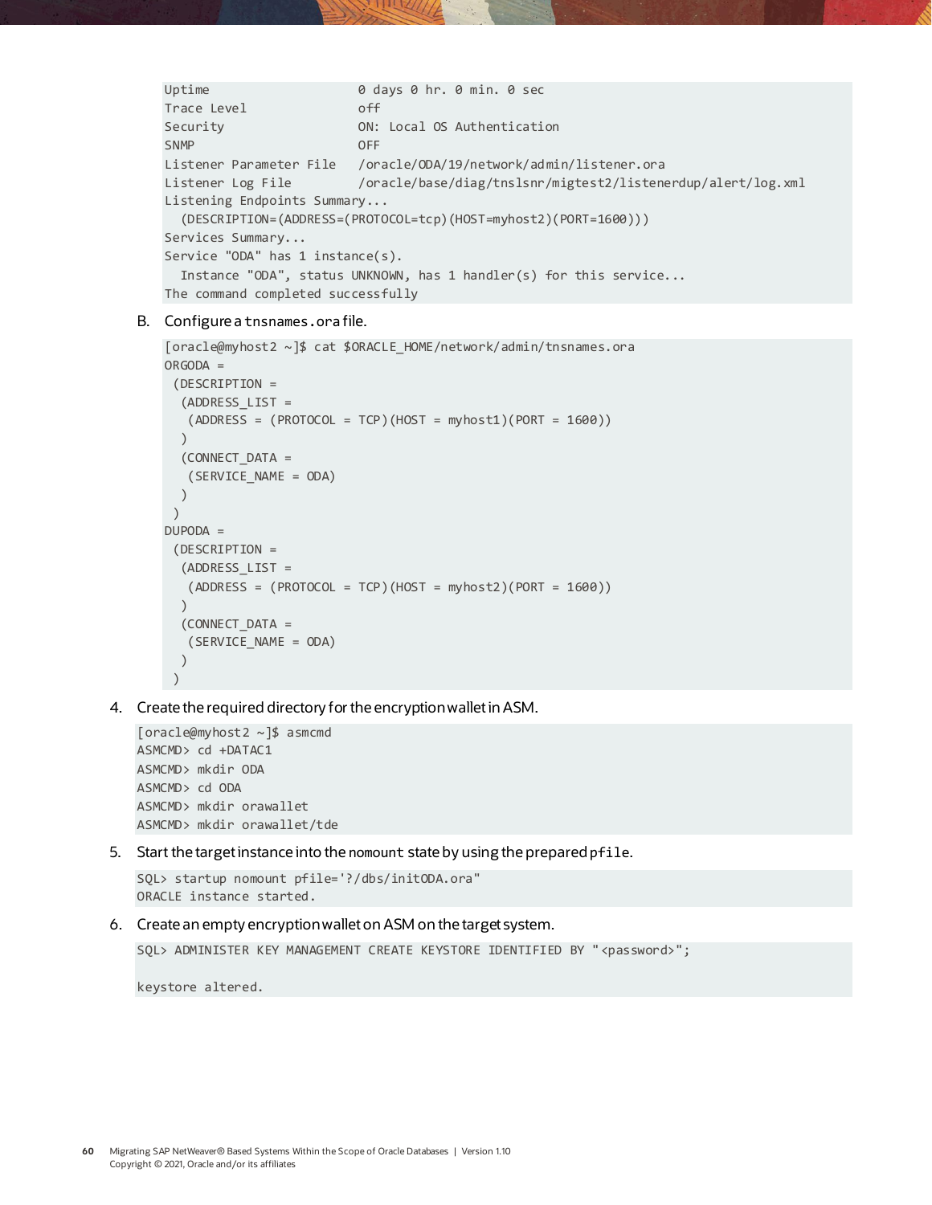```
Uptime                    0 days 0 hr. 0 min. 0 sec
Trace Level               off
Security                  ON: Local OS Authentication
SNMP                      OFF
Listener Parameter File   /oracle/ODA/19/network/admin/listener.ora
Listener Log File         /oracle/base/diag/tnslsnr/migtest2/listenerdup/alert/log.xml
Listening Endpoints Summary...
  (DESCRIPTION=(ADDRESS=(PROTOCOL=tcp)(HOST=myhost2)(PORT=1600)))
Services Summary...
Service "ODA" has 1 instance(s).
  Instance "ODA", status UNKNOWN, has 1 handler(s) for this service...
The command completed successfully
```

B. Configure a `tnsnames.ora` file.

```
[oracle@myhost2 ~]$ cat $ORACLE_HOME/network/admin/tnsnames.ora
ORGODA =
 (DESCRIPTION =
  (ADDRESS_LIST =
   (ADDRESS = (PROTOCOL = TCP)(HOST = myhost1)(PORT = 1600))
  )
  (CONNECT_DATA =
   (SERVICE_NAME = ODA)
  )
 )
DUPODA =
 (DESCRIPTION =
  (ADDRESS_LIST =
   (ADDRESS = (PROTOCOL = TCP)(HOST = myhost2)(PORT = 1600))
  )
  (CONNECT_DATA =
   (SERVICE_NAME = ODA)
  )
 )
```

4. Create the required directory for the encryption wallet in ASM.

```
[oracle@myhost2 ~]$ asmcmd
ASMCMD> cd +DATAC1
ASMCMD> mkdir ODA
ASMCMD> cd ODA
ASMCMD> mkdir orawallet
ASMCMD> mkdir orawallet/tde
```

5. Start the target instance into the `nomount` state by using the prepared `pfile`.

```
SQL> startup nomount pfile='?/dbs/initODA.ora"
ORACLE instance started.
```

6. Create an empty encryption wallet on ASM on the target system.

```
SQL> ADMINISTER KEY MANAGEMENT CREATE KEYSTORE IDENTIFIED BY "<password>";

keystore altered.
```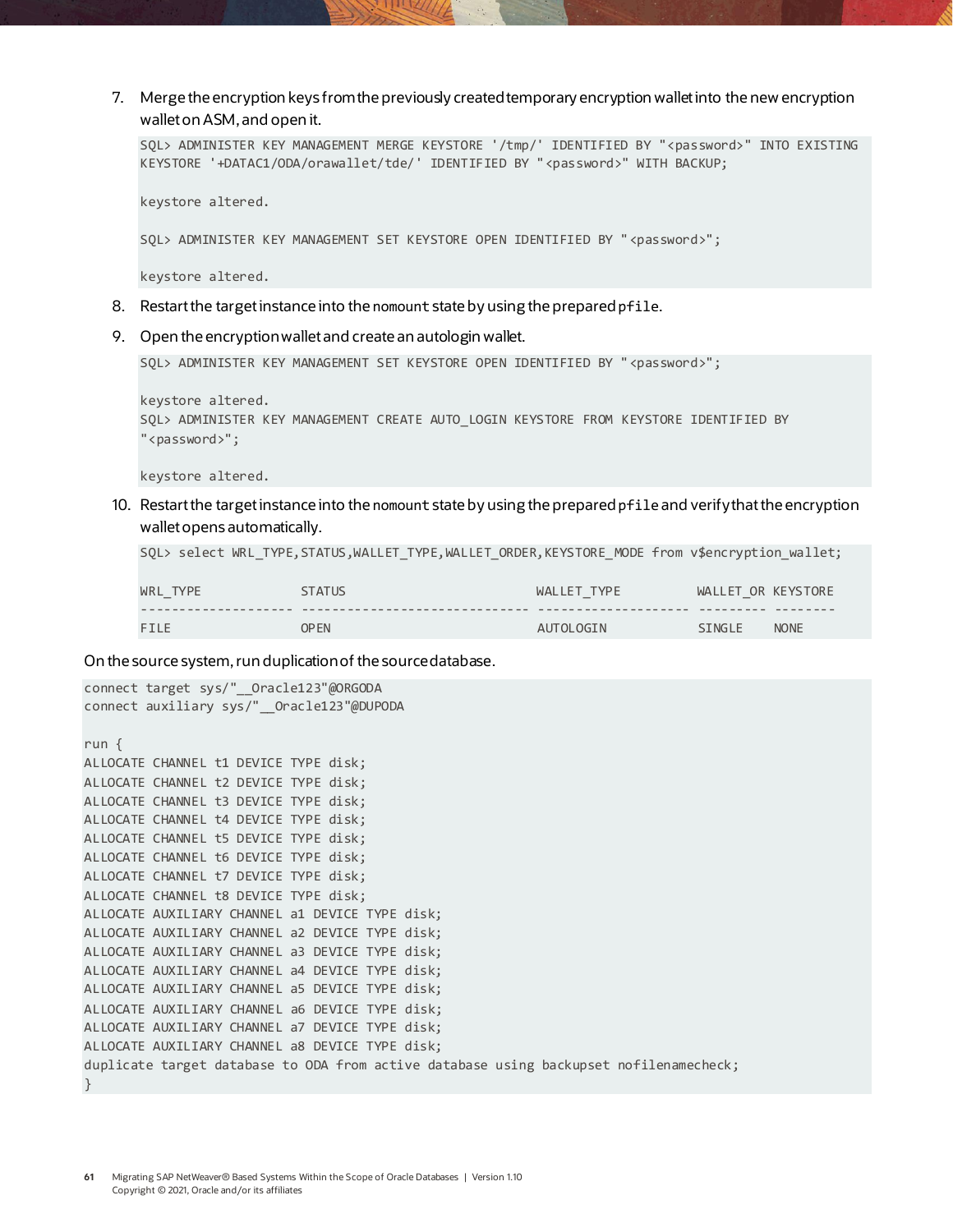7. Merge the encryption keys from the previously created temporary encryption wallet into the new encryption wallet on ASM, and open it.

```
SQL> ADMINISTER KEY MANAGEMENT MERGE KEYSTORE '/tmp/' IDENTIFIED BY "<password>" INTO EXISTING
KEYSTORE '+DATAC1/ODA/orawallet/tde/' IDENTIFIED BY "<password>" WITH BACKUP;

keystore altered.

SQL> ADMINISTER KEY MANAGEMENT SET KEYSTORE OPEN IDENTIFIED BY "<password>";

keystore altered.
```

8. Restart the target instance into the `nomount` state by using the prepared `pfile`.

9. Open the encryption wallet and create an autologin wallet.

```
SQL> ADMINISTER KEY MANAGEMENT SET KEYSTORE OPEN IDENTIFIED BY "<password>";

keystore altered.
SQL> ADMINISTER KEY MANAGEMENT CREATE AUTO_LOGIN KEYSTORE FROM KEYSTORE IDENTIFIED BY
"<password>";

keystore altered.
```

10. Restart the target instance into the `nomount` state by using the prepared `pfile` and verify that the encryption wallet opens automatically.

```
SQL> select WRL_TYPE,STATUS,WALLET_TYPE,WALLET_ORDER,KEYSTORE_MODE from v$encryption_wallet;

WRL_TYPE             STATUS                         WALLET_TYPE          WALLET_OR KEYSTORE
-------------------- ------------------------------ -------------------- --------- --------
FILE                 OPEN                           AUTOLOGIN            SINGLE    NONE
```

On the source system, run duplication of the source database.

```
connect target sys/"__Oracle123"@ORGODA
connect auxiliary sys/"__Oracle123"@DUPODA

run {
ALLOCATE CHANNEL t1 DEVICE TYPE disk;
ALLOCATE CHANNEL t2 DEVICE TYPE disk;
ALLOCATE CHANNEL t3 DEVICE TYPE disk;
ALLOCATE CHANNEL t4 DEVICE TYPE disk;
ALLOCATE CHANNEL t5 DEVICE TYPE disk;
ALLOCATE CHANNEL t6 DEVICE TYPE disk;
ALLOCATE CHANNEL t7 DEVICE TYPE disk;
ALLOCATE CHANNEL t8 DEVICE TYPE disk;
ALLOCATE AUXILIARY CHANNEL a1 DEVICE TYPE disk;
ALLOCATE AUXILIARY CHANNEL a2 DEVICE TYPE disk;
ALLOCATE AUXILIARY CHANNEL a3 DEVICE TYPE disk;
ALLOCATE AUXILIARY CHANNEL a4 DEVICE TYPE disk;
ALLOCATE AUXILIARY CHANNEL a5 DEVICE TYPE disk;
ALLOCATE AUXILIARY CHANNEL a6 DEVICE TYPE disk;
ALLOCATE AUXILIARY CHANNEL a7 DEVICE TYPE disk;
ALLOCATE AUXILIARY CHANNEL a8 DEVICE TYPE disk;
duplicate target database to ODA from active database using backupset nofilenamecheck;
}
```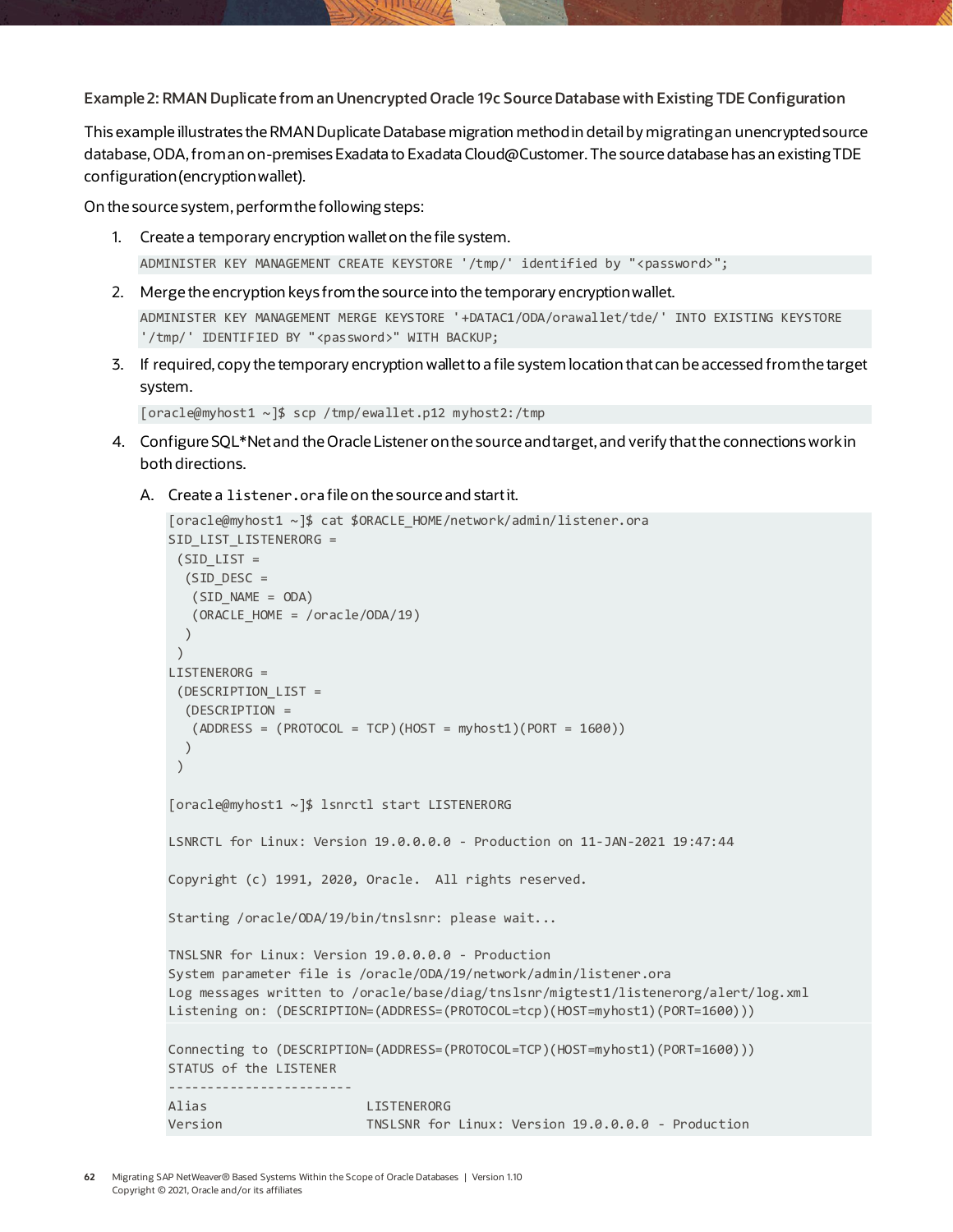**Example 2: RMAN Duplicate from an Unencrypted Oracle 19c Source Database with Existing TDE Configuration**

This example illustrates the RMAN Duplicate Database migration method in detail by migrating an unencrypted source database, ODA, from an on-premises Exadata to Exadata Cloud@Customer. The source database has an existing TDE configuration (encryption wallet).

On the source system, perform the following steps:

1. Create a temporary encryption wallet on the file system.

   ```
   ADMINISTER KEY MANAGEMENT CREATE KEYSTORE '/tmp/' identified by "<password>";
   ```

2. Merge the encryption keys from the source into the temporary encryption wallet.

   ```
   ADMINISTER KEY MANAGEMENT MERGE KEYSTORE '+DATAC1/ODA/orawallet/tde/' INTO EXISTING KEYSTORE
   '/tmp/' IDENTIFIED BY "<password>" WITH BACKUP;
   ```

3. If required, copy the temporary encryption wallet to a file system location that can be accessed from the target system.

   ```
   [oracle@myhost1 ~]$ scp /tmp/ewallet.p12 myhost2:/tmp
   ```

4. Configure SQL*Net and the Oracle Listener on the source and target, and verify that the connections work in both directions.

   A. Create a `listener.ora` file on the source and start it.

   ```
   [oracle@myhost1 ~]$ cat $ORACLE_HOME/network/admin/listener.ora
   SID_LIST_LISTENERORG =
    (SID_LIST =
     (SID_DESC =
      (SID_NAME = ODA)
      (ORACLE_HOME = /oracle/ODA/19)
     )
    )
   LISTENERORG =
    (DESCRIPTION_LIST =
     (DESCRIPTION =
      (ADDRESS = (PROTOCOL = TCP)(HOST = myhost1)(PORT = 1600))
     )
    )

   [oracle@myhost1 ~]$ lsnrctl start LISTENERORG

   LSNRCTL for Linux: Version 19.0.0.0.0 - Production on 11-JAN-2021 19:47:44

   Copyright (c) 1991, 2020, Oracle.  All rights reserved.

   Starting /oracle/ODA/19/bin/tnslsnr: please wait...

   TNSLSNR for Linux: Version 19.0.0.0.0 - Production
   System parameter file is /oracle/ODA/19/network/admin/listener.ora
   Log messages written to /oracle/base/diag/tnslsnr/migtest1/listenerorg/alert/log.xml
   Listening on: (DESCRIPTION=(ADDRESS=(PROTOCOL=tcp)(HOST=myhost1)(PORT=1600)))

   Connecting to (DESCRIPTION=(ADDRESS=(PROTOCOL=TCP)(HOST=myhost1)(PORT=1600)))
   STATUS of the LISTENER
   ------------------------
   Alias                     LISTENERORG
   Version                   TNSLSNR for Linux: Version 19.0.0.0.0 - Production
   ```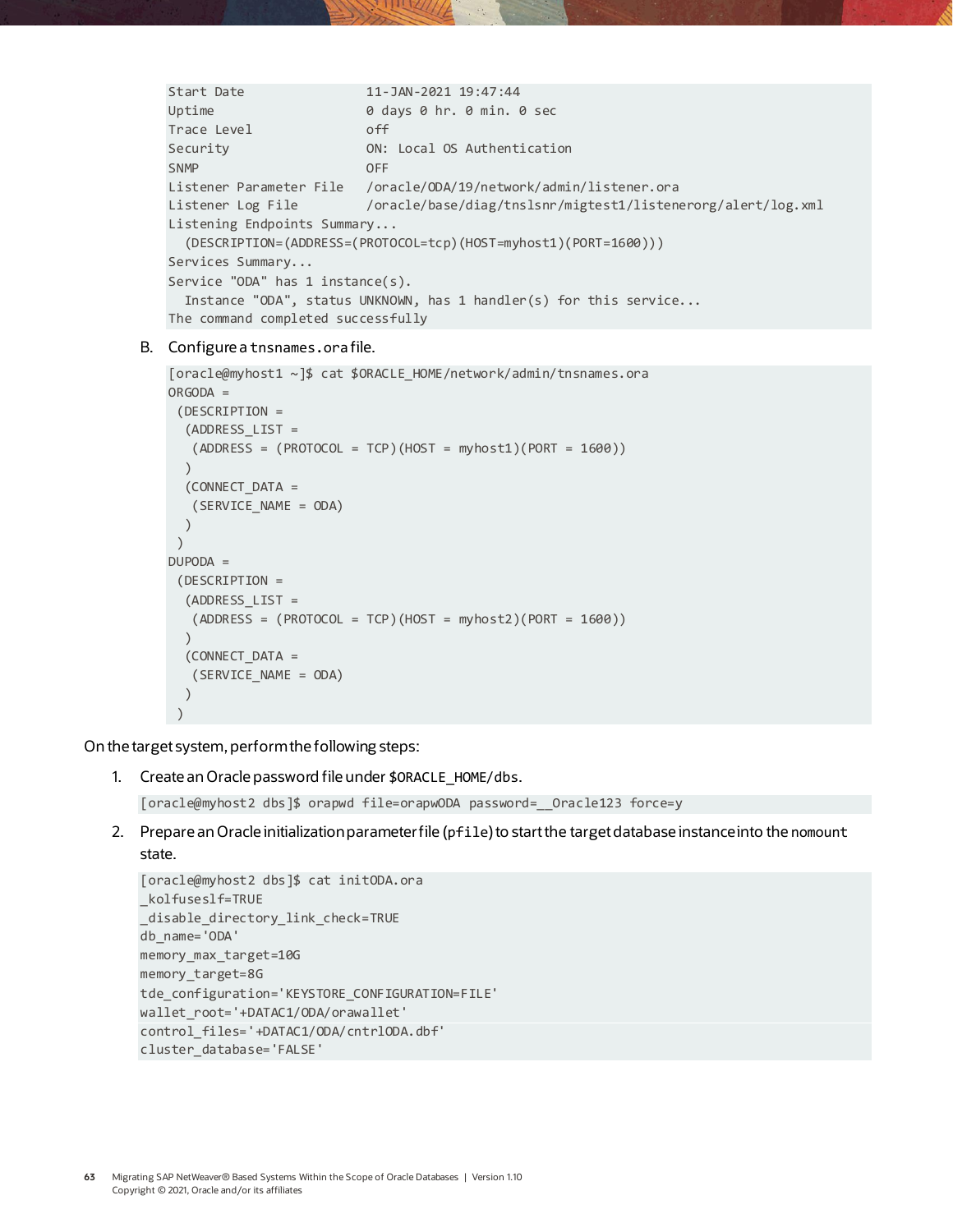```
Start Date                11-JAN-2021 19:47:44
Uptime                    0 days 0 hr. 0 min. 0 sec
Trace Level               off
Security                  ON: Local OS Authentication
SNMP                      OFF
Listener Parameter File   /oracle/ODA/19/network/admin/listener.ora
Listener Log File         /oracle/base/diag/tnslsnr/migtest1/listenerorg/alert/log.xml
Listening Endpoints Summary...
  (DESCRIPTION=(ADDRESS=(PROTOCOL=tcp)(HOST=myhost1)(PORT=1600)))
Services Summary...
Service "ODA" has 1 instance(s).
  Instance "ODA", status UNKNOWN, has 1 handler(s) for this service...
The command completed successfully
```

B. Configure a `tnsnames.ora` file.

```
[oracle@myhost1 ~]$ cat $ORACLE_HOME/network/admin/tnsnames.ora
ORGODA =
 (DESCRIPTION =
  (ADDRESS_LIST =
   (ADDRESS = (PROTOCOL = TCP)(HOST = myhost1)(PORT = 1600))
  )
  (CONNECT_DATA =
   (SERVICE_NAME = ODA)
  )
 )
DUPODA =
 (DESCRIPTION =
  (ADDRESS_LIST =
   (ADDRESS = (PROTOCOL = TCP)(HOST = myhost2)(PORT = 1600))
  )
  (CONNECT_DATA =
   (SERVICE_NAME = ODA)
  )
 )
```

On the target system, perform the following steps:

1. Create an Oracle password file under `$ORACLE_HOME/dbs`.

```
[oracle@myhost2 dbs]$ orapwd file=orapwODA password=__Oracle123 force=y
```

2. Prepare an Oracle initialization parameter file (`pfile`) to start the target database instance into the `nomount` state.

```
[oracle@myhost2 dbs]$ cat initODA.ora
_kolfuseslf=TRUE
_disable_directory_link_check=TRUE
db_name='ODA'
memory_max_target=10G
memory_target=8G
tde_configuration='KEYSTORE_CONFIGURATION=FILE'
wallet_root='+DATAC1/ODA/orawallet'
control_files='+DATAC1/ODA/cntrlODA.dbf'
cluster_database='FALSE'
```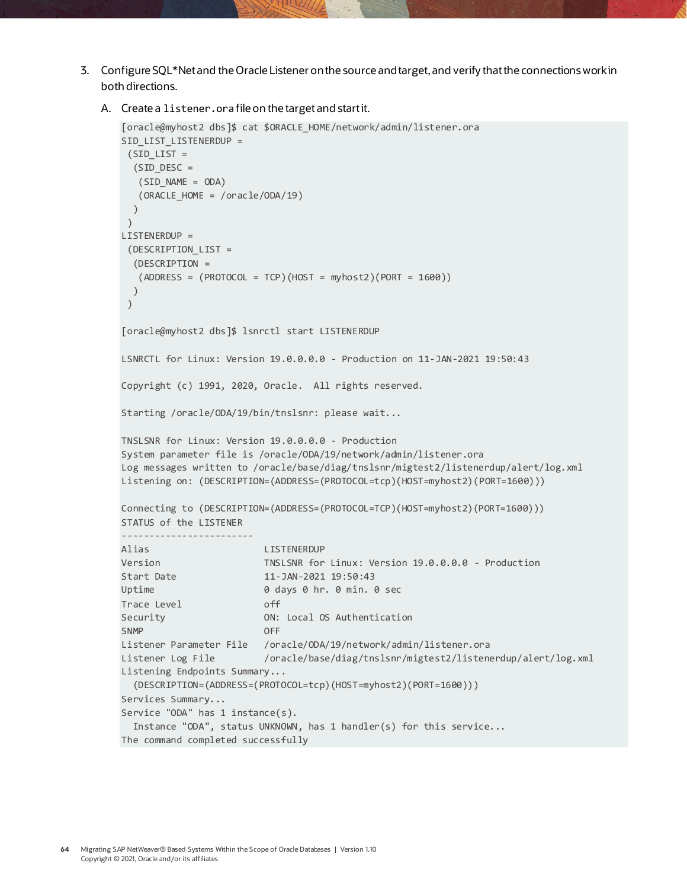3. Configure SQL*Net and the Oracle Listener on the source and target, and verify that the connections work in both directions.

   A. Create a `listener.ora` file on the target and start it.

```
[oracle@myhost2 dbs]$ cat $ORACLE_HOME/network/admin/listener.ora
SID_LIST_LISTENERDUP =
 (SID_LIST =
  (SID_DESC =
   (SID_NAME = ODA)
   (ORACLE_HOME = /oracle/ODA/19)
  )
 )
LISTENERDUP =
 (DESCRIPTION_LIST =
  (DESCRIPTION =
   (ADDRESS = (PROTOCOL = TCP)(HOST = myhost2)(PORT = 1600))
  )
 )

[oracle@myhost2 dbs]$ lsnrctl start LISTENERDUP

LSNRCTL for Linux: Version 19.0.0.0.0 - Production on 11-JAN-2021 19:50:43

Copyright (c) 1991, 2020, Oracle.  All rights reserved.

Starting /oracle/ODA/19/bin/tnslsnr: please wait...

TNSLSNR for Linux: Version 19.0.0.0.0 - Production
System parameter file is /oracle/ODA/19/network/admin/listener.ora
Log messages written to /oracle/base/diag/tnslsnr/migtest2/listenerdup/alert/log.xml
Listening on: (DESCRIPTION=(ADDRESS=(PROTOCOL=tcp)(HOST=myhost2)(PORT=1600)))

Connecting to (DESCRIPTION=(ADDRESS=(PROTOCOL=TCP)(HOST=myhost2)(PORT=1600)))
STATUS of the LISTENER
------------------------
Alias                     LISTENERDUP
Version                   TNSLSNR for Linux: Version 19.0.0.0.0 - Production
Start Date                11-JAN-2021 19:50:43
Uptime                    0 days 0 hr. 0 min. 0 sec
Trace Level               off
Security                  ON: Local OS Authentication
SNMP                      OFF
Listener Parameter File   /oracle/ODA/19/network/admin/listener.ora
Listener Log File         /oracle/base/diag/tnslsnr/migtest2/listenerdup/alert/log.xml
Listening Endpoints Summary...
  (DESCRIPTION=(ADDRESS=(PROTOCOL=tcp)(HOST=myhost2)(PORT=1600)))
Services Summary...
Service "ODA" has 1 instance(s).
  Instance "ODA", status UNKNOWN, has 1 handler(s) for this service...
The command completed successfully
```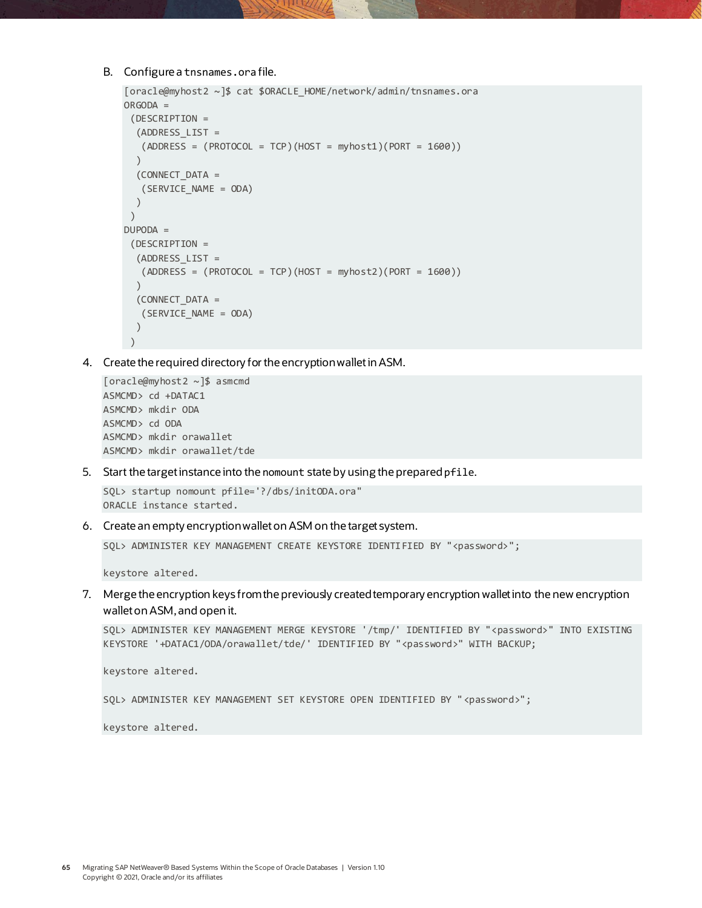B. Configure a `tnsnames.ora` file.

```
[oracle@myhost2 ~]$ cat $ORACLE_HOME/network/admin/tnsnames.ora
ORGODA =
 (DESCRIPTION =
  (ADDRESS_LIST =
   (ADDRESS = (PROTOCOL = TCP)(HOST = myhost1)(PORT = 1600))
  )
  (CONNECT_DATA =
   (SERVICE_NAME = ODA)
  )
 )
DUPODA =
 (DESCRIPTION =
  (ADDRESS_LIST =
   (ADDRESS = (PROTOCOL = TCP)(HOST = myhost2)(PORT = 1600))
  )
  (CONNECT_DATA =
   (SERVICE_NAME = ODA)
  )
 )
```

4. Create the required directory for the encryption wallet in ASM.

```
[oracle@myhost2 ~]$ asmcmd
ASMCMD> cd +DATAC1
ASMCMD> mkdir ODA
ASMCMD> cd ODA
ASMCMD> mkdir orawallet
ASMCMD> mkdir orawallet/tde
```

5. Start the target instance into the `nomount` state by using the prepared `pfile`.

```
SQL> startup nomount pfile='?/dbs/initODA.ora"
ORACLE instance started.
```

6. Create an empty encryption wallet on ASM on the target system.

```
SQL> ADMINISTER KEY MANAGEMENT CREATE KEYSTORE IDENTIFIED BY "<password>";

keystore altered.
```

7. Merge the encryption keys from the previously created temporary encryption wallet into the new encryption wallet on ASM, and open it.

```
SQL> ADMINISTER KEY MANAGEMENT MERGE KEYSTORE '/tmp/' IDENTIFIED BY "<password>" INTO EXISTING
KEYSTORE '+DATAC1/ODA/orawallet/tde/' IDENTIFIED BY "<password>" WITH BACKUP;

keystore altered.

SQL> ADMINISTER KEY MANAGEMENT SET KEYSTORE OPEN IDENTIFIED BY "<password>";

keystore altered.
```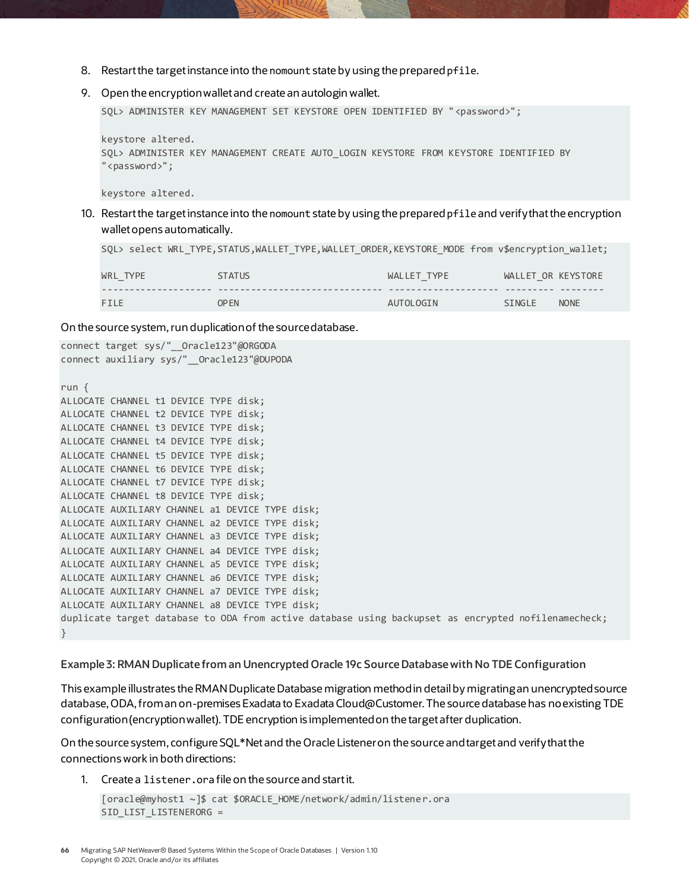8. Restart the target instance into the `nomount` state by using the prepared `pfile`.

9. Open the encryption wallet and create an autologin wallet.

   ```
   SQL> ADMINISTER KEY MANAGEMENT SET KEYSTORE OPEN IDENTIFIED BY "<password>";

   keystore altered.
   SQL> ADMINISTER KEY MANAGEMENT CREATE AUTO_LOGIN KEYSTORE FROM KEYSTORE IDENTIFIED BY
   "<password>";

   keystore altered.
   ```

10. Restart the target instance into the `nomount` state by using the prepared `pfile` and verify that the encryption wallet opens automatically.

   ```
   SQL> select WRL_TYPE,STATUS,WALLET_TYPE,WALLET_ORDER,KEYSTORE_MODE from v$encryption_wallet;

   WRL_TYPE             STATUS                         WALLET_TYPE          WALLET_OR KEYSTORE
   -------------------- ------------------------------ -------------------- --------- --------
   FILE                 OPEN                           AUTOLOGIN            SINGLE    NONE
   ```

On the source system, run duplication of the source database.

```
connect target sys/"__Oracle123"@ORGODA
connect auxiliary sys/"__Oracle123"@DUPODA

run {
ALLOCATE CHANNEL t1 DEVICE TYPE disk;
ALLOCATE CHANNEL t2 DEVICE TYPE disk;
ALLOCATE CHANNEL t3 DEVICE TYPE disk;
ALLOCATE CHANNEL t4 DEVICE TYPE disk;
ALLOCATE CHANNEL t5 DEVICE TYPE disk;
ALLOCATE CHANNEL t6 DEVICE TYPE disk;
ALLOCATE CHANNEL t7 DEVICE TYPE disk;
ALLOCATE CHANNEL t8 DEVICE TYPE disk;
ALLOCATE AUXILIARY CHANNEL a1 DEVICE TYPE disk;
ALLOCATE AUXILIARY CHANNEL a2 DEVICE TYPE disk;
ALLOCATE AUXILIARY CHANNEL a3 DEVICE TYPE disk;
ALLOCATE AUXILIARY CHANNEL a4 DEVICE TYPE disk;
ALLOCATE AUXILIARY CHANNEL a5 DEVICE TYPE disk;
ALLOCATE AUXILIARY CHANNEL a6 DEVICE TYPE disk;
ALLOCATE AUXILIARY CHANNEL a7 DEVICE TYPE disk;
ALLOCATE AUXILIARY CHANNEL a8 DEVICE TYPE disk;
duplicate target database to ODA from active database using backupset as encrypted nofilenamecheck;
}
```

#### Example 3: RMAN Duplicate from an Unencrypted Oracle 19c Source Database with No TDE Configuration

This example illustrates the RMAN Duplicate Database migration method in detail by migrating an unencrypted source database, ODA, from an on-premises Exadata to Exadata Cloud@Customer. The source database has no existing TDE configuration (encryption wallet). TDE encryption is implemented on the target after duplication.

On the source system, configure SQL*Net and the Oracle Listener on the source and target and verify that the connections work in both directions:

1. Create a `listener.ora` file on the source and start it.

   ```
   [oracle@myhost1 ~]$ cat $ORACLE_HOME/network/admin/listener.ora
   SID_LIST_LISTENERORG =
   ```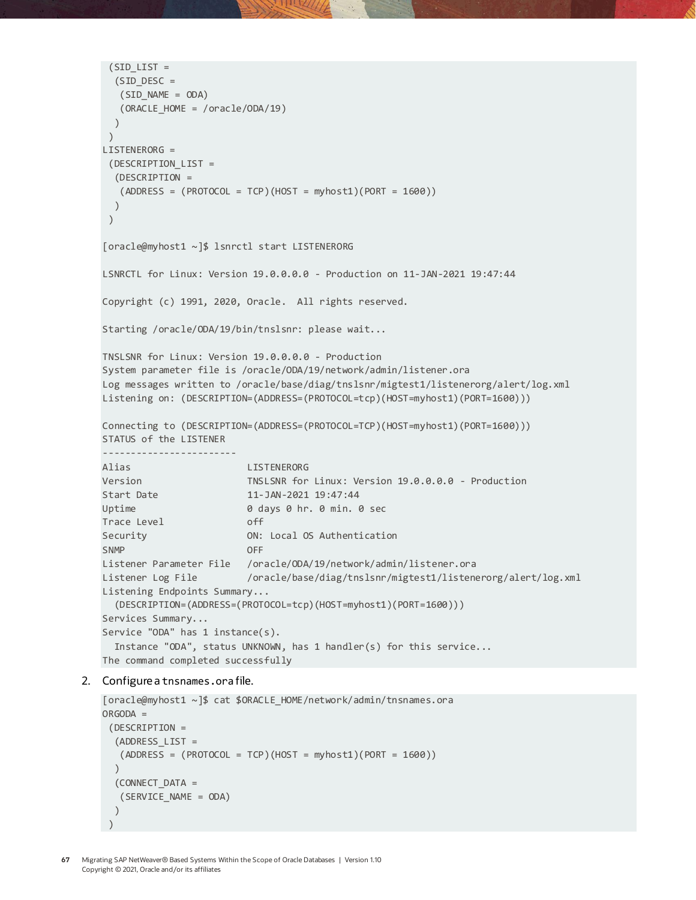```
 (SID_LIST =
  (SID_DESC =
   (SID_NAME = ODA)
   (ORACLE_HOME = /oracle/ODA/19)
  )
 )
LISTENERORG =
 (DESCRIPTION_LIST =
  (DESCRIPTION =
   (ADDRESS = (PROTOCOL = TCP)(HOST = myhost1)(PORT = 1600))
  )
 )

[oracle@myhost1 ~]$ lsnrctl start LISTENERORG

LSNRCTL for Linux: Version 19.0.0.0.0 - Production on 11-JAN-2021 19:47:44

Copyright (c) 1991, 2020, Oracle.  All rights reserved.

Starting /oracle/ODA/19/bin/tnslsnr: please wait...

TNSLSNR for Linux: Version 19.0.0.0.0 - Production
System parameter file is /oracle/ODA/19/network/admin/listener.ora
Log messages written to /oracle/base/diag/tnslsnr/migtest1/listenerorg/alert/log.xml
Listening on: (DESCRIPTION=(ADDRESS=(PROTOCOL=tcp)(HOST=myhost1)(PORT=1600)))

Connecting to (DESCRIPTION=(ADDRESS=(PROTOCOL=TCP)(HOST=myhost1)(PORT=1600)))
STATUS of the LISTENER
------------------------
Alias                     LISTENERORG
Version                   TNSLSNR for Linux: Version 19.0.0.0.0 - Production
Start Date                11-JAN-2021 19:47:44
Uptime                    0 days 0 hr. 0 min. 0 sec
Trace Level               off
Security                  ON: Local OS Authentication
SNMP                      OFF
Listener Parameter File   /oracle/ODA/19/network/admin/listener.ora
Listener Log File         /oracle/base/diag/tnslsnr/migtest1/listenerorg/alert/log.xml
Listening Endpoints Summary...
  (DESCRIPTION=(ADDRESS=(PROTOCOL=tcp)(HOST=myhost1)(PORT=1600)))
Services Summary...
Service "ODA" has 1 instance(s).
  Instance "ODA", status UNKNOWN, has 1 handler(s) for this service...
The command completed successfully
```

2. Configure a `tnsnames.ora` file.

```
[oracle@myhost1 ~]$ cat $ORACLE_HOME/network/admin/tnsnames.ora
ORGODA =
 (DESCRIPTION =
  (ADDRESS_LIST =
   (ADDRESS = (PROTOCOL = TCP)(HOST = myhost1)(PORT = 1600))
  )
  (CONNECT_DATA =
   (SERVICE_NAME = ODA)
  )
 )
```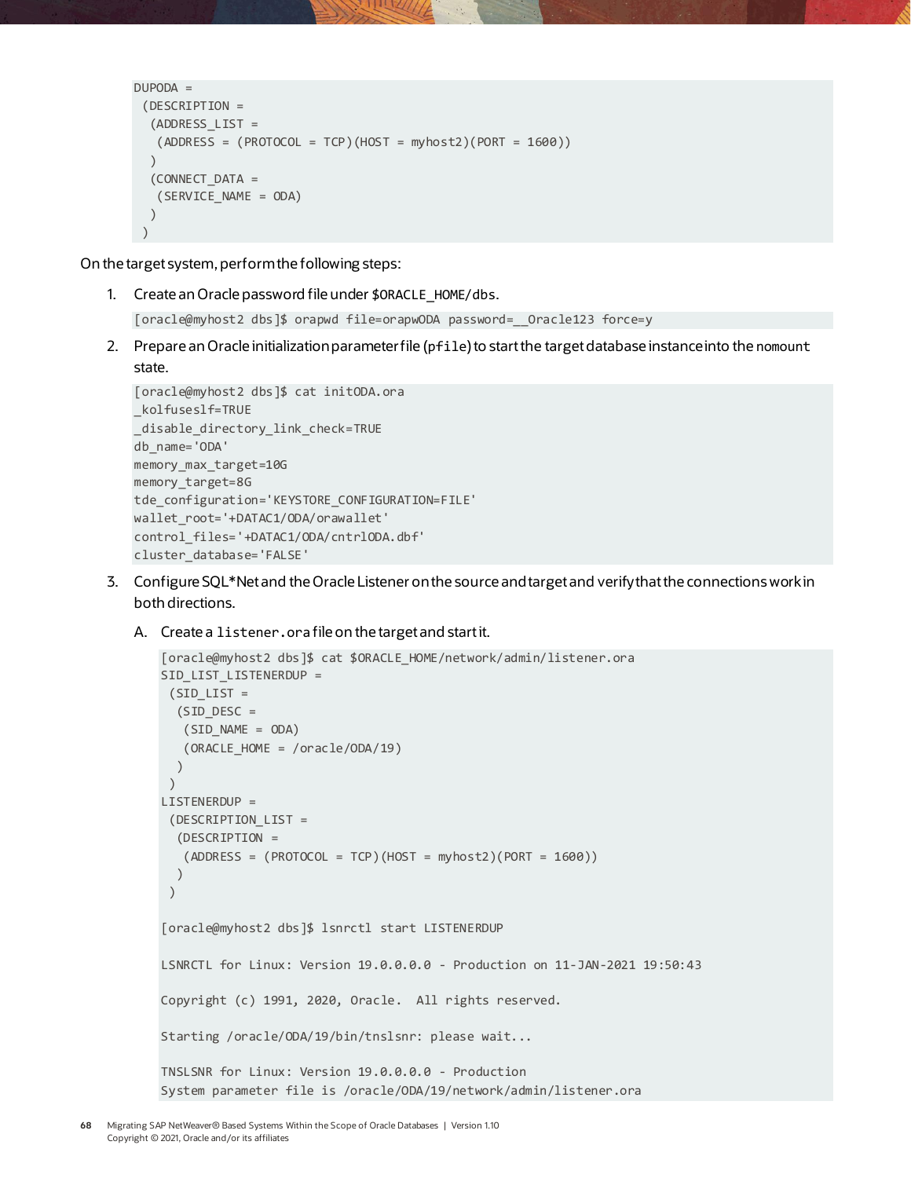```
DUPODA =
 (DESCRIPTION =
  (ADDRESS_LIST =
   (ADDRESS = (PROTOCOL = TCP)(HOST = myhost2)(PORT = 1600))
  )
  (CONNECT_DATA =
   (SERVICE_NAME = ODA)
  )
 )
```

On the target system, perform the following steps:

1. Create an Oracle password file under `$ORACLE_HOME/dbs`.

```
[oracle@myhost2 dbs]$ orapwd file=orapwODA password=__Oracle123 force=y
```

2. Prepare an Oracle initialization parameter file (`pfile`) to start the target database instance into the `nomount` state.

```
[oracle@myhost2 dbs]$ cat initODA.ora
_kolfuseslf=TRUE
_disable_directory_link_check=TRUE
db_name='ODA'
memory_max_target=10G
memory_target=8G
tde_configuration='KEYSTORE_CONFIGURATION=FILE'
wallet_root='+DATAC1/ODA/orawallet'
control_files='+DATAC1/ODA/cntrlODA.dbf'
cluster_database='FALSE'
```

3. Configure SQL*Net and the Oracle Listener on the source and target and verify that the connections work in both directions.

   A. Create a `listener.ora` file on the target and start it.

```
[oracle@myhost2 dbs]$ cat $ORACLE_HOME/network/admin/listener.ora
SID_LIST_LISTENERDUP =
 (SID_LIST =
  (SID_DESC =
   (SID_NAME = ODA)
   (ORACLE_HOME = /oracle/ODA/19)
  )
 )
LISTENERDUP =
 (DESCRIPTION_LIST =
  (DESCRIPTION =
   (ADDRESS = (PROTOCOL = TCP)(HOST = myhost2)(PORT = 1600))
  )
 )

[oracle@myhost2 dbs]$ lsnrctl start LISTENERDUP

LSNRCTL for Linux: Version 19.0.0.0.0 - Production on 11-JAN-2021 19:50:43

Copyright (c) 1991, 2020, Oracle.  All rights reserved.

Starting /oracle/ODA/19/bin/tnslsnr: please wait...

TNSLSNR for Linux: Version 19.0.0.0.0 - Production
System parameter file is /oracle/ODA/19/network/admin/listener.ora
```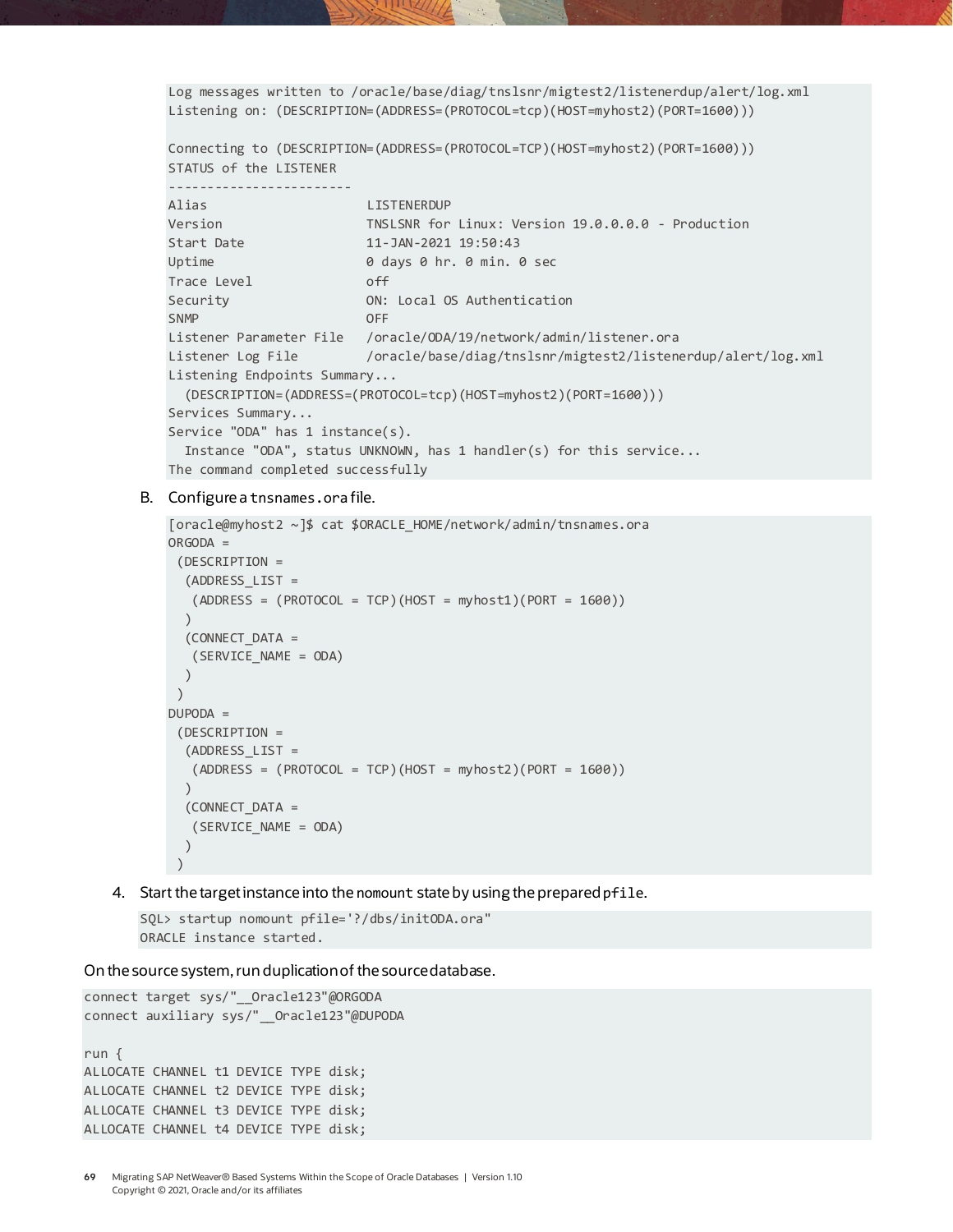```
Log messages written to /oracle/base/diag/tnslsnr/migtest2/listenerdup/alert/log.xml
Listening on: (DESCRIPTION=(ADDRESS=(PROTOCOL=tcp)(HOST=myhost2)(PORT=1600)))

Connecting to (DESCRIPTION=(ADDRESS=(PROTOCOL=TCP)(HOST=myhost2)(PORT=1600)))
STATUS of the LISTENER
------------------------
Alias                     LISTENERDUP
Version                   TNSLSNR for Linux: Version 19.0.0.0.0 - Production
Start Date                11-JAN-2021 19:50:43
Uptime                    0 days 0 hr. 0 min. 0 sec
Trace Level               off
Security                  ON: Local OS Authentication
SNMP                      OFF
Listener Parameter File   /oracle/ODA/19/network/admin/listener.ora
Listener Log File         /oracle/base/diag/tnslsnr/migtest2/listenerdup/alert/log.xml
Listening Endpoints Summary...
  (DESCRIPTION=(ADDRESS=(PROTOCOL=tcp)(HOST=myhost2)(PORT=1600)))
Services Summary...
Service "ODA" has 1 instance(s).
  Instance "ODA", status UNKNOWN, has 1 handler(s) for this service...
The command completed successfully
```

B. Configure a `tnsnames.ora` file.

```
[oracle@myhost2 ~]$ cat $ORACLE_HOME/network/admin/tnsnames.ora
ORGODA =
 (DESCRIPTION =
  (ADDRESS_LIST =
   (ADDRESS = (PROTOCOL = TCP)(HOST = myhost1)(PORT = 1600))
  )
  (CONNECT_DATA =
   (SERVICE_NAME = ODA)
  )
 )
DUPODA =
 (DESCRIPTION =
  (ADDRESS_LIST =
   (ADDRESS = (PROTOCOL = TCP)(HOST = myhost2)(PORT = 1600))
  )
  (CONNECT_DATA =
   (SERVICE_NAME = ODA)
  )
 )
```

4. Start the target instance into the `nomount` state by using the prepared `pfile`.

```
SQL> startup nomount pfile='?/dbs/initODA.ora"
ORACLE instance started.
```

On the source system, run duplication of the source database.

```
connect target sys/"__Oracle123"@ORGODA
connect auxiliary sys/"__Oracle123"@DUPODA

run {
ALLOCATE CHANNEL t1 DEVICE TYPE disk;
ALLOCATE CHANNEL t2 DEVICE TYPE disk;
ALLOCATE CHANNEL t3 DEVICE TYPE disk;
ALLOCATE CHANNEL t4 DEVICE TYPE disk;
```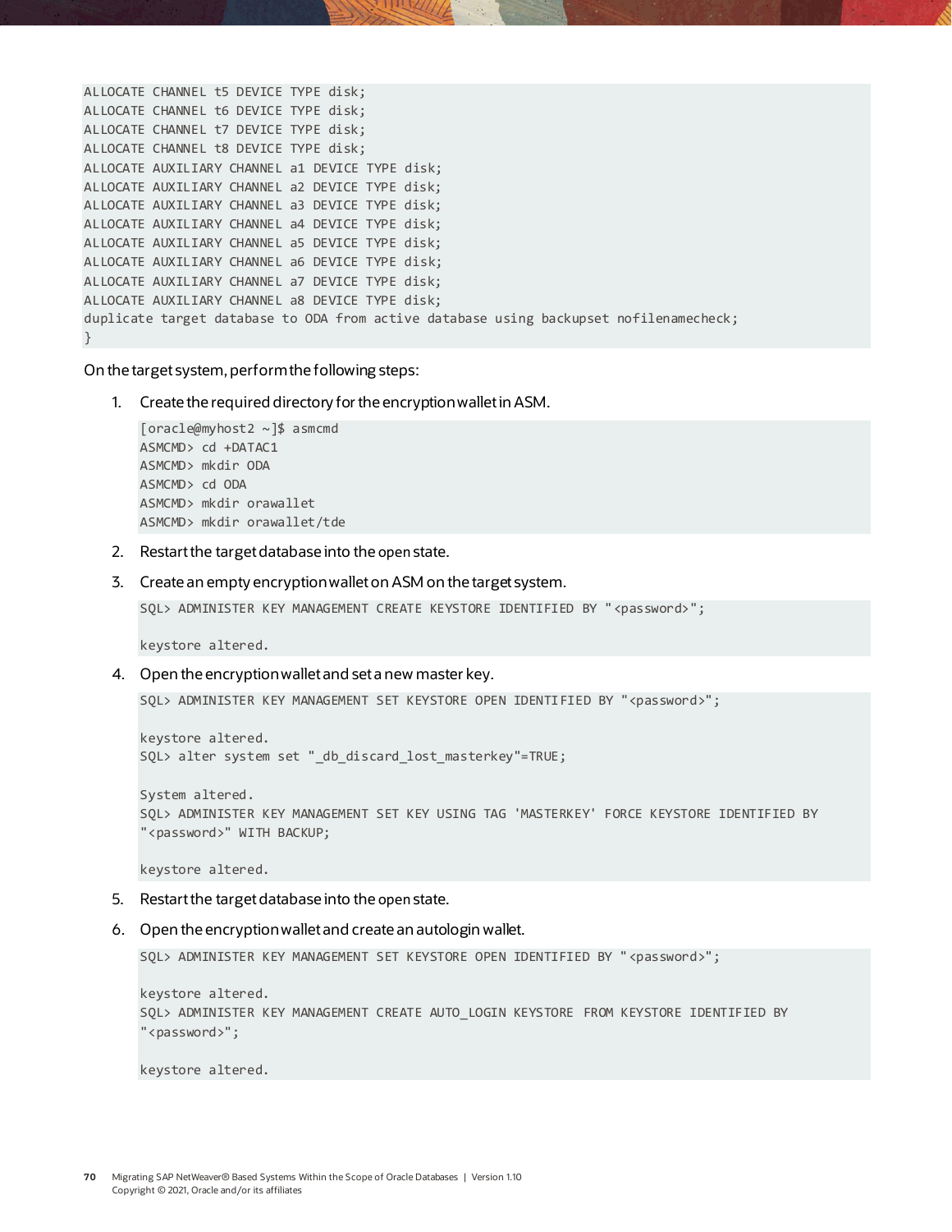```
ALLOCATE CHANNEL t5 DEVICE TYPE disk;
ALLOCATE CHANNEL t6 DEVICE TYPE disk;
ALLOCATE CHANNEL t7 DEVICE TYPE disk;
ALLOCATE CHANNEL t8 DEVICE TYPE disk;
ALLOCATE AUXILIARY CHANNEL a1 DEVICE TYPE disk;
ALLOCATE AUXILIARY CHANNEL a2 DEVICE TYPE disk;
ALLOCATE AUXILIARY CHANNEL a3 DEVICE TYPE disk;
ALLOCATE AUXILIARY CHANNEL a4 DEVICE TYPE disk;
ALLOCATE AUXILIARY CHANNEL a5 DEVICE TYPE disk;
ALLOCATE AUXILIARY CHANNEL a6 DEVICE TYPE disk;
ALLOCATE AUXILIARY CHANNEL a7 DEVICE TYPE disk;
ALLOCATE AUXILIARY CHANNEL a8 DEVICE TYPE disk;
duplicate target database to ODA from active database using backupset nofilenamecheck;
}
```

On the target system, perform the following steps:

1. Create the required directory for the encryption wallet in ASM.

   ```
   [oracle@myhost2 ~]$ asmcmd
   ASMCMD> cd +DATAC1
   ASMCMD> mkdir ODA
   ASMCMD> cd ODA
   ASMCMD> mkdir orawallet
   ASMCMD> mkdir orawallet/tde
   ```

2. Restart the target database into the open state.

3. Create an empty encryption wallet on ASM on the target system.

   ```
   SQL> ADMINISTER KEY MANAGEMENT CREATE KEYSTORE IDENTIFIED BY "<password>";

   keystore altered.
   ```

4. Open the encryption wallet and set a new master key.

   ```
   SQL> ADMINISTER KEY MANAGEMENT SET KEYSTORE OPEN IDENTIFIED BY "<password>";

   keystore altered.
   SQL> alter system set "_db_discard_lost_masterkey"=TRUE;

   System altered.
   SQL> ADMINISTER KEY MANAGEMENT SET KEY USING TAG 'MASTERKEY' FORCE KEYSTORE IDENTIFIED BY
   "<password>" WITH BACKUP;

   keystore altered.
   ```

5. Restart the target database into the open state.

6. Open the encryption wallet and create an autologin wallet.

   ```
   SQL> ADMINISTER KEY MANAGEMENT SET KEYSTORE OPEN IDENTIFIED BY "<password>";

   keystore altered.
   SQL> ADMINISTER KEY MANAGEMENT CREATE AUTO_LOGIN KEYSTORE FROM KEYSTORE IDENTIFIED BY
   "<password>";

   keystore altered.
   ```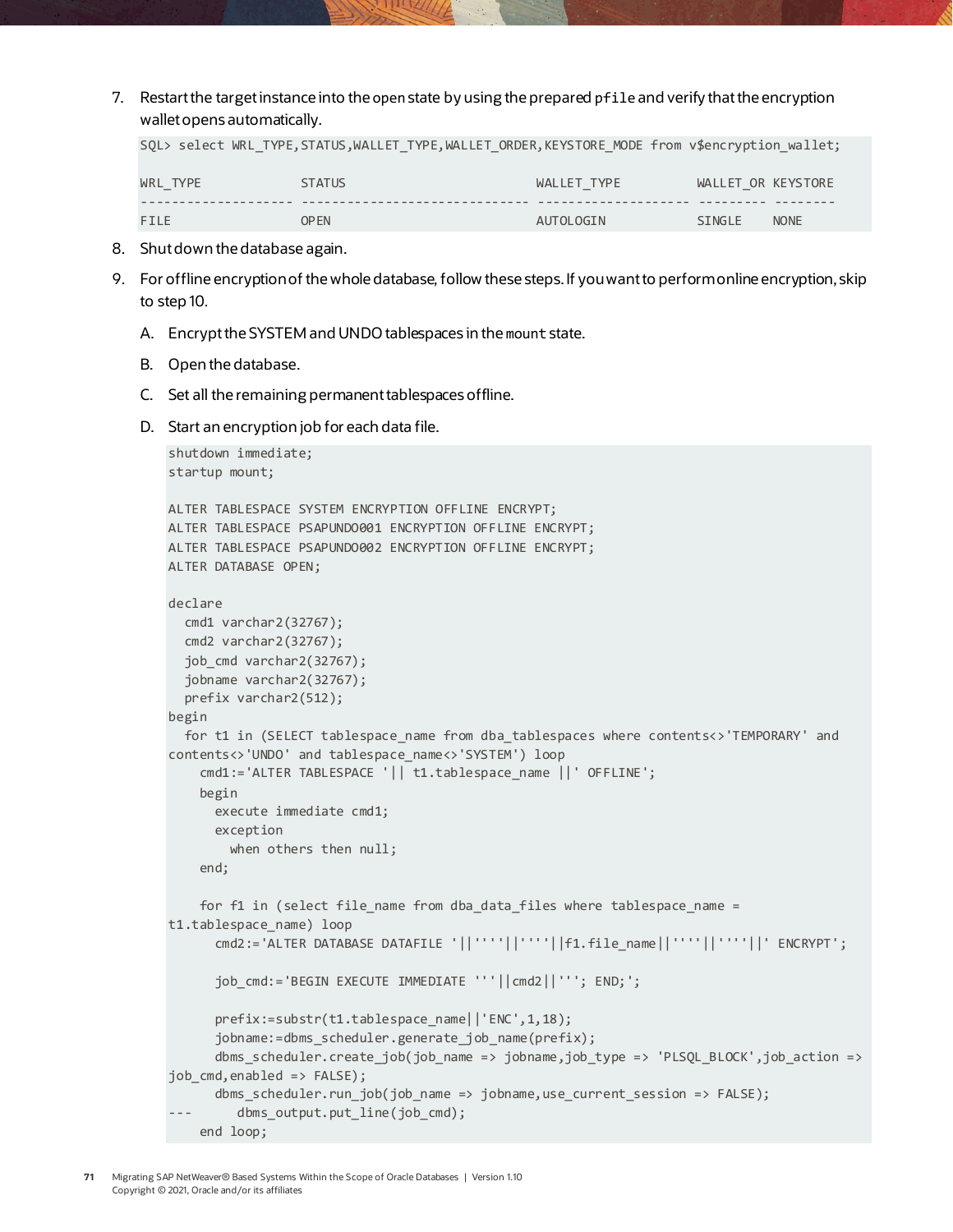7. Restart the target instance into the open state by using the prepared `pfile` and verify that the encryption wallet opens automatically.

```
SQL> select WRL_TYPE,STATUS,WALLET_TYPE,WALLET_ORDER,KEYSTORE_MODE from v$encryption_wallet;

WRL_TYPE             STATUS                         WALLET_TYPE          WALLET_OR KEYSTORE
-------------------- ------------------------------ -------------------- --------- --------
FILE                 OPEN                           AUTOLOGIN            SINGLE    NONE
```

8. Shut down the database again.

9. For offline encryption of the whole database, follow these steps. If you want to perform online encryption, skip to step 10.

   A. Encrypt the SYSTEM and UNDO tablespaces in the `mount` state.

   B. Open the database.

   C. Set all the remaining permanent tablespaces offline.

   D. Start an encryption job for each data file.

```
shutdown immediate;
startup mount;

ALTER TABLESPACE SYSTEM ENCRYPTION OFFLINE ENCRYPT;
ALTER TABLESPACE PSAPUNDO001 ENCRYPTION OFFLINE ENCRYPT;
ALTER TABLESPACE PSAPUNDO002 ENCRYPTION OFFLINE ENCRYPT;
ALTER DATABASE OPEN;

declare
  cmd1 varchar2(32767);
  cmd2 varchar2(32767);
  job_cmd varchar2(32767);
  jobname varchar2(32767);
  prefix varchar2(512);
begin
  for t1 in (SELECT tablespace_name from dba_tablespaces where contents<>'TEMPORARY' and
contents<>'UNDO' and tablespace_name<>'SYSTEM') loop
    cmd1:='ALTER TABLESPACE '|| t1.tablespace_name ||' OFFLINE';
    begin
      execute immediate cmd1;
      exception
        when others then null;
    end;

    for f1 in (select file_name from dba_data_files where tablespace_name =
t1.tablespace_name) loop
      cmd2:='ALTER DATABASE DATAFILE '||''''||''''||f1.file_name||''''||''''||' ENCRYPT';

      job_cmd:='BEGIN EXECUTE IMMEDIATE '''||cmd2||'''; END;';

      prefix:=substr(t1.tablespace_name||'ENC',1,18);
      jobname:=dbms_scheduler.generate_job_name(prefix);
      dbms_scheduler.create_job(job_name => jobname,job_type => 'PLSQL_BLOCK',job_action =>
job_cmd,enabled => FALSE);
      dbms_scheduler.run_job(job_name => jobname,use_current_session => FALSE);
---      dbms_output.put_line(job_cmd);
    end loop;
```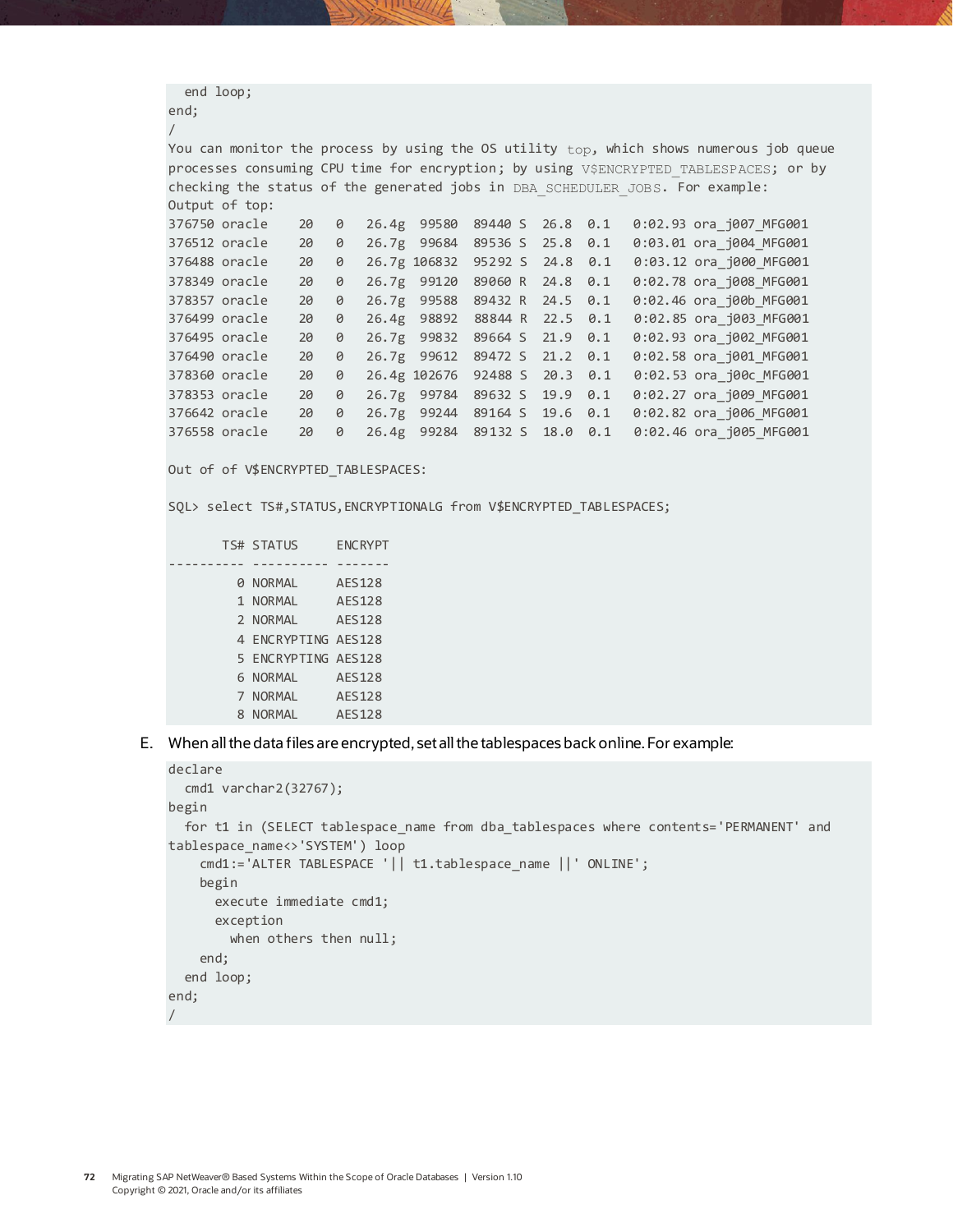```
  end loop;
end;
/
You can monitor the process by using the OS utility top, which shows numerous job queue
processes consuming CPU time for encryption; by using V$ENCRYPTED_TABLESPACES; or by
checking the status of the generated jobs in DBA_SCHEDULER_JOBS. For example:
Output of top:
376750 oracle    20   0   26.4g  99580  89440 S  26.8  0.1   0:02.93 ora_j007_MFG001
376512 oracle    20   0   26.7g  99684  89536 S  25.8  0.1   0:03.01 ora_j004_MFG001
376488 oracle    20   0   26.7g 106832  95292 S  24.8  0.1   0:03.12 ora_j000_MFG001
378349 oracle    20   0   26.7g  99120  89060 R  24.8  0.1   0:02.78 ora_j008_MFG001
378357 oracle    20   0   26.7g  99588  89432 R  24.5  0.1   0:02.46 ora_j00b_MFG001
376499 oracle    20   0   26.4g  98892  88844 R  22.5  0.1   0:02.85 ora_j003_MFG001
376495 oracle    20   0   26.7g  99832  89664 S  21.9  0.1   0:02.93 ora_j002_MFG001
376490 oracle    20   0   26.7g  99612  89472 S  21.2  0.1   0:02.58 ora_j001_MFG001
378360 oracle    20   0   26.4g 102676  92488 S  20.3  0.1   0:02.53 ora_j00c_MFG001
378353 oracle    20   0   26.7g  99784  89632 S  19.9  0.1   0:02.27 ora_j009_MFG001
376642 oracle    20   0   26.7g  99244  89164 S  19.6  0.1   0:02.82 ora_j006_MFG001
376558 oracle    20   0   26.4g  99284  89132 S  18.0  0.1   0:02.46 ora_j005_MFG001

Out of of V$ENCRYPTED_TABLESPACES:

SQL> select TS#,STATUS,ENCRYPTIONALG from V$ENCRYPTED_TABLESPACES;

       TS# STATUS     ENCRYPT
---------- ---------- -------
         0 NORMAL     AES128
         1 NORMAL     AES128
         2 NORMAL     AES128
         4 ENCRYPTING AES128
         5 ENCRYPTING AES128
         6 NORMAL     AES128
         7 NORMAL     AES128
         8 NORMAL     AES128
```

E. When all the data files are encrypted, set all the tablespaces back online. For example:

```
declare
  cmd1 varchar2(32767);
begin
  for t1 in (SELECT tablespace_name from dba_tablespaces where contents='PERMANENT' and
tablespace_name<>'SYSTEM') loop
    cmd1:='ALTER TABLESPACE '|| t1.tablespace_name ||' ONLINE';
    begin
      execute immediate cmd1;
      exception
        when others then null;
    end;
  end loop;
end;
/
```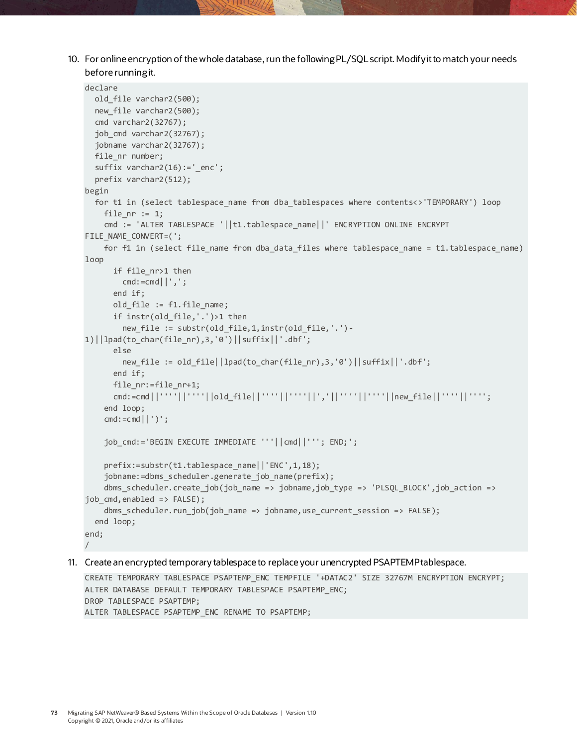10. For online encryption of the whole database, run the following PL/SQL script. Modify it to match your needs before running it.

```
declare
  old_file varchar2(500);
  new_file varchar2(500);
  cmd varchar2(32767);
  job_cmd varchar2(32767);
  jobname varchar2(32767);
  file_nr number;
  suffix varchar2(16):='_enc';
  prefix varchar2(512);
begin
  for t1 in (select tablespace_name from dba_tablespaces where contents<>'TEMPORARY') loop
    file_nr := 1;
    cmd := 'ALTER TABLESPACE '||t1.tablespace_name||' ENCRYPTION ONLINE ENCRYPT
FILE_NAME_CONVERT=(';
    for f1 in (select file_name from dba_data_files where tablespace_name = t1.tablespace_name)
loop
      if file_nr>1 then
        cmd:=cmd||',';
      end if;
      old_file := f1.file_name;
      if instr(old_file,'.')>1 then
        new_file := substr(old_file,1,instr(old_file,'.')-
1)||lpad(to_char(file_nr),3,'0')||suffix||'.dbf';
      else
        new_file := old_file||lpad(to_char(file_nr),3,'0')||suffix||'.dbf';
      end if;
      file_nr:=file_nr+1;
      cmd:=cmd||''''||''''||old_file||''''||''''||','||''''||''''||new_file||''''||'''';
    end loop;
    cmd:=cmd||')';

    job_cmd:='BEGIN EXECUTE IMMEDIATE '''||cmd||'''; END;';

    prefix:=substr(t1.tablespace_name||'ENC',1,18);
    jobname:=dbms_scheduler.generate_job_name(prefix);
    dbms_scheduler.create_job(job_name => jobname,job_type => 'PLSQL_BLOCK',job_action =>
job_cmd,enabled => FALSE);
    dbms_scheduler.run_job(job_name => jobname,use_current_session => FALSE);
  end loop;
end;
/
```

11. Create an encrypted temporary tablespace to replace your unencrypted PSAPTEMP tablespace.

```
CREATE TEMPORARY TABLESPACE PSAPTEMP_ENC TEMPFILE '+DATAC2' SIZE 32767M ENCRYPTION ENCRYPT;
ALTER DATABASE DEFAULT TEMPORARY TABLESPACE PSAPTEMP_ENC;
DROP TABLESPACE PSAPTEMP;
ALTER TABLESPACE PSAPTEMP_ENC RENAME TO PSAPTEMP;
```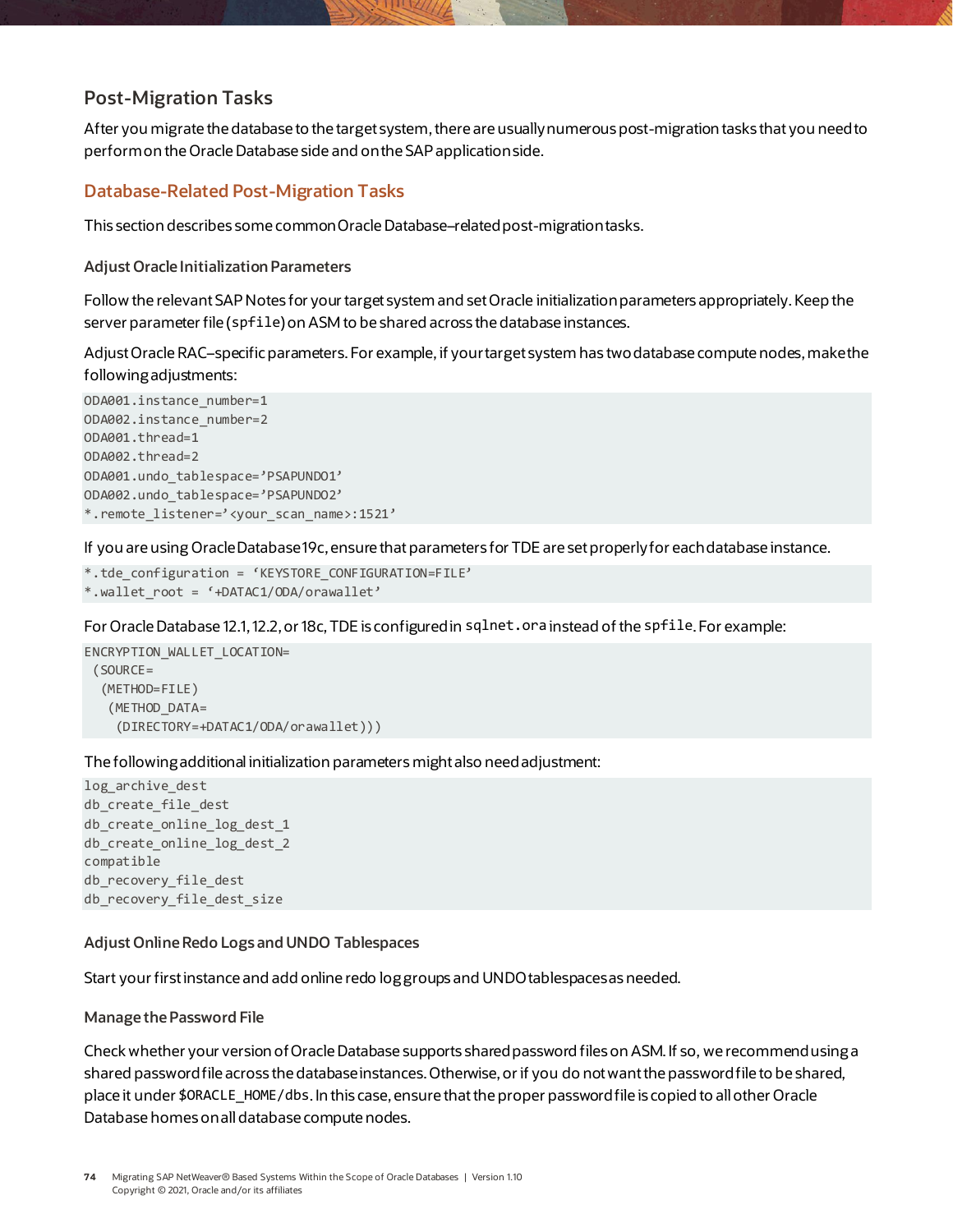## Post-Migration Tasks

After you migrate the database to the target system, there are usually numerous post-migration tasks that you need to perform on the Oracle Database side and on the SAP application side.

### Database-Related Post-Migration Tasks

This section describes some common Oracle Database–related post-migration tasks.

#### Adjust Oracle Initialization Parameters

Follow the relevant SAP Notes for your target system and set Oracle initialization parameters appropriately. Keep the server parameter file (`spfile`) on ASM to be shared across the database instances.

Adjust Oracle RAC–specific parameters. For example, if your target system has two database compute nodes, make the following adjustments:

```
ODA001.instance_number=1
ODA002.instance_number=2
ODA001.thread=1
ODA002.thread=2
ODA001.undo_tablespace='PSAPUNDO1'
ODA002.undo_tablespace='PSAPUNDO2'
*.remote_listener='<your_scan_name>:1521'
```

If you are using Oracle Database 19c, ensure that parameters for TDE are set properly for each database instance.

```
*.tde_configuration = 'KEYSTORE_CONFIGURATION=FILE'
*.wallet_root = '+DATAC1/ODA/orawallet'
```

For Oracle Database 12.1, 12.2, or 18c, TDE is configured in `sqlnet.ora` instead of the `spfile`. For example:

```
ENCRYPTION_WALLET_LOCATION=
 (SOURCE=
  (METHOD=FILE)
   (METHOD_DATA=
    (DIRECTORY=+DATAC1/ODA/orawallet)))
```

The following additional initialization parameters might also need adjustment:

```
log_archive_dest
db_create_file_dest
db_create_online_log_dest_1
db_create_online_log_dest_2
compatible
db_recovery_file_dest
db_recovery_file_dest_size
```

#### Adjust Online Redo Logs and UNDO Tablespaces

Start your first instance and add online redo log groups and UNDO tablespaces as needed.

#### Manage the Password File

Check whether your version of Oracle Database supports shared password files on ASM. If so, we recommend using a shared password file across the database instances. Otherwise, or if you do not want the password file to be shared, place it under `$ORACLE_HOME/dbs`. In this case, ensure that the proper password file is copied to all other Oracle Database homes on all database compute nodes.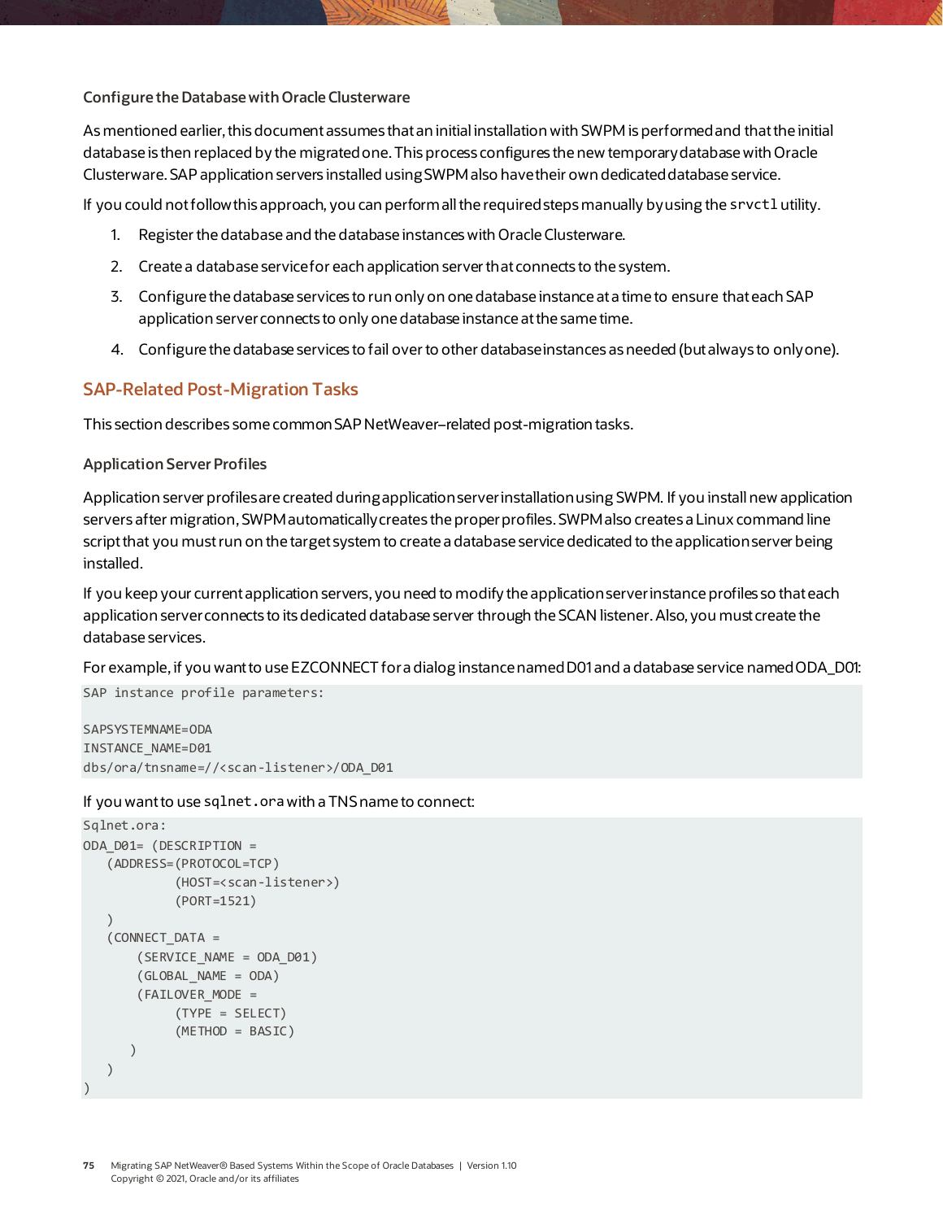### Configure the Database with Oracle Clusterware

As mentioned earlier, this document assumes that an initial installation with SWPM is performed and that the initial database is then replaced by the migrated one. This process configures the new temporary database with Oracle Clusterware. SAP application servers installed using SWPM also have their own dedicated database service.

If you could not follow this approach, you can perform all the required steps manually by using the `srvctl` utility.

1. Register the database and the database instances with Oracle Clusterware.
2. Create a database service for each application server that connects to the system.
3. Configure the database services to run only on one database instance at a time to ensure that each SAP application server connects to only one database instance at the same time.
4. Configure the database services to fail over to other database instances as needed (but always to only one).

## SAP-Related Post-Migration Tasks

This section describes some common SAP NetWeaver–related post-migration tasks.

### Application Server Profiles

Application server profiles are created during application server installation using SWPM. If you install new application servers after migration, SWPM automatically creates the proper profiles. SWPM also creates a Linux command line script that you must run on the target system to create a database service dedicated to the application server being installed.

If you keep your current application servers, you need to modify the application server instance profiles so that each application server connects to its dedicated database server through the SCAN listener. Also, you must create the database services.

For example, if you want to use EZCONNECT for a dialog instance named D01 and a database service named ODA_D01:

```
SAP instance profile parameters:

SAPSYSTEMNAME=ODA
INSTANCE_NAME=D01
dbs/ora/tnsname=//<scan-listener>/ODA_D01
```

If you want to use `sqlnet.ora` with a TNS name to connect:

```
Sqlnet.ora:
ODA_D01= (DESCRIPTION =
   (ADDRESS=(PROTOCOL=TCP)
            (HOST=<scan-listener>)
            (PORT=1521)
   )
   (CONNECT_DATA =
       (SERVICE_NAME = ODA_D01)
       (GLOBAL_NAME = ODA)
       (FAILOVER_MODE =
            (TYPE = SELECT)
            (METHOD = BASIC)
      )
   )
)
```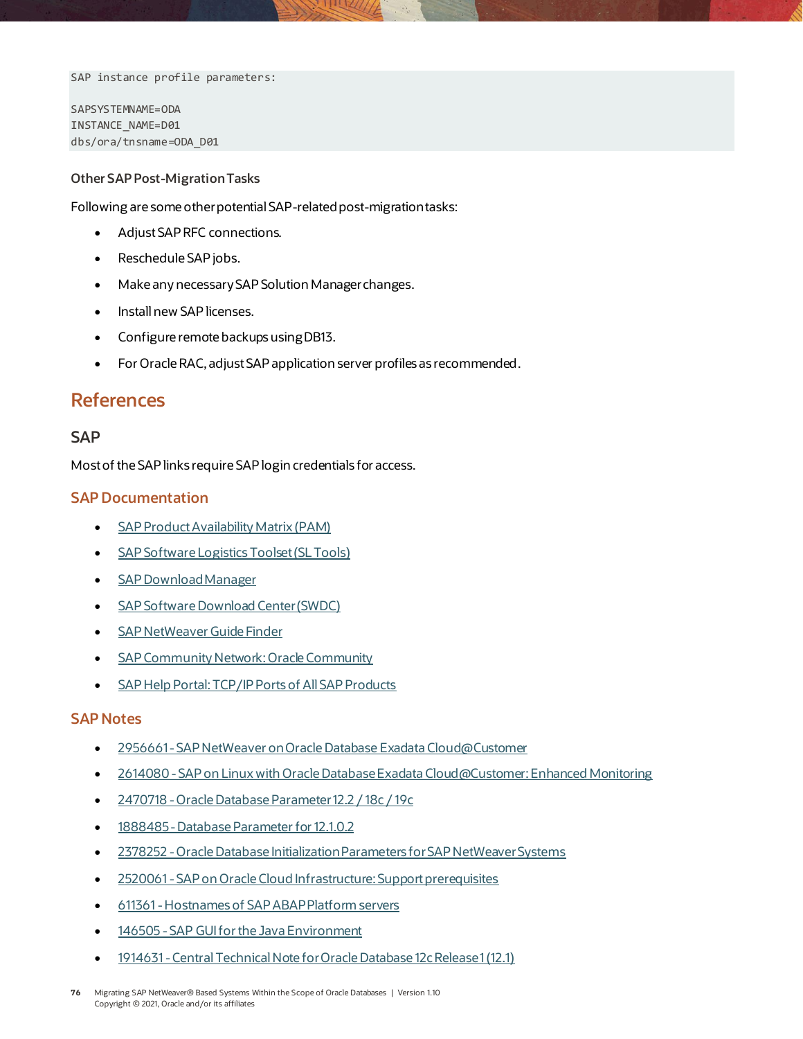```
SAP instance profile parameters:

SAPSYSTEMNAME=ODA
INSTANCE_NAME=D01
dbs/ora/tnsname=ODA_D01
```

#### Other SAP Post-Migration Tasks

Following are some other potential SAP-related post-migration tasks:

- Adjust SAP RFC connections.
- Reschedule SAP jobs.
- Make any necessary SAP Solution Manager changes.
- Install new SAP licenses.
- Configure remote backups using DB13.
- For Oracle RAC, adjust SAP application server profiles as recommended.

# References

## SAP

Most of the SAP links require SAP login credentials for access.

### SAP Documentation

- SAP Product Availability Matrix (PAM)
- SAP Software Logistics Toolset (SL Tools)
- SAP Download Manager
- SAP Software Download Center (SWDC)
- SAP NetWeaver Guide Finder
- SAP Community Network: Oracle Community
- SAP Help Portal: TCP/IP Ports of All SAP Products

### SAP Notes

- 2956661 - SAP NetWeaver on Oracle Database Exadata Cloud@Customer
- 2614080 - SAP on Linux with Oracle Database Exadata Cloud@Customer: Enhanced Monitoring
- 2470718 - Oracle Database Parameter 12.2 / 18c / 19c
- 1888485 - Database Parameter for 12.1.0.2
- 2378252 - Oracle Database Initialization Parameters for SAP NetWeaver Systems
- 2520061 - SAP on Oracle Cloud Infrastructure: Support prerequisites
- 611361 - Hostnames of SAP ABAP Platform servers
- 146505 - SAP GUI for the Java Environment
- 1914631 - Central Technical Note for Oracle Database 12c Release 1 (12.1)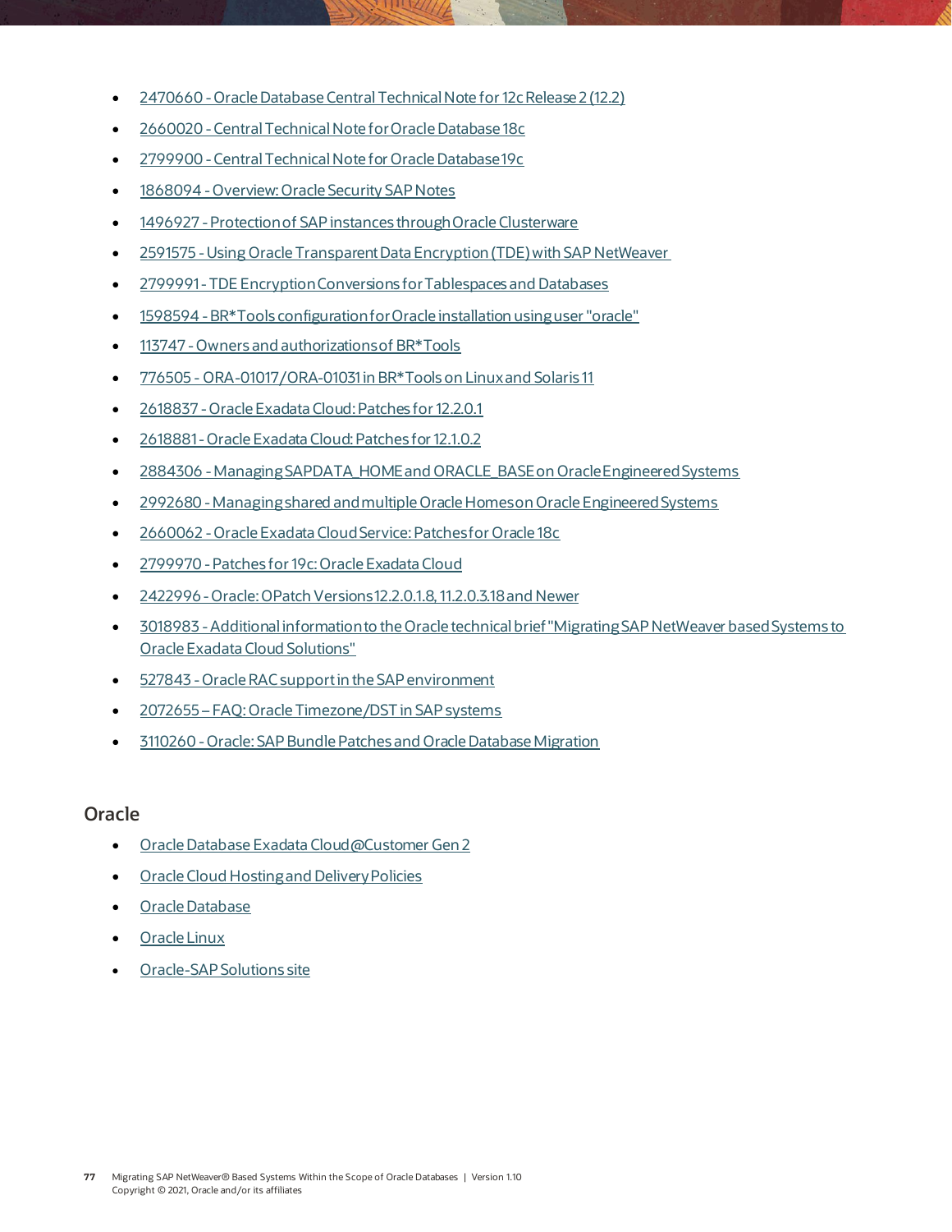- 2470660 - Oracle Database Central Technical Note for 12c Release 2 (12.2)
- 2660020 - Central Technical Note for Oracle Database 18c
- 2799900 - Central Technical Note for Oracle Database 19c
- 1868094 - Overview: Oracle Security SAP Notes
- 1496927 - Protection of SAP instances through Oracle Clusterware
- 2591575 - Using Oracle Transparent Data Encryption (TDE) with SAP NetWeaver
- 2799991 - TDE Encryption Conversions for Tablespaces and Databases
- 1598594 - BR*Tools configuration for Oracle installation using user "oracle"
- 113747 - Owners and authorizations of BR*Tools
- 776505 - ORA-01017/ORA-01031 in BR*Tools on Linux and Solaris 11
- 2618837 - Oracle Exadata Cloud: Patches for 12.2.0.1
- 2618881 - Oracle Exadata Cloud: Patches for 12.1.0.2
- 2884306 - Managing SAPDATA_HOME and ORACLE_BASE on Oracle Engineered Systems
- 2992680 - Managing shared and multiple Oracle Homes on Oracle Engineered Systems
- 2660062 - Oracle Exadata Cloud Service: Patches for Oracle 18c
- 2799970 - Patches for 19c: Oracle Exadata Cloud
- 2422996 - Oracle: OPatch Versions 12.2.0.1.8, 11.2.0.3.18 and Newer
- 3018983 - Additional information to the Oracle technical brief "Migrating SAP NetWeaver based Systems to Oracle Exadata Cloud Solutions"
- 527843 - Oracle RAC support in the SAP environment
- 2072655 – FAQ: Oracle Timezone/DST in SAP systems
- 3110260 - Oracle: SAP Bundle Patches and Oracle Database Migration

## Oracle

- Oracle Database Exadata Cloud@Customer Gen 2
- Oracle Cloud Hosting and Delivery Policies
- Oracle Database
- Oracle Linux
- Oracle-SAP Solutions site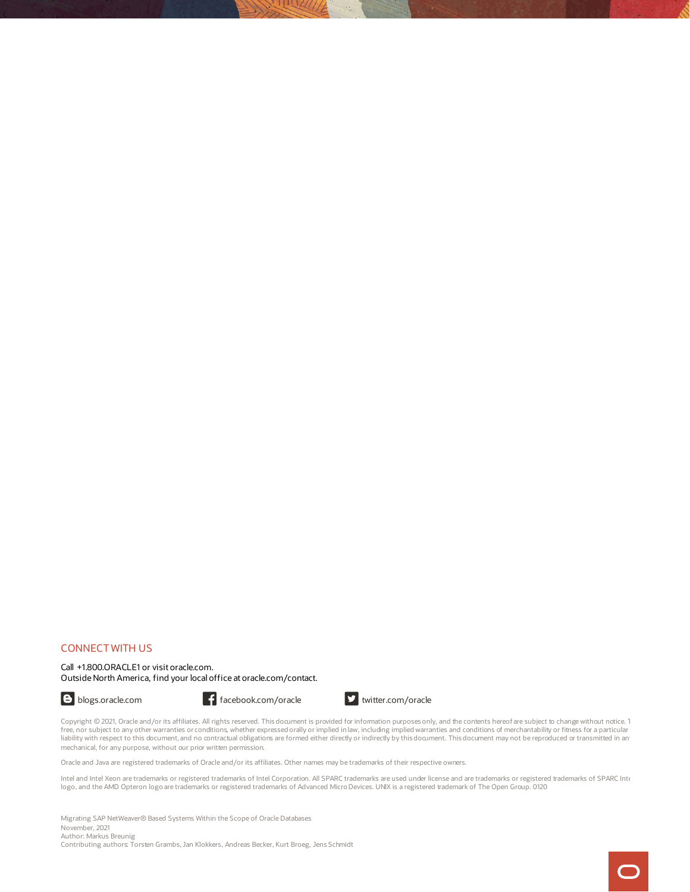## CONNECT WITH US

Call +1.800.ORACLE1 or visit oracle.com.
Outside North America, find your local office at oracle.com/contact.

blogs.oracle.com    facebook.com/oracle    twitter.com/oracle

Copyright © 2021, Oracle and/or its affiliates. All rights reserved. This document is provided for information purposes only, and the contents hereof are subject to change without notice. T free, nor subject to any other warranties or conditions, whether expressed orally or implied in law, including implied warranties and conditions of merchantability or fitness for a particular liability with respect to this document, and no contractual obligations are formed either directly or indirectly by this document. This document may not be reproduced or transmitted in an mechanical, for any purpose, without our prior written permission.

Oracle and Java are registered trademarks of Oracle and/or its affiliates. Other names may be trademarks of their respective owners.

Intel and Intel Xeon are trademarks or registered trademarks of Intel Corporation. All SPARC trademarks are used under license and are trademarks or registered trademarks of SPARC Int logo, and the AMD Opteron logo are trademarks or registered trademarks of Advanced Micro Devices. UNIX is a registered trademark of The Open Group. 0120

Migrating SAP NetWeaver® Based Systems Within the Scope of Oracle Databases
November, 2021
Author: Markus Breunig
Contributing authors: Torsten Grambs, Jan Klokkers, Andreas Becker, Kurt Broeg, Jens Schmidt